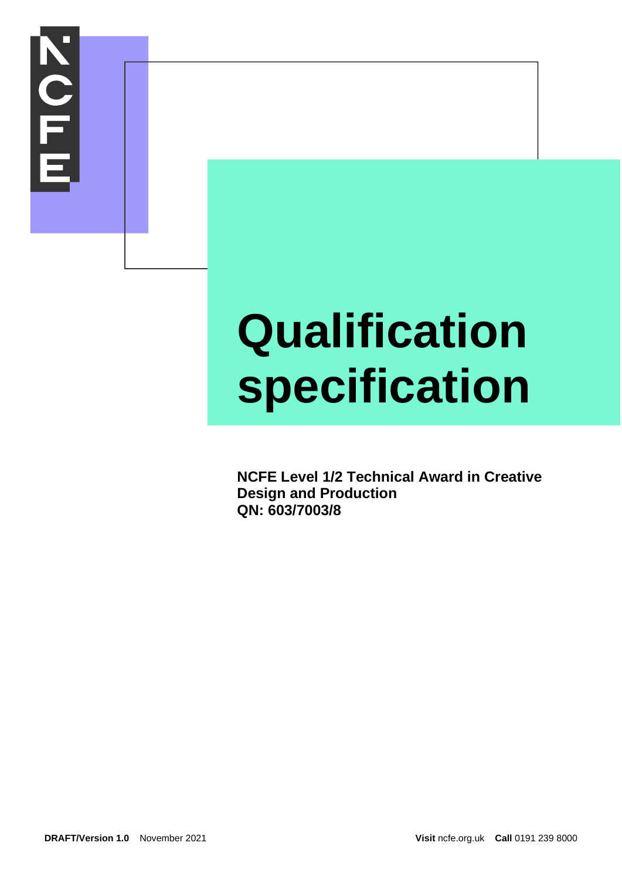# Qualification specification

**NCFE Level 1/2 Technical Award in Creative Design and Production**
**QN: 603/7003/8**

**DRAFT/Version 1.0** November 2021

**Visit** ncfe.org.uk **Call** 0191 239 8000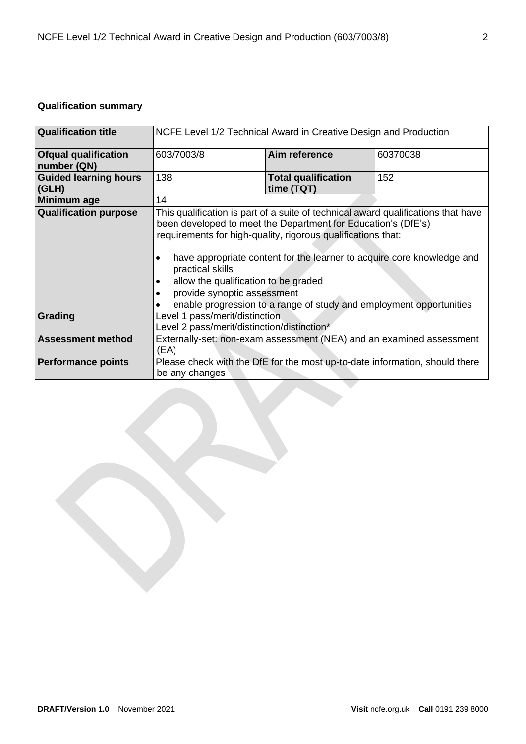**Qualification summary**

| Qualification title | NCFE Level 1/2 Technical Award in Creative Design and Production | | |
|---|---|---|---|
| **Ofqual qualification number (QN)** | 603/7003/8 | **Aim reference** | 60370038 |
| **Guided learning hours (GLH)** | 138 | **Total qualification time (TQT)** | 152 |
| **Minimum age** | 14 | | |
| **Qualification purpose** | This qualification is part of a suite of technical award qualifications that have been developed to meet the Department for Education's (DfE's) requirements for high-quality, rigorous qualifications that:<br><br>• have appropriate content for the learner to acquire core knowledge and practical skills<br>• allow the qualification to be graded<br>• provide synoptic assessment<br>• enable progression to a range of study and employment opportunities | | |
| **Grading** | Level 1 pass/merit/distinction<br>Level 2 pass/merit/distinction/distinction* | | |
| **Assessment method** | Externally-set: non-exam assessment (NEA) and an examined assessment (EA) | | |
| **Performance points** | Please check with the DfE for the most up-to-date information, should there be any changes | | |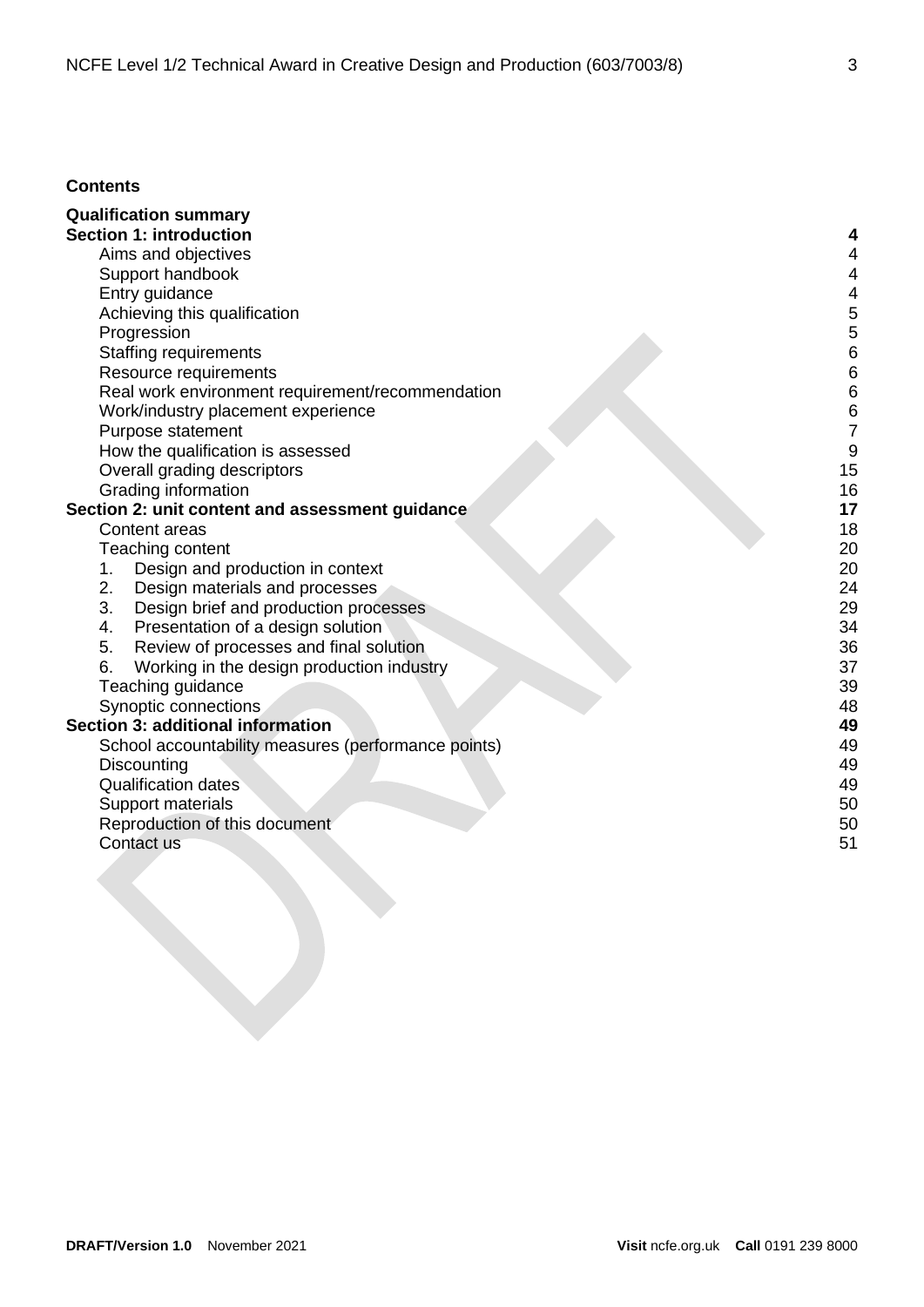**Contents**

| | |
|---|---|
| **Qualification summary** | |
| **Section 1: introduction** | **4** |
| Aims and objectives | 4 |
| Support handbook | 4 |
| Entry guidance | 4 |
| Achieving this qualification | 5 |
| Progression | 5 |
| Staffing requirements | 6 |
| Resource requirements | 6 |
| Real work environment requirement/recommendation | 6 |
| Work/industry placement experience | 6 |
| Purpose statement | 7 |
| How the qualification is assessed | 9 |
| Overall grading descriptors | 15 |
| Grading information | 16 |
| **Section 2: unit content and assessment guidance** | **17** |
| Content areas | 18 |
| Teaching content | 20 |
| 1. Design and production in context | 20 |
| 2. Design materials and processes | 24 |
| 3. Design brief and production processes | 29 |
| 4. Presentation of a design solution | 34 |
| 5. Review of processes and final solution | 36 |
| 6. Working in the design production industry | 37 |
| Teaching guidance | 39 |
| Synoptic connections | 48 |
| **Section 3: additional information** | **49** |
| School accountability measures (performance points) | 49 |
| Discounting | 49 |
| Qualification dates | 49 |
| Support materials | 50 |
| Reproduction of this document | 50 |
| Contact us | 51 |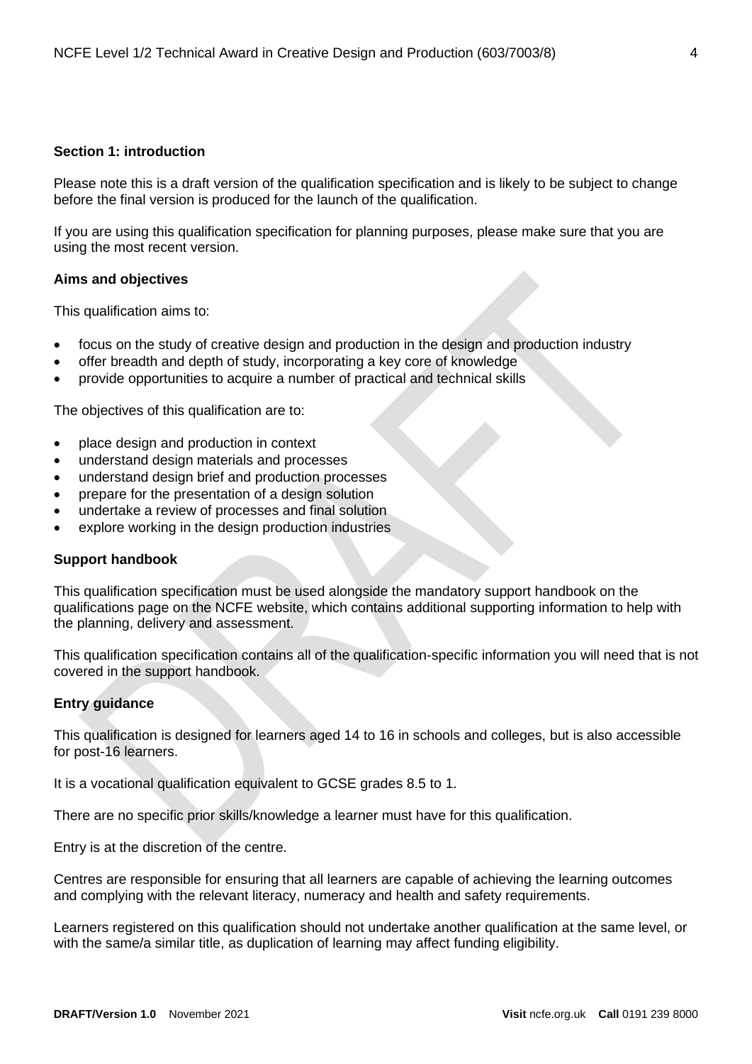## Section 1: introduction

Please note this is a draft version of the qualification specification and is likely to be subject to change before the final version is produced for the launch of the qualification.

If you are using this qualification specification for planning purposes, please make sure that you are using the most recent version.

### Aims and objectives

This qualification aims to:

- focus on the study of creative design and production in the design and production industry
- offer breadth and depth of study, incorporating a key core of knowledge
- provide opportunities to acquire a number of practical and technical skills

The objectives of this qualification are to:

- place design and production in context
- understand design materials and processes
- understand design brief and production processes
- prepare for the presentation of a design solution
- undertake a review of processes and final solution
- explore working in the design production industries

### Support handbook

This qualification specification must be used alongside the mandatory support handbook on the qualifications page on the NCFE website, which contains additional supporting information to help with the planning, delivery and assessment.

This qualification specification contains all of the qualification-specific information you will need that is not covered in the support handbook.

### Entry guidance

This qualification is designed for learners aged 14 to 16 in schools and colleges, but is also accessible for post-16 learners.

It is a vocational qualification equivalent to GCSE grades 8.5 to 1.

There are no specific prior skills/knowledge a learner must have for this qualification.

Entry is at the discretion of the centre.

Centres are responsible for ensuring that all learners are capable of achieving the learning outcomes and complying with the relevant literacy, numeracy and health and safety requirements.

Learners registered on this qualification should not undertake another qualification at the same level, or with the same/a similar title, as duplication of learning may affect funding eligibility.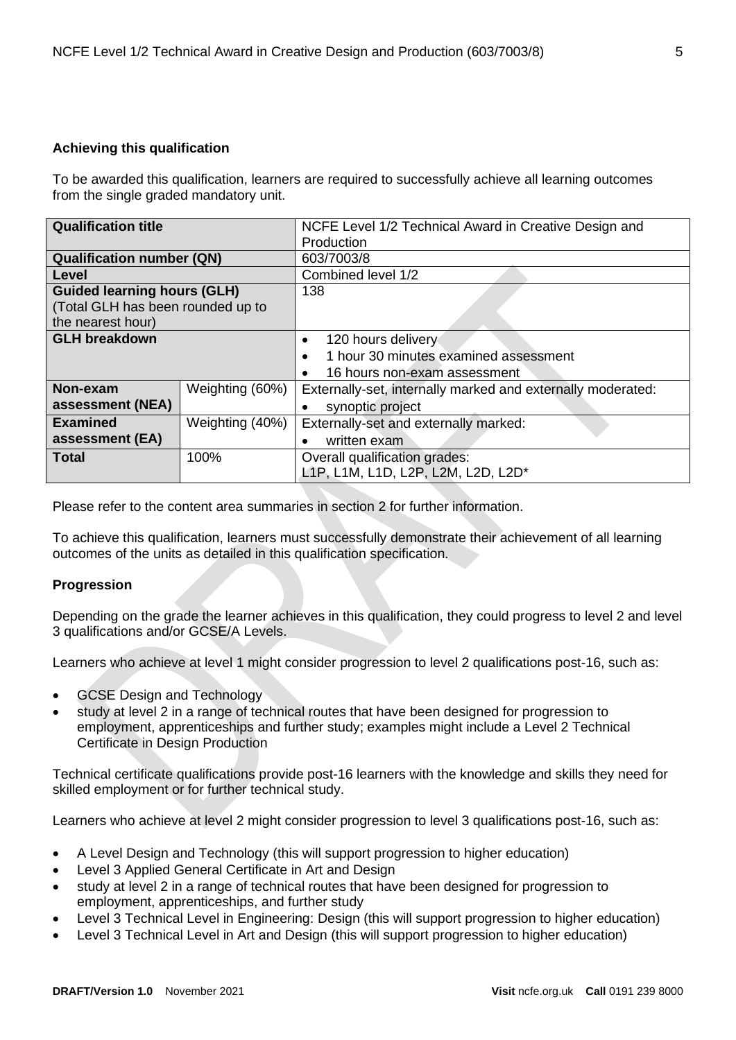### Achieving this qualification

To be awarded this qualification, learners are required to successfully achieve all learning outcomes from the single graded mandatory unit.

| **Qualification title** | | NCFE Level 1/2 Technical Award in Creative Design and Production |
|---|---|---|
| **Qualification number (QN)** | | 603/7003/8 |
| **Level** | | Combined level 1/2 |
| **Guided learning hours (GLH)** (Total GLH has been rounded up to the nearest hour) | | 138 |
| **GLH breakdown** | | • 120 hours delivery<br>• 1 hour 30 minutes examined assessment<br>• 16 hours non-exam assessment |
| **Non-exam assessment (NEA)** | Weighting (60%) | Externally-set, internally marked and externally moderated:<br>• synoptic project |
| **Examined assessment (EA)** | Weighting (40%) | Externally-set and externally marked:<br>• written exam |
| **Total** | 100% | Overall qualification grades:<br>L1P, L1M, L1D, L2P, L2M, L2D, L2D* |

Please refer to the content area summaries in section 2 for further information.

To achieve this qualification, learners must successfully demonstrate their achievement of all learning outcomes of the units as detailed in this qualification specification.

### Progression

Depending on the grade the learner achieves in this qualification, they could progress to level 2 and level 3 qualifications and/or GCSE/A Levels.

Learners who achieve at level 1 might consider progression to level 2 qualifications post-16, such as:

- GCSE Design and Technology
- study at level 2 in a range of technical routes that have been designed for progression to employment, apprenticeships and further study; examples might include a Level 2 Technical Certificate in Design Production

Technical certificate qualifications provide post-16 learners with the knowledge and skills they need for skilled employment or for further technical study.

Learners who achieve at level 2 might consider progression to level 3 qualifications post-16, such as:

- A Level Design and Technology (this will support progression to higher education)
- Level 3 Applied General Certificate in Art and Design
- study at level 2 in a range of technical routes that have been designed for progression to employment, apprenticeships, and further study
- Level 3 Technical Level in Engineering: Design (this will support progression to higher education)
- Level 3 Technical Level in Art and Design (this will support progression to higher education)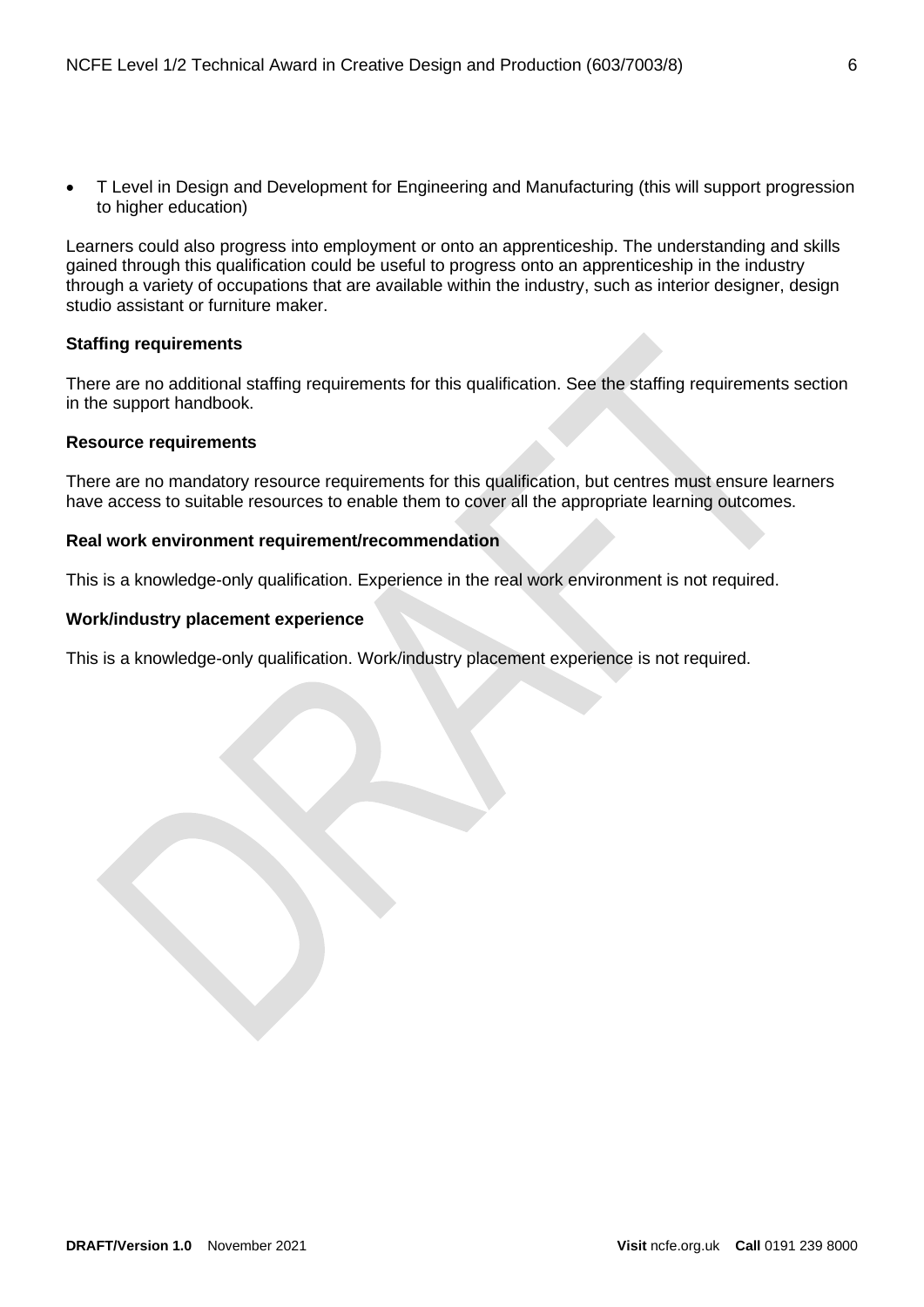- T Level in Design and Development for Engineering and Manufacturing (this will support progression to higher education)

Learners could also progress into employment or onto an apprenticeship. The understanding and skills gained through this qualification could be useful to progress onto an apprenticeship in the industry through a variety of occupations that are available within the industry, such as interior designer, design studio assistant or furniture maker.

**Staffing requirements**

There are no additional staffing requirements for this qualification. See the staffing requirements section in the support handbook.

**Resource requirements**

There are no mandatory resource requirements for this qualification, but centres must ensure learners have access to suitable resources to enable them to cover all the appropriate learning outcomes.

**Real work environment requirement/recommendation**

This is a knowledge-only qualification. Experience in the real work environment is not required.

**Work/industry placement experience**

This is a knowledge-only qualification. Work/industry placement experience is not required.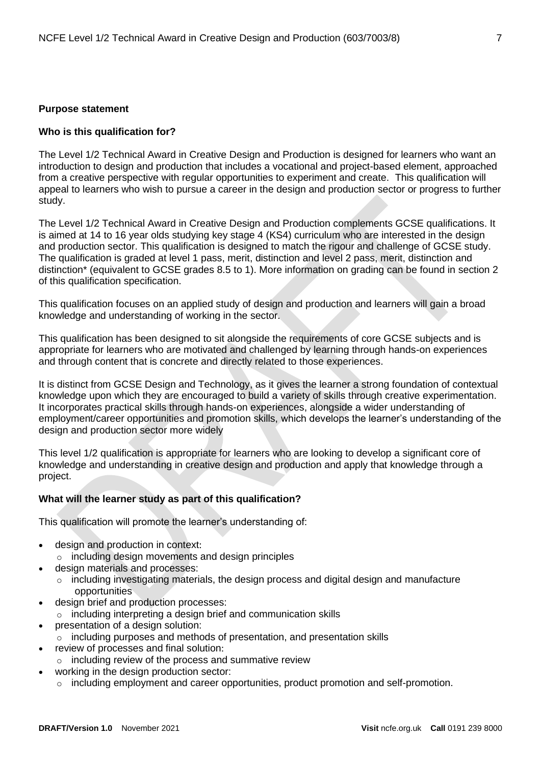**Purpose statement**

**Who is this qualification for?**

The Level 1/2 Technical Award in Creative Design and Production is designed for learners who want an introduction to design and production that includes a vocational and project-based element, approached from a creative perspective with regular opportunities to experiment and create. This qualification will appeal to learners who wish to pursue a career in the design and production sector or progress to further study.

The Level 1/2 Technical Award in Creative Design and Production complements GCSE qualifications. It is aimed at 14 to 16 year olds studying key stage 4 (KS4) curriculum who are interested in the design and production sector. This qualification is designed to match the rigour and challenge of GCSE study. The qualification is graded at level 1 pass, merit, distinction and level 2 pass, merit, distinction and distinction* (equivalent to GCSE grades 8.5 to 1). More information on grading can be found in section 2 of this qualification specification.

This qualification focuses on an applied study of design and production and learners will gain a broad knowledge and understanding of working in the sector.

This qualification has been designed to sit alongside the requirements of core GCSE subjects and is appropriate for learners who are motivated and challenged by learning through hands-on experiences and through content that is concrete and directly related to those experiences.

It is distinct from GCSE Design and Technology, as it gives the learner a strong foundation of contextual knowledge upon which they are encouraged to build a variety of skills through creative experimentation. It incorporates practical skills through hands-on experiences, alongside a wider understanding of employment/career opportunities and promotion skills, which develops the learner's understanding of the design and production sector more widely

This level 1/2 qualification is appropriate for learners who are looking to develop a significant core of knowledge and understanding in creative design and production and apply that knowledge through a project.

**What will the learner study as part of this qualification?**

This qualification will promote the learner's understanding of:

- design and production in context:
  - including design movements and design principles
- design materials and processes:
  - including investigating materials, the design process and digital design and manufacture opportunities
- design brief and production processes:
  - including interpreting a design brief and communication skills
- presentation of a design solution:
  - including purposes and methods of presentation, and presentation skills
- review of processes and final solution:
  - including review of the process and summative review
- working in the design production sector:
  - including employment and career opportunities, product promotion and self-promotion.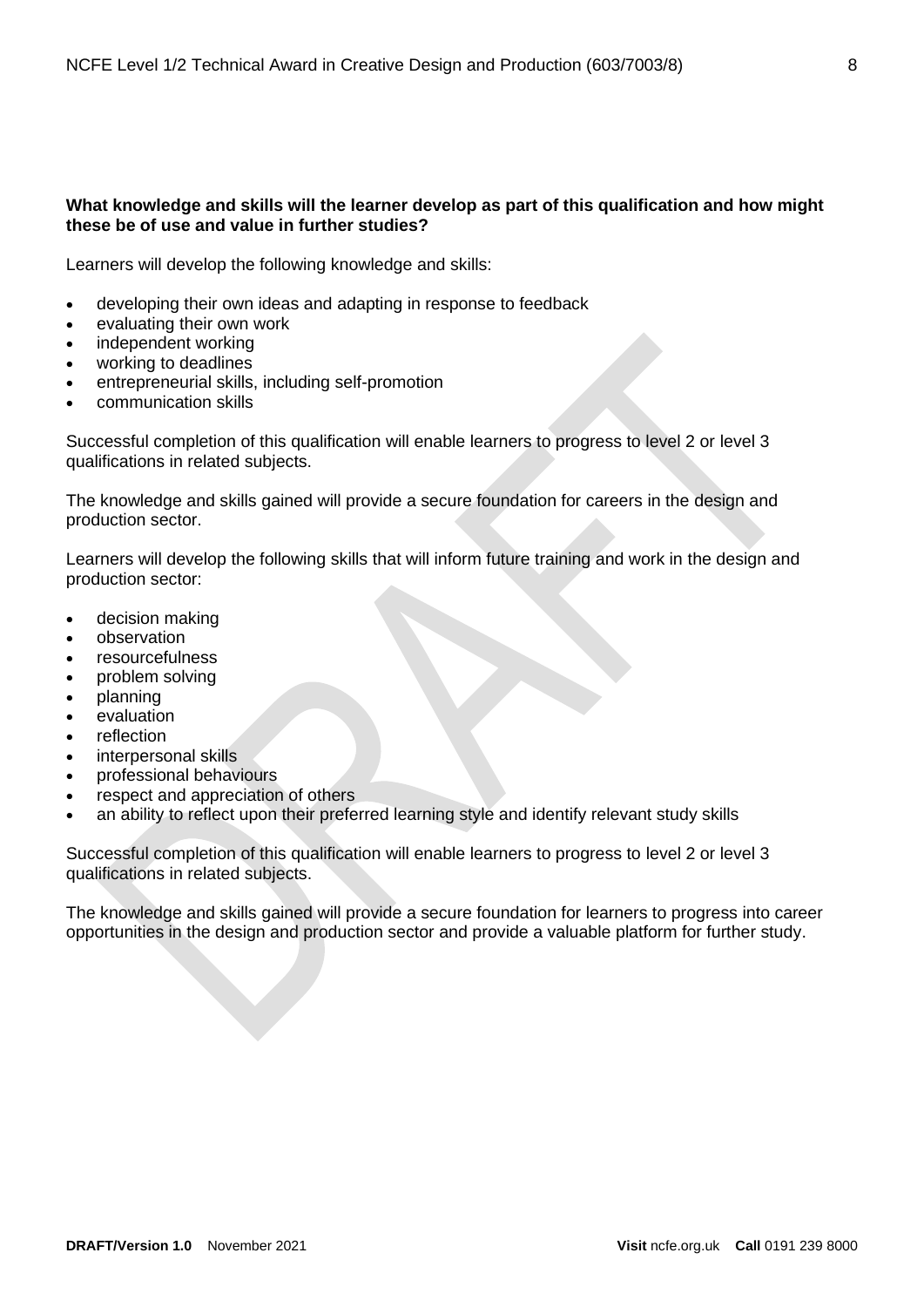**What knowledge and skills will the learner develop as part of this qualification and how might these be of use and value in further studies?**

Learners will develop the following knowledge and skills:

- developing their own ideas and adapting in response to feedback
- evaluating their own work
- independent working
- working to deadlines
- entrepreneurial skills, including self-promotion
- communication skills

Successful completion of this qualification will enable learners to progress to level 2 or level 3 qualifications in related subjects.

The knowledge and skills gained will provide a secure foundation for careers in the design and production sector.

Learners will develop the following skills that will inform future training and work in the design and production sector:

- decision making
- observation
- resourcefulness
- problem solving
- planning
- evaluation
- reflection
- interpersonal skills
- professional behaviours
- respect and appreciation of others
- an ability to reflect upon their preferred learning style and identify relevant study skills

Successful completion of this qualification will enable learners to progress to level 2 or level 3 qualifications in related subjects.

The knowledge and skills gained will provide a secure foundation for learners to progress into career opportunities in the design and production sector and provide a valuable platform for further study.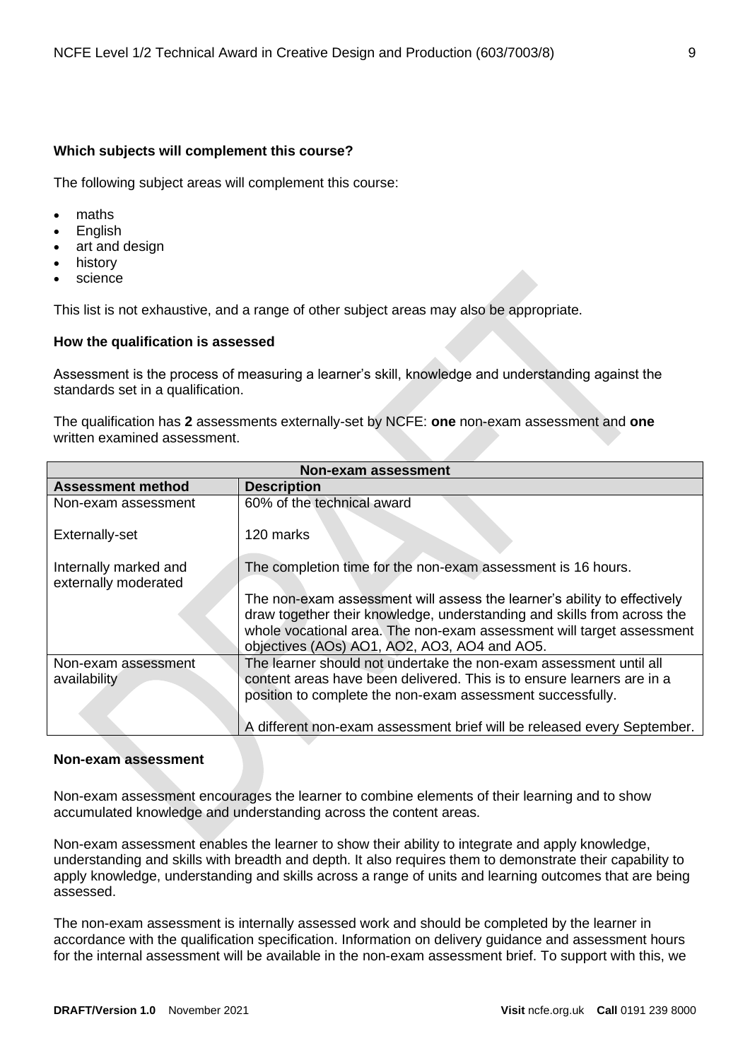**Which subjects will complement this course?**

The following subject areas will complement this course:

- maths
- English
- art and design
- history
- science

This list is not exhaustive, and a range of other subject areas may also be appropriate.

**How the qualification is assessed**

Assessment is the process of measuring a learner's skill, knowledge and understanding against the standards set in a qualification.

The qualification has **2** assessments externally-set by NCFE: **one** non-exam assessment and **one** written examined assessment.

| Non-exam assessment | |
|---|---|
| **Assessment method** | **Description** |
| Non-exam assessment<br><br>Externally-set<br><br>Internally marked and externally moderated | 60% of the technical award<br><br>120 marks<br><br>The completion time for the non-exam assessment is 16 hours.<br><br>The non-exam assessment will assess the learner's ability to effectively draw together their knowledge, understanding and skills from across the whole vocational area. The non-exam assessment will target assessment objectives (AOs) AO1, AO2, AO3, AO4 and AO5. |
| Non-exam assessment availability | The learner should not undertake the non-exam assessment until all content areas have been delivered. This is to ensure learners are in a position to complete the non-exam assessment successfully.<br><br>A different non-exam assessment brief will be released every September. |

**Non-exam assessment**

Non-exam assessment encourages the learner to combine elements of their learning and to show accumulated knowledge and understanding across the content areas.

Non-exam assessment enables the learner to show their ability to integrate and apply knowledge, understanding and skills with breadth and depth. It also requires them to demonstrate their capability to apply knowledge, understanding and skills across a range of units and learning outcomes that are being assessed.

The non-exam assessment is internally assessed work and should be completed by the learner in accordance with the qualification specification. Information on delivery guidance and assessment hours for the internal assessment will be available in the non-exam assessment brief. To support with this, we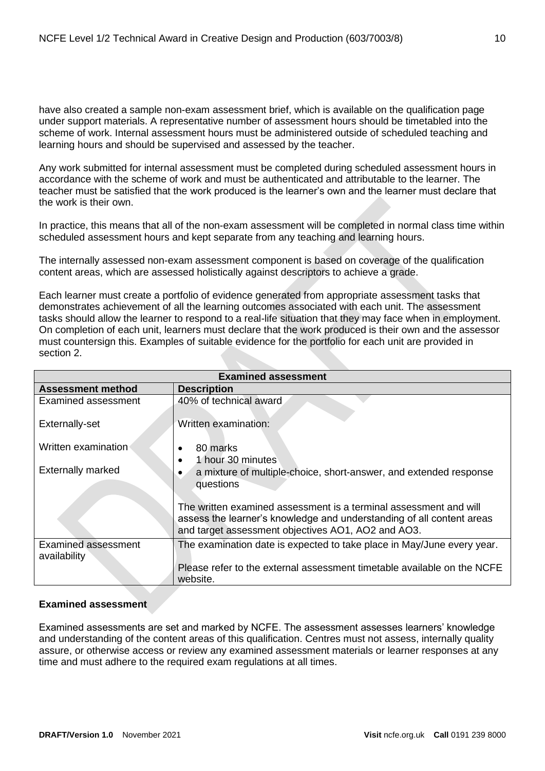have also created a sample non-exam assessment brief, which is available on the qualification page under support materials. A representative number of assessment hours should be timetabled into the scheme of work. Internal assessment hours must be administered outside of scheduled teaching and learning hours and should be supervised and assessed by the teacher.

Any work submitted for internal assessment must be completed during scheduled assessment hours in accordance with the scheme of work and must be authenticated and attributable to the learner. The teacher must be satisfied that the work produced is the learner's own and the learner must declare that the work is their own.

In practice, this means that all of the non-exam assessment will be completed in normal class time within scheduled assessment hours and kept separate from any teaching and learning hours.

The internally assessed non-exam assessment component is based on coverage of the qualification content areas, which are assessed holistically against descriptors to achieve a grade.

Each learner must create a portfolio of evidence generated from appropriate assessment tasks that demonstrates achievement of all the learning outcomes associated with each unit. The assessment tasks should allow the learner to respond to a real-life situation that they may face when in employment. On completion of each unit, learners must declare that the work produced is their own and the assessor must countersign this. Examples of suitable evidence for the portfolio for each unit are provided in section 2.

| **Examined assessment** | |
|---|---|
| **Assessment method** | **Description** |
| Examined assessment<br><br>Externally-set<br><br>Written examination<br><br>Externally marked | 40% of technical award<br><br>Written examination:<br><br>• 80 marks<br>• 1 hour 30 minutes<br>• a mixture of multiple-choice, short-answer, and extended response questions<br><br>The written examined assessment is a terminal assessment and will assess the learner's knowledge and understanding of all content areas and target assessment objectives AO1, AO2 and AO3. |
| Examined assessment availability | The examination date is expected to take place in May/June every year.<br><br>Please refer to the external assessment timetable available on the NCFE website. |

**Examined assessment**

Examined assessments are set and marked by NCFE. The assessment assesses learners' knowledge and understanding of the content areas of this qualification. Centres must not assess, internally quality assure, or otherwise access or review any examined assessment materials or learner responses at any time and must adhere to the required exam regulations at all times.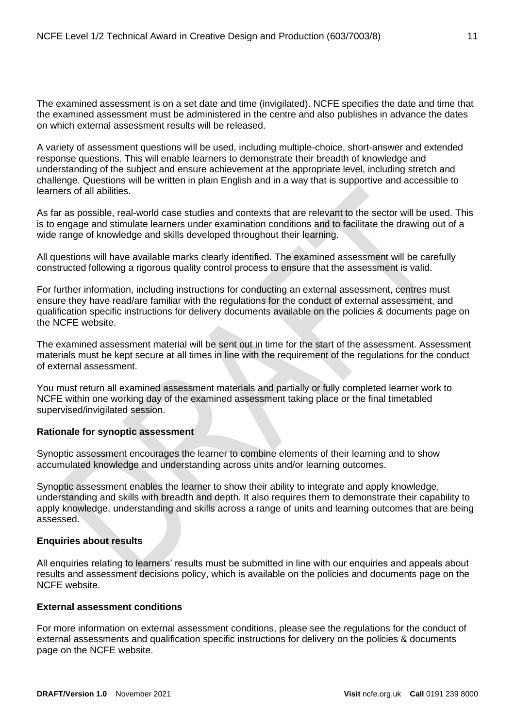The examined assessment is on a set date and time (invigilated). NCFE specifies the date and time that the examined assessment must be administered in the centre and also publishes in advance the dates on which external assessment results will be released.

A variety of assessment questions will be used, including multiple-choice, short-answer and extended response questions. This will enable learners to demonstrate their breadth of knowledge and understanding of the subject and ensure achievement at the appropriate level, including stretch and challenge. Questions will be written in plain English and in a way that is supportive and accessible to learners of all abilities.

As far as possible, real-world case studies and contexts that are relevant to the sector will be used. This is to engage and stimulate learners under examination conditions and to facilitate the drawing out of a wide range of knowledge and skills developed throughout their learning.

All questions will have available marks clearly identified. The examined assessment will be carefully constructed following a rigorous quality control process to ensure that the assessment is valid.

For further information, including instructions for conducting an external assessment, centres must ensure they have read/are familiar with the regulations for the conduct of external assessment, and qualification specific instructions for delivery documents available on the policies & documents page on the NCFE website.

The examined assessment material will be sent out in time for the start of the assessment. Assessment materials must be kept secure at all times in line with the requirement of the regulations for the conduct of external assessment.

You must return all examined assessment materials and partially or fully completed learner work to NCFE within one working day of the examined assessment taking place or the final timetabled supervised/invigilated session.

**Rationale for synoptic assessment**

Synoptic assessment encourages the learner to combine elements of their learning and to show accumulated knowledge and understanding across units and/or learning outcomes.

Synoptic assessment enables the learner to show their ability to integrate and apply knowledge, understanding and skills with breadth and depth. It also requires them to demonstrate their capability to apply knowledge, understanding and skills across a range of units and learning outcomes that are being assessed.

**Enquiries about results**

All enquiries relating to learners' results must be submitted in line with our enquiries and appeals about results and assessment decisions policy, which is available on the policies and documents page on the NCFE website.

**External assessment conditions**

For more information on external assessment conditions, please see the regulations for the conduct of external assessments and qualification specific instructions for delivery on the policies & documents page on the NCFE website.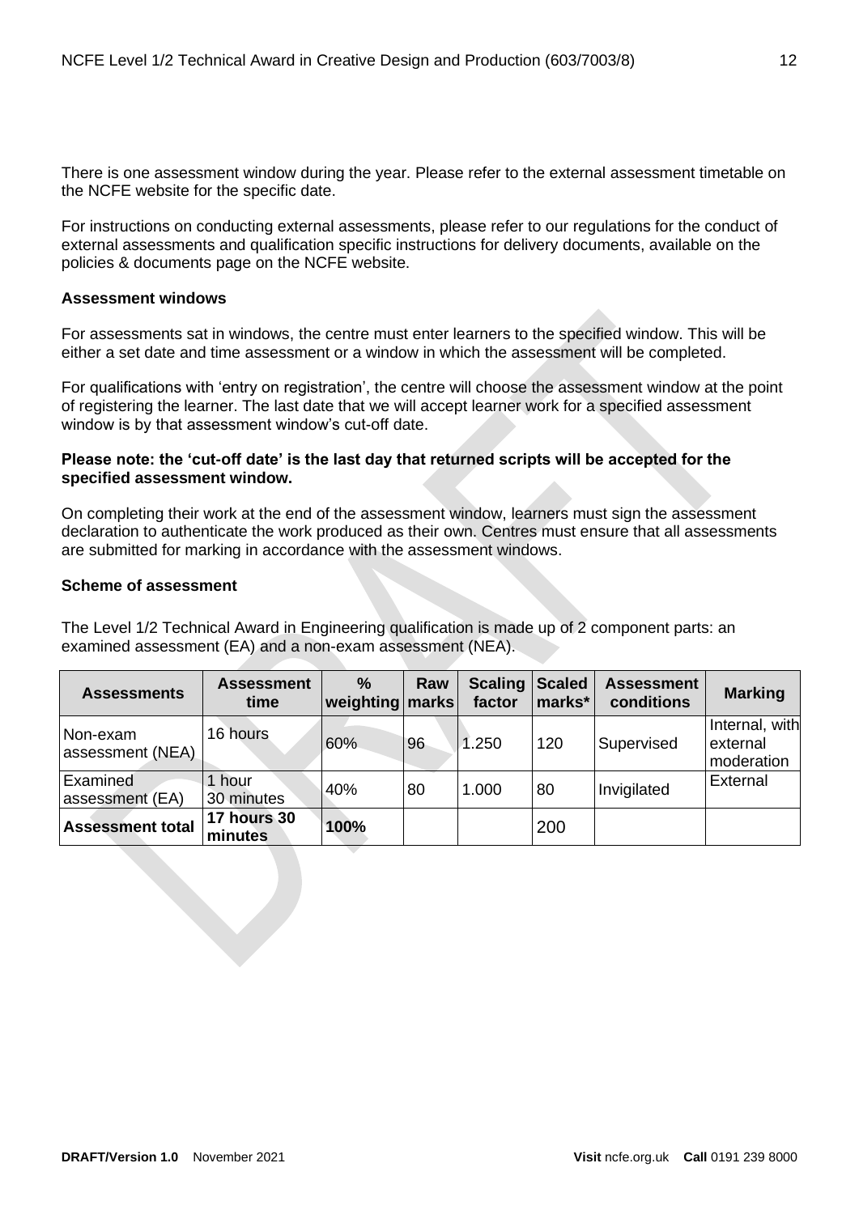There is one assessment window during the year. Please refer to the external assessment timetable on the NCFE website for the specific date.

For instructions on conducting external assessments, please refer to our regulations for the conduct of external assessments and qualification specific instructions for delivery documents, available on the policies & documents page on the NCFE website.

**Assessment windows**

For assessments sat in windows, the centre must enter learners to the specified window. This will be either a set date and time assessment or a window in which the assessment will be completed.

For qualifications with 'entry on registration', the centre will choose the assessment window at the point of registering the learner. The last date that we will accept learner work for a specified assessment window is by that assessment window's cut-off date.

**Please note: the 'cut-off date' is the last day that returned scripts will be accepted for the specified assessment window.**

On completing their work at the end of the assessment window, learners must sign the assessment declaration to authenticate the work produced as their own. Centres must ensure that all assessments are submitted for marking in accordance with the assessment windows.

**Scheme of assessment**

The Level 1/2 Technical Award in Engineering qualification is made up of 2 component parts: an examined assessment (EA) and a non-exam assessment (NEA).

| Assessments | Assessment time | % weighting | Raw marks | Scaling factor | Scaled marks* | Assessment conditions | Marking |
|---|---|---|---|---|---|---|---|
| Non-exam assessment (NEA) | 16 hours | 60% | 96 | 1.250 | 120 | Supervised | Internal, with external moderation |
| Examined assessment (EA) | 1 hour 30 minutes | 40% | 80 | 1.000 | 80 | Invigilated | External |
| **Assessment total** | **17 hours 30 minutes** | **100%** | | | 200 | | |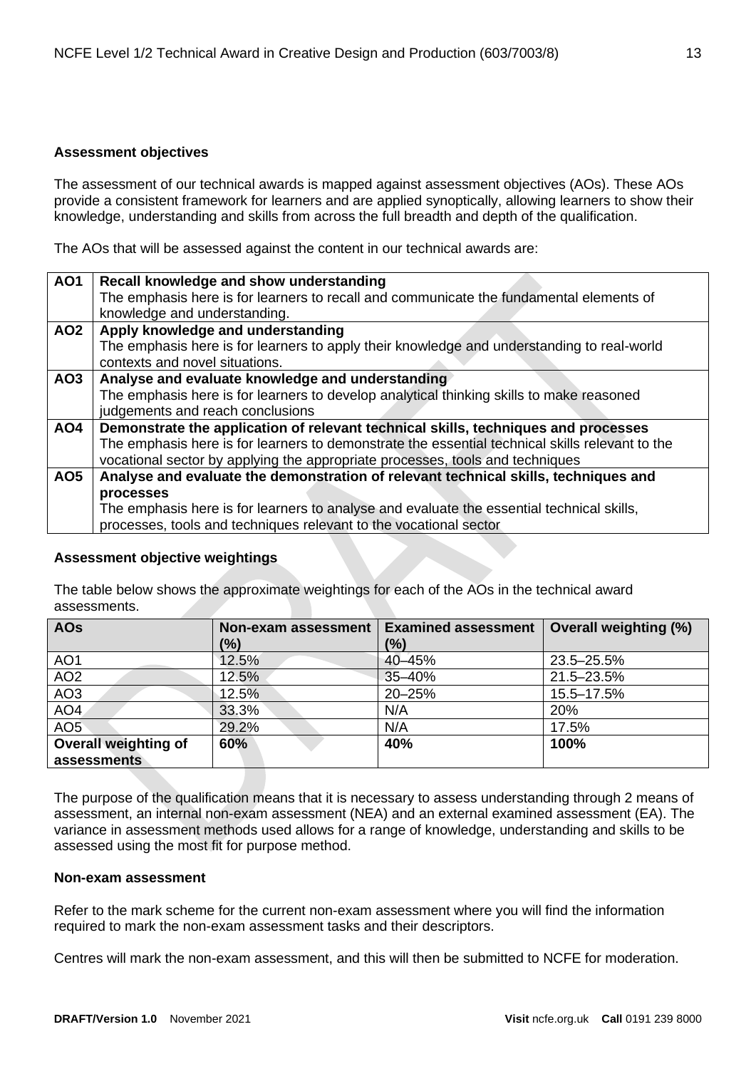**Assessment objectives**

The assessment of our technical awards is mapped against assessment objectives (AOs). These AOs provide a consistent framework for learners and are applied synoptically, allowing learners to show their knowledge, understanding and skills from across the full breadth and depth of the qualification.

The AOs that will be assessed against the content in our technical awards are:

| | |
|---|---|
| **AO1** | **Recall knowledge and show understanding**<br>The emphasis here is for learners to recall and communicate the fundamental elements of knowledge and understanding. |
| **AO2** | **Apply knowledge and understanding**<br>The emphasis here is for learners to apply their knowledge and understanding to real-world contexts and novel situations. |
| **AO3** | **Analyse and evaluate knowledge and understanding**<br>The emphasis here is for learners to develop analytical thinking skills to make reasoned judgements and reach conclusions |
| **AO4** | **Demonstrate the application of relevant technical skills, techniques and processes**<br>The emphasis here is for learners to demonstrate the essential technical skills relevant to the vocational sector by applying the appropriate processes, tools and techniques |
| **AO5** | **Analyse and evaluate the demonstration of relevant technical skills, techniques and processes**<br>The emphasis here is for learners to analyse and evaluate the essential technical skills, processes, tools and techniques relevant to the vocational sector |

**Assessment objective weightings**

The table below shows the approximate weightings for each of the AOs in the technical award assessments.

| AOs | Non-exam assessment (%) | Examined assessment (%) | Overall weighting (%) |
|---|---|---|---|
| AO1 | 12.5% | 40–45% | 23.5–25.5% |
| AO2 | 12.5% | 35–40% | 21.5–23.5% |
| AO3 | 12.5% | 20–25% | 15.5–17.5% |
| AO4 | 33.3% | N/A | 20% |
| AO5 | 29.2% | N/A | 17.5% |
| **Overall weighting of assessments** | **60%** | **40%** | **100%** |

The purpose of the qualification means that it is necessary to assess understanding through 2 means of assessment, an internal non-exam assessment (NEA) and an external examined assessment (EA). The variance in assessment methods used allows for a range of knowledge, understanding and skills to be assessed using the most fit for purpose method.

**Non-exam assessment**

Refer to the mark scheme for the current non-exam assessment where you will find the information required to mark the non-exam assessment tasks and their descriptors.

Centres will mark the non-exam assessment, and this will then be submitted to NCFE for moderation.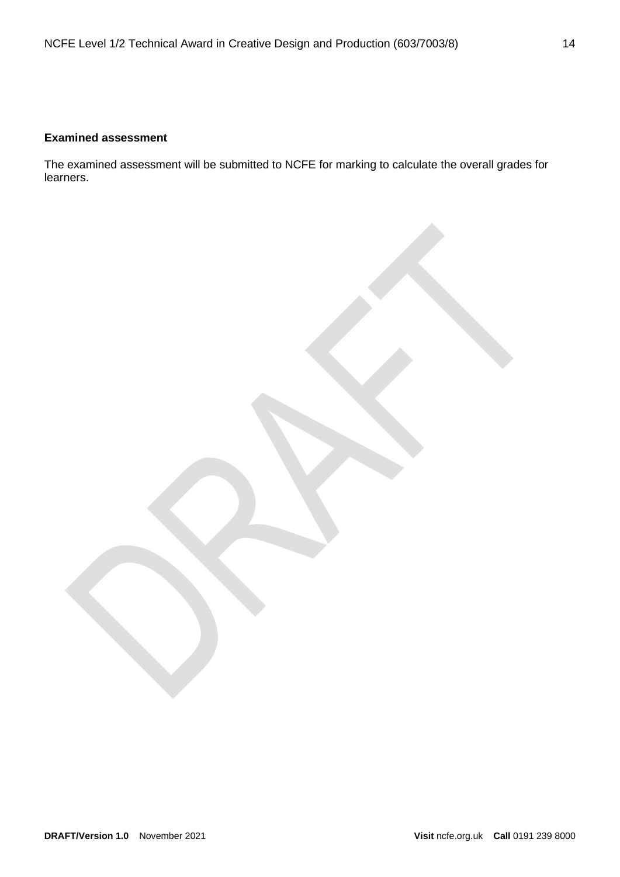**Examined assessment**

The examined assessment will be submitted to NCFE for marking to calculate the overall grades for learners.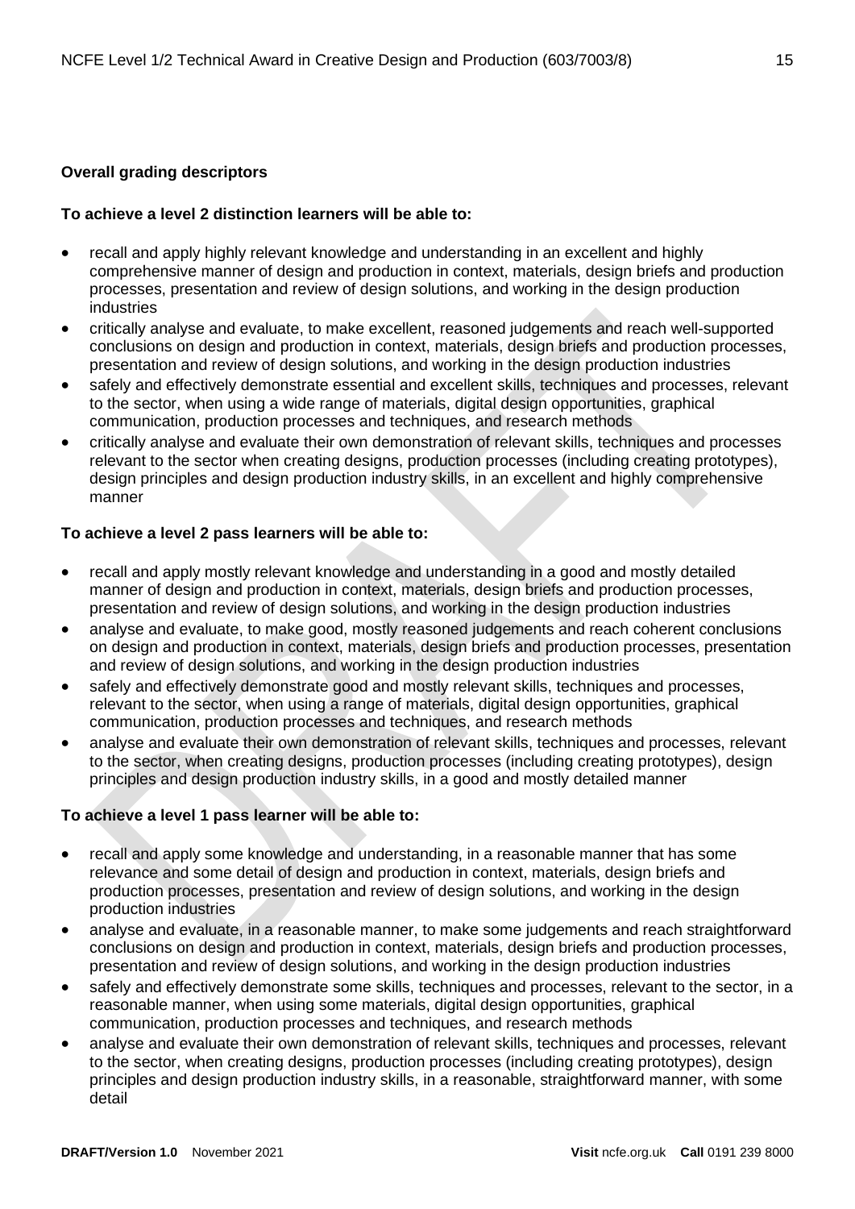**Overall grading descriptors**

**To achieve a level 2 distinction learners will be able to:**

- recall and apply highly relevant knowledge and understanding in an excellent and highly comprehensive manner of design and production in context, materials, design briefs and production processes, presentation and review of design solutions, and working in the design production industries
- critically analyse and evaluate, to make excellent, reasoned judgements and reach well-supported conclusions on design and production in context, materials, design briefs and production processes, presentation and review of design solutions, and working in the design production industries
- safely and effectively demonstrate essential and excellent skills, techniques and processes, relevant to the sector, when using a wide range of materials, digital design opportunities, graphical communication, production processes and techniques, and research methods
- critically analyse and evaluate their own demonstration of relevant skills, techniques and processes relevant to the sector when creating designs, production processes (including creating prototypes), design principles and design production industry skills, in an excellent and highly comprehensive manner

**To achieve a level 2 pass learners will be able to:**

- recall and apply mostly relevant knowledge and understanding in a good and mostly detailed manner of design and production in context, materials, design briefs and production processes, presentation and review of design solutions, and working in the design production industries
- analyse and evaluate, to make good, mostly reasoned judgements and reach coherent conclusions on design and production in context, materials, design briefs and production processes, presentation and review of design solutions, and working in the design production industries
- safely and effectively demonstrate good and mostly relevant skills, techniques and processes, relevant to the sector, when using a range of materials, digital design opportunities, graphical communication, production processes and techniques, and research methods
- analyse and evaluate their own demonstration of relevant skills, techniques and processes, relevant to the sector, when creating designs, production processes (including creating prototypes), design principles and design production industry skills, in a good and mostly detailed manner

**To achieve a level 1 pass learner will be able to:**

- recall and apply some knowledge and understanding, in a reasonable manner that has some relevance and some detail of design and production in context, materials, design briefs and production processes, presentation and review of design solutions, and working in the design production industries
- analyse and evaluate, in a reasonable manner, to make some judgements and reach straightforward conclusions on design and production in context, materials, design briefs and production processes, presentation and review of design solutions, and working in the design production industries
- safely and effectively demonstrate some skills, techniques and processes, relevant to the sector, in a reasonable manner, when using some materials, digital design opportunities, graphical communication, production processes and techniques, and research methods
- analyse and evaluate their own demonstration of relevant skills, techniques and processes, relevant to the sector, when creating designs, production processes (including creating prototypes), design principles and design production industry skills, in a reasonable, straightforward manner, with some detail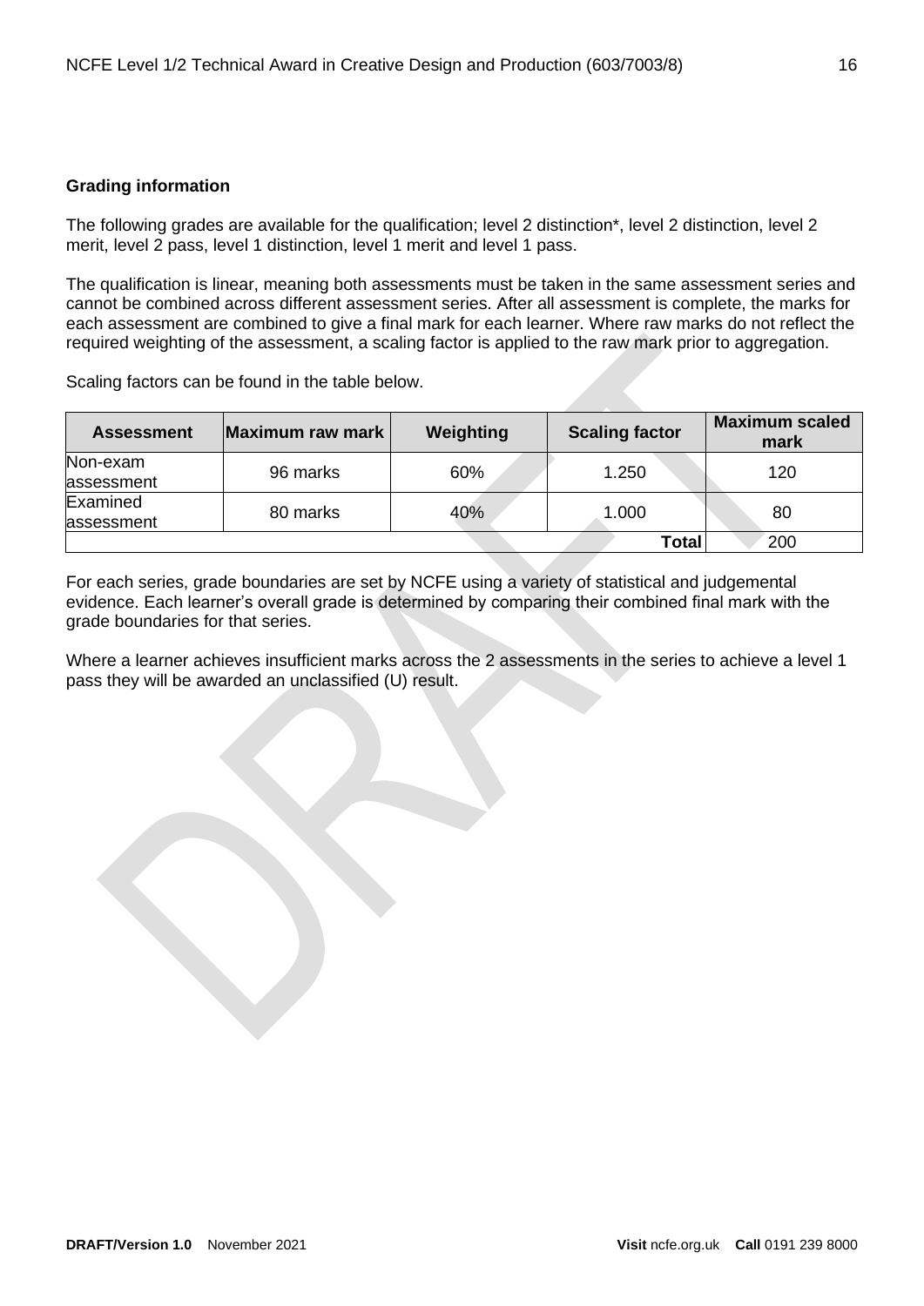## Grading information

The following grades are available for the qualification; level 2 distinction*, level 2 distinction, level 2 merit, level 2 pass, level 1 distinction, level 1 merit and level 1 pass.

The qualification is linear, meaning both assessments must be taken in the same assessment series and cannot be combined across different assessment series. After all assessment is complete, the marks for each assessment are combined to give a final mark for each learner. Where raw marks do not reflect the required weighting of the assessment, a scaling factor is applied to the raw mark prior to aggregation.

Scaling factors can be found in the table below.

| Assessment | Maximum raw mark | Weighting | Scaling factor | Maximum scaled mark |
|---|---|---|---|---|
| Non-exam assessment | 96 marks | 60% | 1.250 | 120 |
| Examined assessment | 80 marks | 40% | 1.000 | 80 |
| | | | **Total** | 200 |

For each series, grade boundaries are set by NCFE using a variety of statistical and judgemental evidence. Each learner's overall grade is determined by comparing their combined final mark with the grade boundaries for that series.

Where a learner achieves insufficient marks across the 2 assessments in the series to achieve a level 1 pass they will be awarded an unclassified (U) result.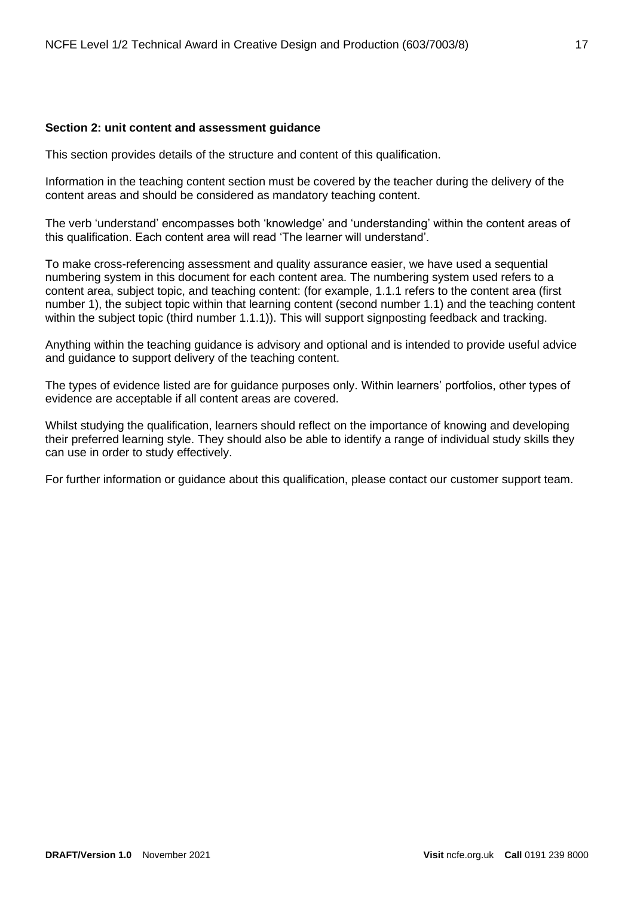**Section 2: unit content and assessment guidance**

This section provides details of the structure and content of this qualification.

Information in the teaching content section must be covered by the teacher during the delivery of the content areas and should be considered as mandatory teaching content.

The verb 'understand' encompasses both 'knowledge' and 'understanding' within the content areas of this qualification. Each content area will read 'The learner will understand'.

To make cross-referencing assessment and quality assurance easier, we have used a sequential numbering system in this document for each content area. The numbering system used refers to a content area, subject topic, and teaching content: (for example, 1.1.1 refers to the content area (first number 1), the subject topic within that learning content (second number 1.1) and the teaching content within the subject topic (third number 1.1.1)). This will support signposting feedback and tracking.

Anything within the teaching guidance is advisory and optional and is intended to provide useful advice and guidance to support delivery of the teaching content.

The types of evidence listed are for guidance purposes only. Within learners' portfolios, other types of evidence are acceptable if all content areas are covered.

Whilst studying the qualification, learners should reflect on the importance of knowing and developing their preferred learning style. They should also be able to identify a range of individual study skills they can use in order to study effectively.

For further information or guidance about this qualification, please contact our customer support team.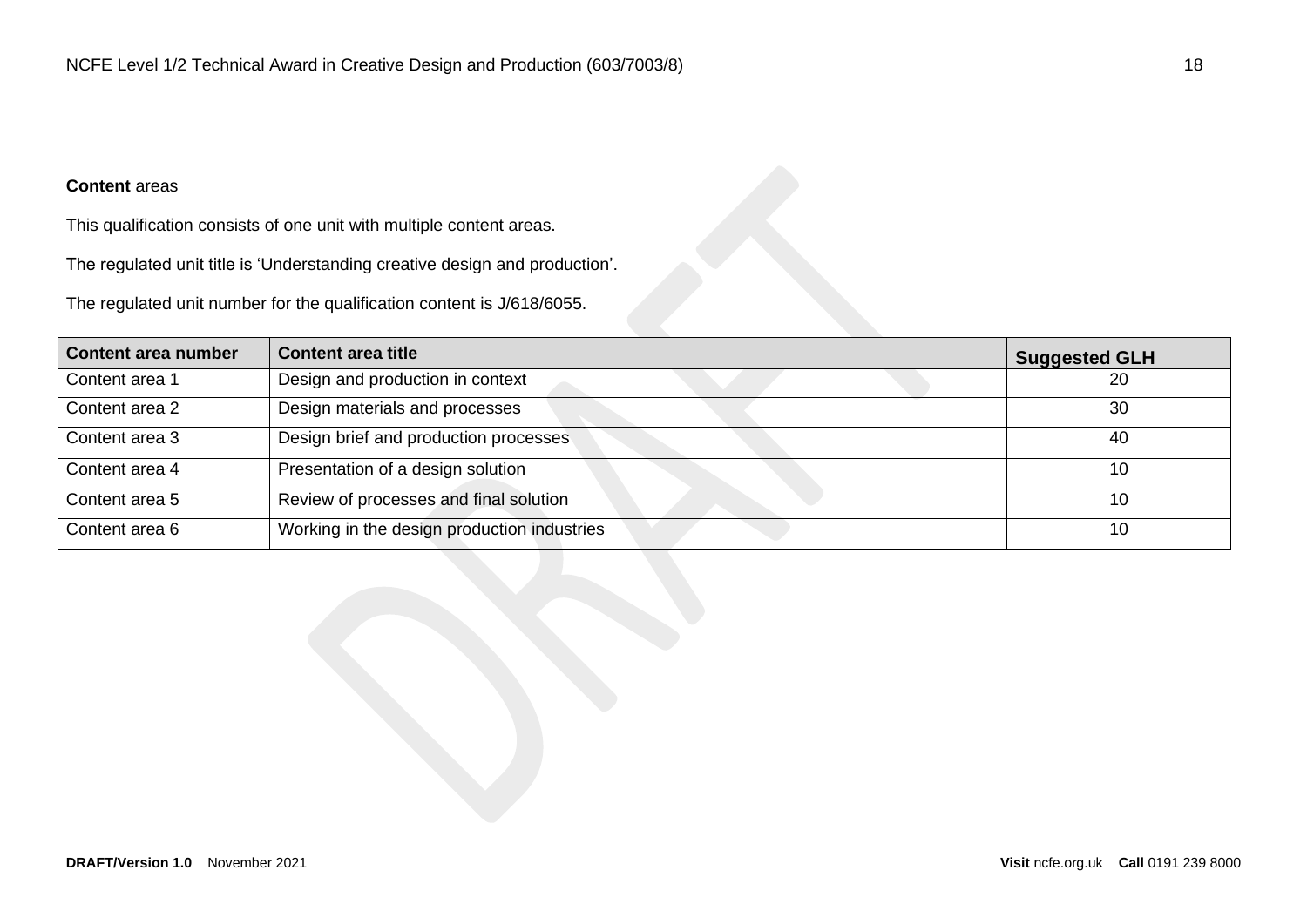**Content** areas

This qualification consists of one unit with multiple content areas.

The regulated unit title is 'Understanding creative design and production'.

The regulated unit number for the qualification content is J/618/6055.

| Content area number | Content area title | Suggested GLH |
|---|---|---|
| Content area 1 | Design and production in context | 20 |
| Content area 2 | Design materials and processes | 30 |
| Content area 3 | Design brief and production processes | 40 |
| Content area 4 | Presentation of a design solution | 10 |
| Content area 5 | Review of processes and final solution | 10 |
| Content area 6 | Working in the design production industries | 10 |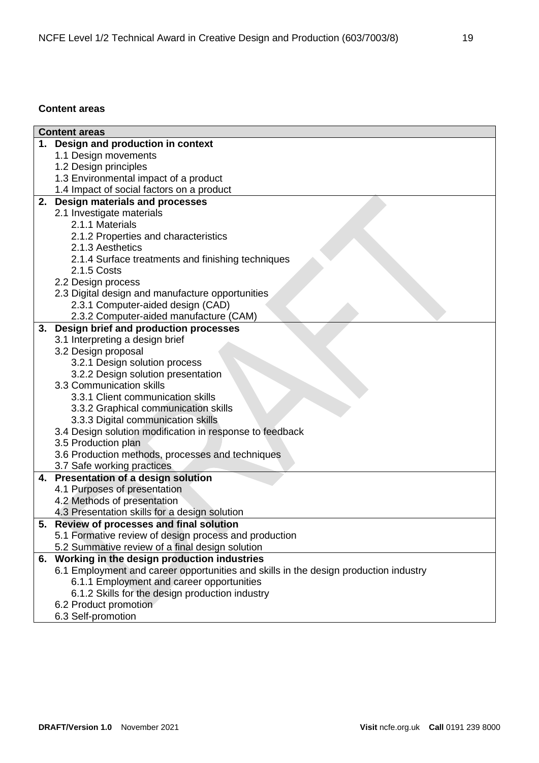**Content areas**

| Content areas |
| --- |
| **1. Design and production in context** |
| 1.1 Design movements |
| 1.2 Design principles |
| 1.3 Environmental impact of a product |
| 1.4 Impact of social factors on a product |
| **2. Design materials and processes** |
| 2.1 Investigate materials |
| 2.1.1 Materials |
| 2.1.2 Properties and characteristics |
| 2.1.3 Aesthetics |
| 2.1.4 Surface treatments and finishing techniques |
| 2.1.5 Costs |
| 2.2 Design process |
| 2.3 Digital design and manufacture opportunities |
| 2.3.1 Computer-aided design (CAD) |
| 2.3.2 Computer-aided manufacture (CAM) |
| **3. Design brief and production processes** |
| 3.1 Interpreting a design brief |
| 3.2 Design proposal |
| 3.2.1 Design solution process |
| 3.2.2 Design solution presentation |
| 3.3 Communication skills |
| 3.3.1 Client communication skills |
| 3.3.2 Graphical communication skills |
| 3.3.3 Digital communication skills |
| 3.4 Design solution modification in response to feedback |
| 3.5 Production plan |
| 3.6 Production methods, processes and techniques |
| 3.7 Safe working practices |
| **4. Presentation of a design solution** |
| 4.1 Purposes of presentation |
| 4.2 Methods of presentation |
| 4.3 Presentation skills for a design solution |
| **5. Review of processes and final solution** |
| 5.1 Formative review of design process and production |
| 5.2 Summative review of a final design solution |
| **6. Working in the design production industries** |
| 6.1 Employment and career opportunities and skills in the design production industry |
| 6.1.1 Employment and career opportunities |
| 6.1.2 Skills for the design production industry |
| 6.2 Product promotion |
| 6.3 Self-promotion |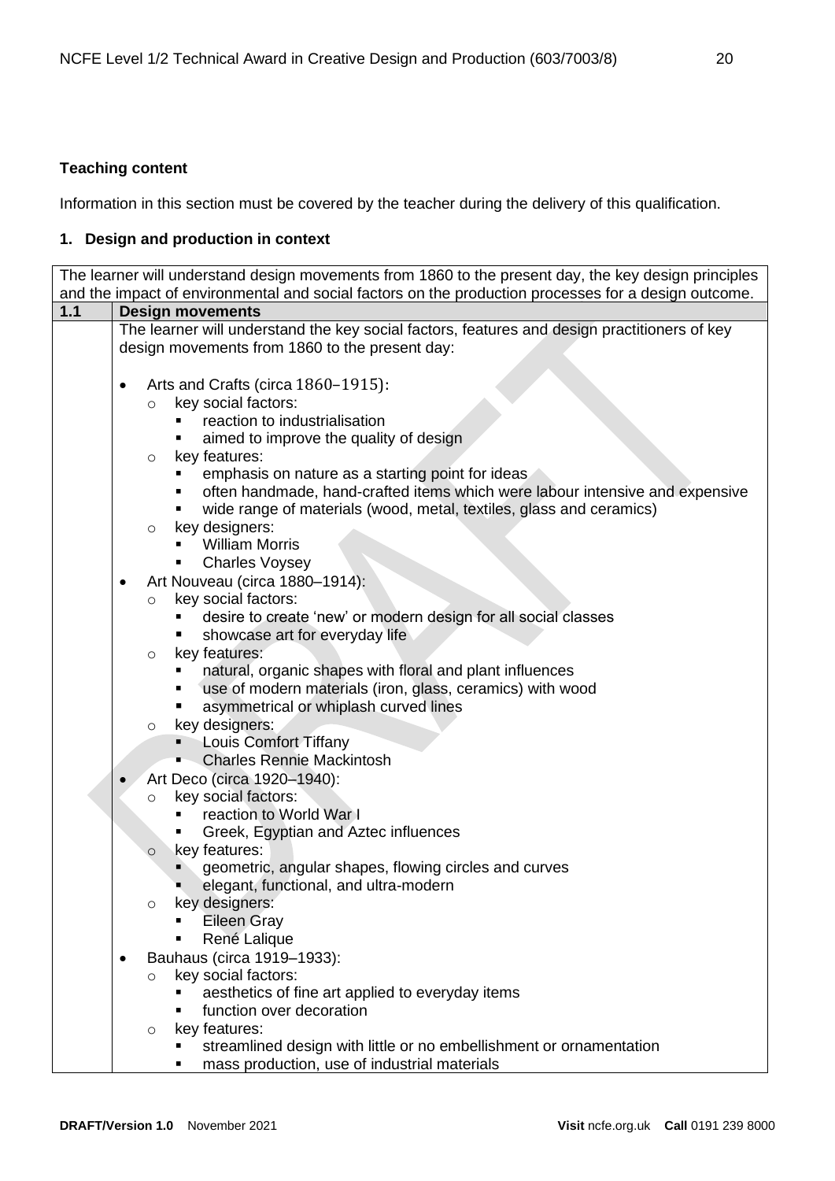**Teaching content**

Information in this section must be covered by the teacher during the delivery of this qualification.

**1. Design and production in context**

| The learner will understand design movements from 1860 to the present day, the key design principles and the impact of environmental and social factors on the production processes for a design outcome. | |
|---|---|
| **1.1** | **Design movements** |
| | The learner will understand the key social factors, features and design practitioners of key design movements from 1860 to the present day:<br><br>• Arts and Crafts (circa 1860–1915):<br>  ○ key social factors:<br>    ▪ reaction to industrialisation<br>    ▪ aimed to improve the quality of design<br>  ○ key features:<br>    ▪ emphasis on nature as a starting point for ideas<br>    ▪ often handmade, hand-crafted items which were labour intensive and expensive<br>    ▪ wide range of materials (wood, metal, textiles, glass and ceramics)<br>  ○ key designers:<br>    ▪ William Morris<br>    ▪ Charles Voysey<br>• Art Nouveau (circa 1880–1914):<br>  ○ key social factors:<br>    ▪ desire to create 'new' or modern design for all social classes<br>    ▪ showcase art for everyday life<br>  ○ key features:<br>    ▪ natural, organic shapes with floral and plant influences<br>    ▪ use of modern materials (iron, glass, ceramics) with wood<br>    ▪ asymmetrical or whiplash curved lines<br>  ○ key designers:<br>    ▪ Louis Comfort Tiffany<br>    ▪ Charles Rennie Mackintosh<br>• Art Deco (circa 1920–1940):<br>  ○ key social factors:<br>    ▪ reaction to World War I<br>    ▪ Greek, Egyptian and Aztec influences<br>  ○ key features:<br>    ▪ geometric, angular shapes, flowing circles and curves<br>    ▪ elegant, functional, and ultra-modern<br>  ○ key designers:<br>    ▪ Eileen Gray<br>    ▪ René Lalique<br>• Bauhaus (circa 1919–1933):<br>  ○ key social factors:<br>    ▪ aesthetics of fine art applied to everyday items<br>    ▪ function over decoration<br>  ○ key features:<br>    ▪ streamlined design with little or no embellishment or ornamentation<br>    ▪ mass production, use of industrial materials |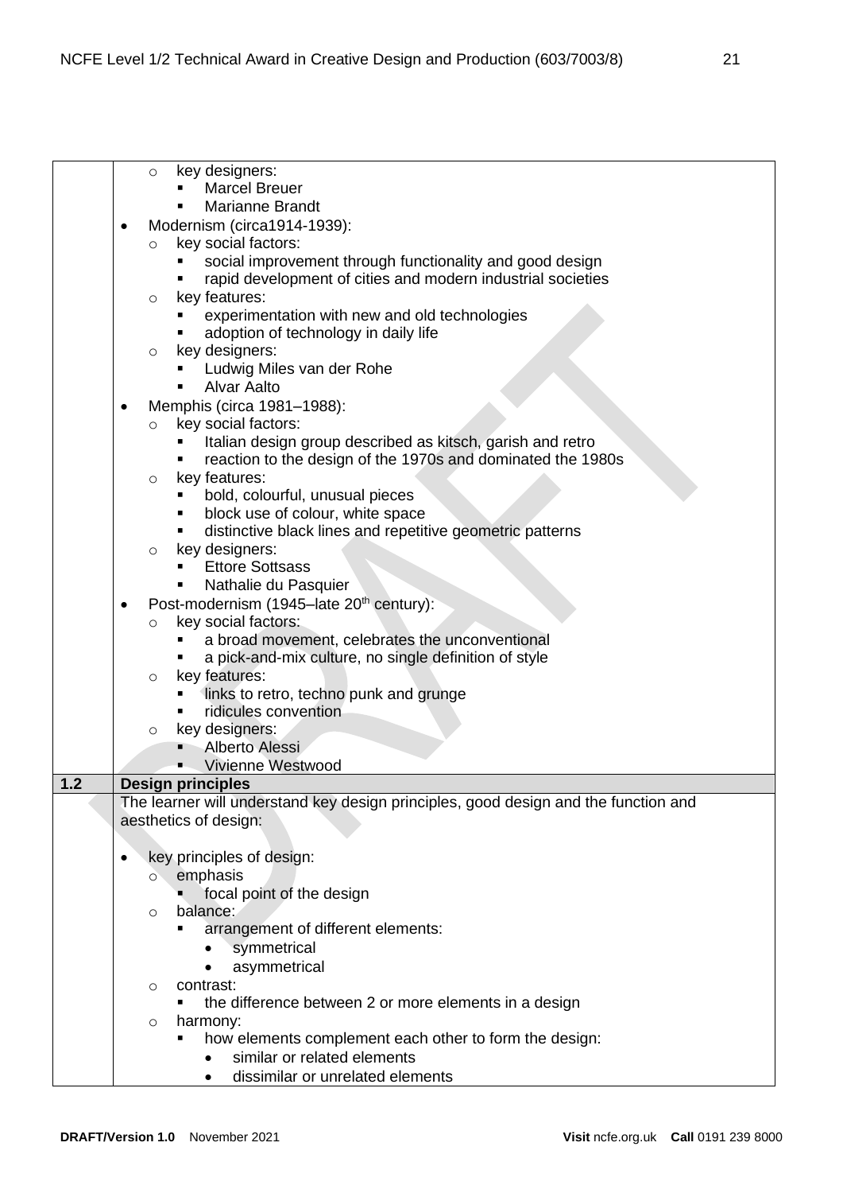|  |  |
|---|---|
|  | - key designers:<br>  - Marcel Breuer<br>  - Marianne Brandt<br>- Modernism (circa1914-1939):<br>  - key social factors:<br>    - social improvement through functionality and good design<br>    - rapid development of cities and modern industrial societies<br>  - key features:<br>    - experimentation with new and old technologies<br>    - adoption of technology in daily life<br>  - key designers:<br>    - Ludwig Miles van der Rohe<br>    - Alvar Aalto<br>- Memphis (circa 1981–1988):<br>  - key social factors:<br>    - Italian design group described as kitsch, garish and retro<br>    - reaction to the design of the 1970s and dominated the 1980s<br>  - key features:<br>    - bold, colourful, unusual pieces<br>    - block use of colour, white space<br>    - distinctive black lines and repetitive geometric patterns<br>  - key designers:<br>    - Ettore Sottsass<br>    - Nathalie du Pasquier<br>- Post-modernism (1945–late 20th century):<br>  - key social factors:<br>    - a broad movement, celebrates the unconventional<br>    - a pick-and-mix culture, no single definition of style<br>  - key features:<br>    - links to retro, techno punk and grunge<br>    - ridicules convention<br>  - key designers:<br>    - Alberto Alessi<br>    - Vivienne Westwood |
| **1.2** | **Design principles** |
|  | The learner will understand key design principles, good design and the function and aesthetics of design:<br><br>- key principles of design:<br>  - emphasis<br>    - focal point of the design<br>  - balance:<br>    - arrangement of different elements:<br>      - symmetrical<br>      - asymmetrical<br>  - contrast:<br>    - the difference between 2 or more elements in a design<br>  - harmony:<br>    - how elements complement each other to form the design:<br>      - similar or related elements<br>      - dissimilar or unrelated elements |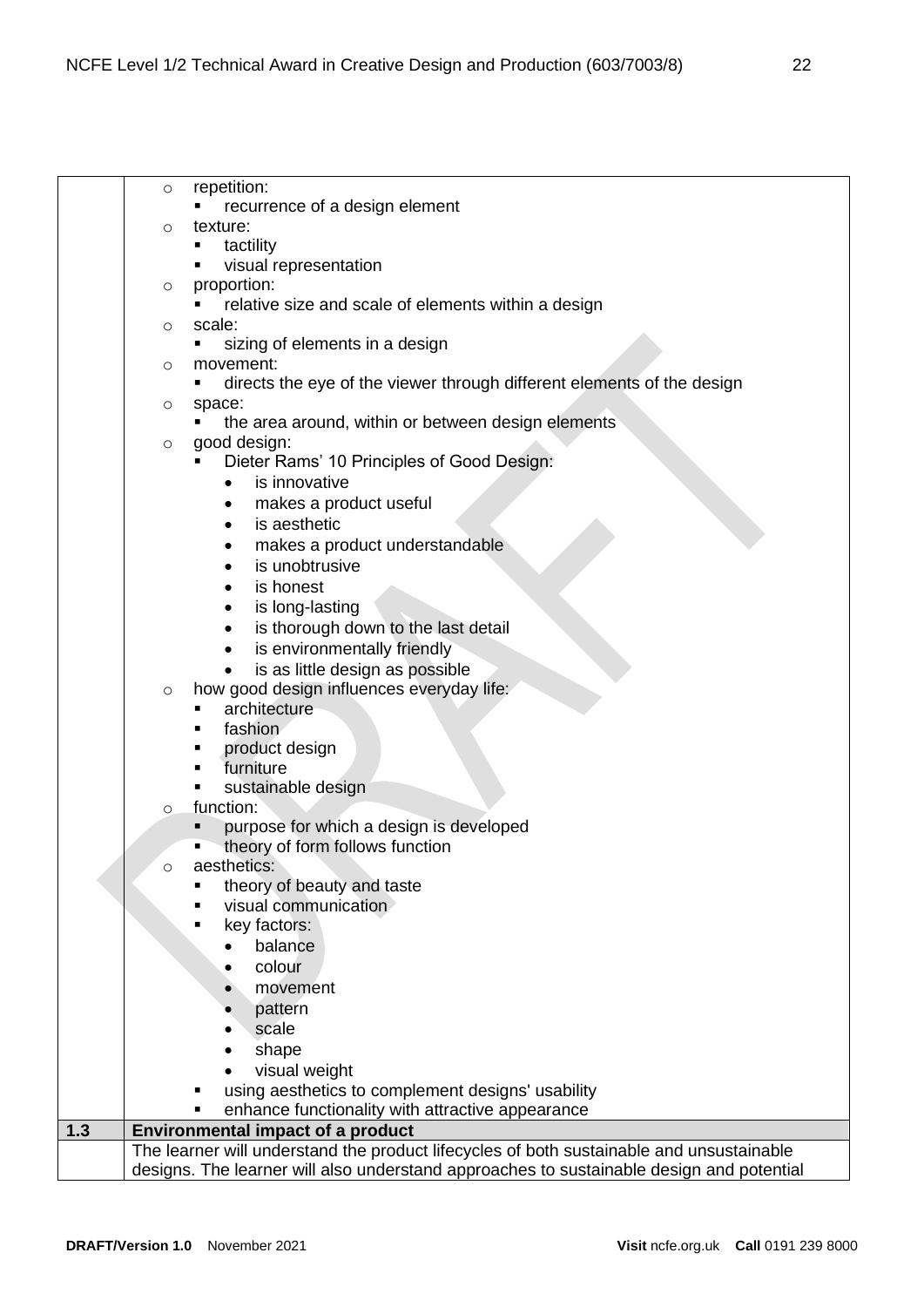| | |
|---|---|
| | - repetition:<br>&nbsp;&nbsp;&nbsp;&nbsp;- recurrence of a design element<br>- texture:<br>&nbsp;&nbsp;&nbsp;&nbsp;- tactility<br>&nbsp;&nbsp;&nbsp;&nbsp;- visual representation<br>- proportion:<br>&nbsp;&nbsp;&nbsp;&nbsp;- relative size and scale of elements within a design<br>- scale:<br>&nbsp;&nbsp;&nbsp;&nbsp;- sizing of elements in a design<br>- movement:<br>&nbsp;&nbsp;&nbsp;&nbsp;- directs the eye of the viewer through different elements of the design<br>- space:<br>&nbsp;&nbsp;&nbsp;&nbsp;- the area around, within or between design elements<br>- good design:<br>&nbsp;&nbsp;&nbsp;&nbsp;- Dieter Rams' 10 Principles of Good Design:<br>&nbsp;&nbsp;&nbsp;&nbsp;&nbsp;&nbsp;&nbsp;&nbsp;- is innovative<br>&nbsp;&nbsp;&nbsp;&nbsp;&nbsp;&nbsp;&nbsp;&nbsp;- makes a product useful<br>&nbsp;&nbsp;&nbsp;&nbsp;&nbsp;&nbsp;&nbsp;&nbsp;- is aesthetic<br>&nbsp;&nbsp;&nbsp;&nbsp;&nbsp;&nbsp;&nbsp;&nbsp;- makes a product understandable<br>&nbsp;&nbsp;&nbsp;&nbsp;&nbsp;&nbsp;&nbsp;&nbsp;- is unobtrusive<br>&nbsp;&nbsp;&nbsp;&nbsp;&nbsp;&nbsp;&nbsp;&nbsp;- is honest<br>&nbsp;&nbsp;&nbsp;&nbsp;&nbsp;&nbsp;&nbsp;&nbsp;- is long-lasting<br>&nbsp;&nbsp;&nbsp;&nbsp;&nbsp;&nbsp;&nbsp;&nbsp;- is thorough down to the last detail<br>&nbsp;&nbsp;&nbsp;&nbsp;&nbsp;&nbsp;&nbsp;&nbsp;- is environmentally friendly<br>&nbsp;&nbsp;&nbsp;&nbsp;&nbsp;&nbsp;&nbsp;&nbsp;- is as little design as possible<br>- how good design influences everyday life:<br>&nbsp;&nbsp;&nbsp;&nbsp;- architecture<br>&nbsp;&nbsp;&nbsp;&nbsp;- fashion<br>&nbsp;&nbsp;&nbsp;&nbsp;- product design<br>&nbsp;&nbsp;&nbsp;&nbsp;- furniture<br>&nbsp;&nbsp;&nbsp;&nbsp;- sustainable design<br>- function:<br>&nbsp;&nbsp;&nbsp;&nbsp;- purpose for which a design is developed<br>&nbsp;&nbsp;&nbsp;&nbsp;- theory of form follows function<br>- aesthetics:<br>&nbsp;&nbsp;&nbsp;&nbsp;- theory of beauty and taste<br>&nbsp;&nbsp;&nbsp;&nbsp;- visual communication<br>&nbsp;&nbsp;&nbsp;&nbsp;- key factors:<br>&nbsp;&nbsp;&nbsp;&nbsp;&nbsp;&nbsp;&nbsp;&nbsp;- balance<br>&nbsp;&nbsp;&nbsp;&nbsp;&nbsp;&nbsp;&nbsp;&nbsp;- colour<br>&nbsp;&nbsp;&nbsp;&nbsp;&nbsp;&nbsp;&nbsp;&nbsp;- movement<br>&nbsp;&nbsp;&nbsp;&nbsp;&nbsp;&nbsp;&nbsp;&nbsp;- pattern<br>&nbsp;&nbsp;&nbsp;&nbsp;&nbsp;&nbsp;&nbsp;&nbsp;- scale<br>&nbsp;&nbsp;&nbsp;&nbsp;&nbsp;&nbsp;&nbsp;&nbsp;- shape<br>&nbsp;&nbsp;&nbsp;&nbsp;&nbsp;&nbsp;&nbsp;&nbsp;- visual weight<br>&nbsp;&nbsp;&nbsp;&nbsp;- using aesthetics to complement designs' usability<br>&nbsp;&nbsp;&nbsp;&nbsp;- enhance functionality with attractive appearance |
| **1.3** | **Environmental impact of a product** |
| | The learner will understand the product lifecycles of both sustainable and unsustainable designs. The learner will also understand approaches to sustainable design and potential |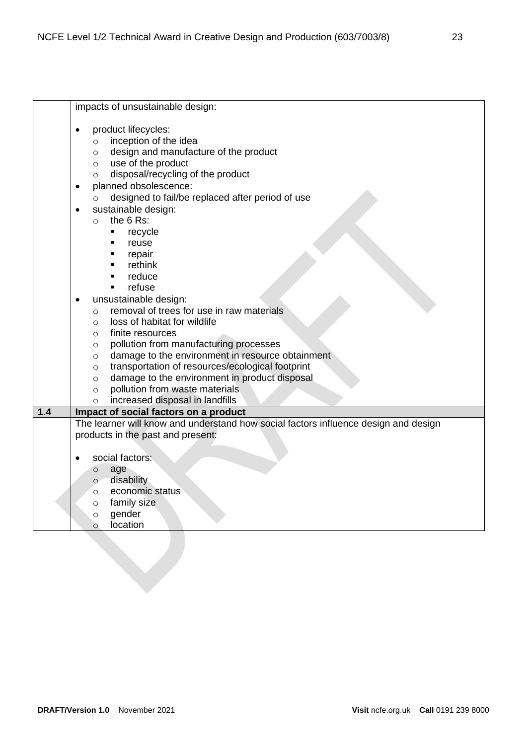| | |
|---|---|
| | impacts of unsustainable design:<br><br>• product lifecycles:<br>  ○ inception of the idea<br>  ○ design and manufacture of the product<br>  ○ use of the product<br>  ○ disposal/recycling of the product<br>• planned obsolescence:<br>  ○ designed to fail/be replaced after period of use<br>• sustainable design:<br>  ○ the 6 Rs:<br>    ▪ recycle<br>    ▪ reuse<br>    ▪ repair<br>    ▪ rethink<br>    ▪ reduce<br>    ▪ refuse<br>• unsustainable design:<br>  ○ removal of trees for use in raw materials<br>  ○ loss of habitat for wildlife<br>  ○ finite resources<br>  ○ pollution from manufacturing processes<br>  ○ damage to the environment in resource obtainment<br>  ○ transportation of resources/ecological footprint<br>  ○ damage to the environment in product disposal<br>  ○ pollution from waste materials<br>  ○ increased disposal in landfills |
| **1.4** | **Impact of social factors on a product** |
| | The learner will know and understand how social factors influence design and design products in the past and present:<br><br>• social factors:<br>  ○ age<br>  ○ disability<br>  ○ economic status<br>  ○ family size<br>  ○ gender<br>  ○ location |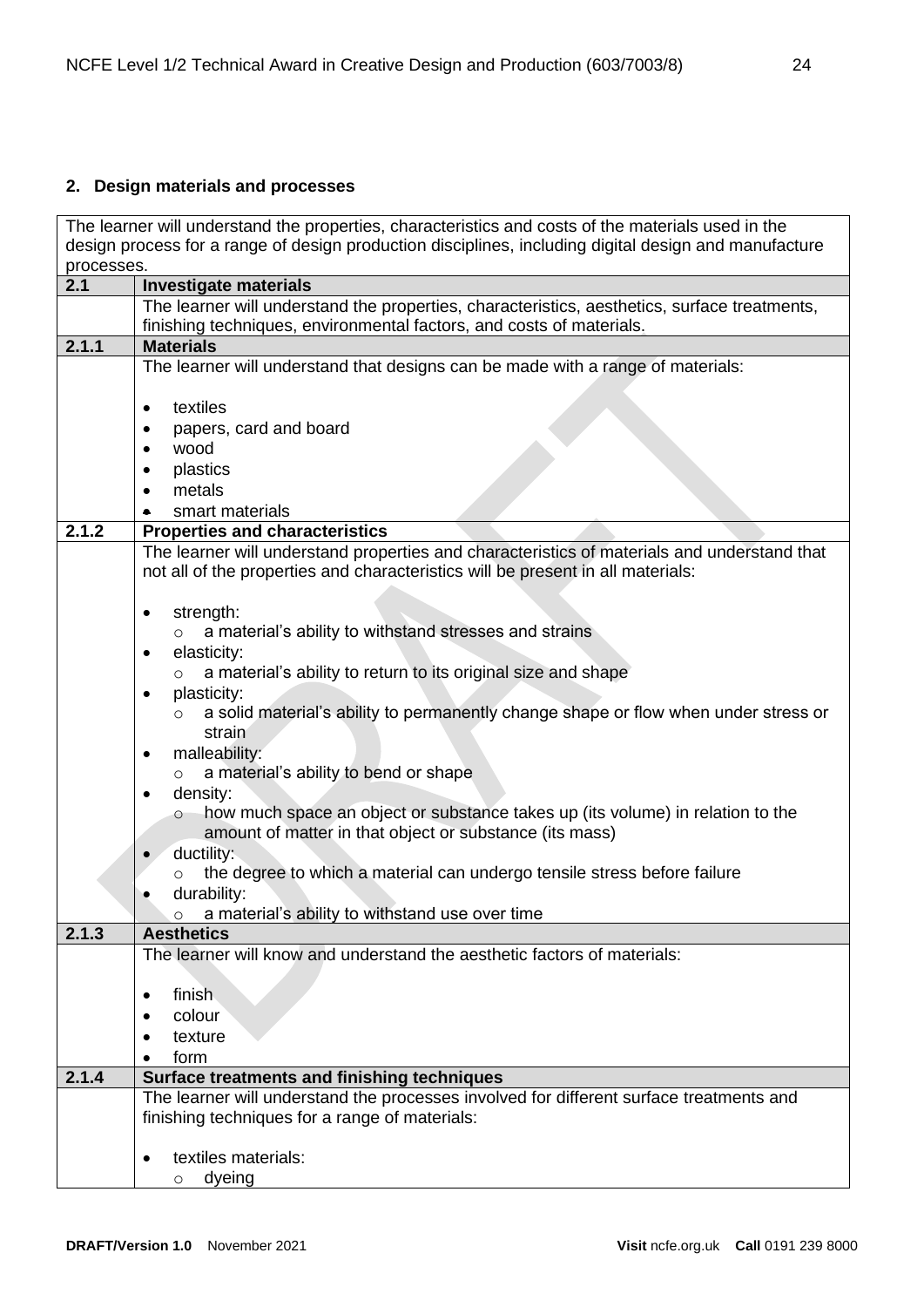## 2. Design materials and processes

| The learner will understand the properties, characteristics and costs of the materials used in the design process for a range of design production disciplines, including digital design and manufacture processes. | |
|---|---|
| **2.1** | **Investigate materials** |
| | The learner will understand the properties, characteristics, aesthetics, surface treatments, finishing techniques, environmental factors, and costs of materials. |
| **2.1.1** | **Materials** |
| | The learner will understand that designs can be made with a range of materials:<br><br>• textiles<br>• papers, card and board<br>• wood<br>• plastics<br>• metals<br>• smart materials |
| **2.1.2** | **Properties and characteristics** |
| | The learner will understand properties and characteristics of materials and understand that not all of the properties and characteristics will be present in all materials:<br><br>• strength:<br>&nbsp;&nbsp;&nbsp;&nbsp;○ a material's ability to withstand stresses and strains<br>• elasticity:<br>&nbsp;&nbsp;&nbsp;&nbsp;○ a material's ability to return to its original size and shape<br>• plasticity:<br>&nbsp;&nbsp;&nbsp;&nbsp;○ a solid material's ability to permanently change shape or flow when under stress or strain<br>• malleability:<br>&nbsp;&nbsp;&nbsp;&nbsp;○ a material's ability to bend or shape<br>• density:<br>&nbsp;&nbsp;&nbsp;&nbsp;○ how much space an object or substance takes up (its volume) in relation to the amount of matter in that object or substance (its mass)<br>• ductility:<br>&nbsp;&nbsp;&nbsp;&nbsp;○ the degree to which a material can undergo tensile stress before failure<br>• durability:<br>&nbsp;&nbsp;&nbsp;&nbsp;○ a material's ability to withstand use over time |
| **2.1.3** | **Aesthetics** |
| | The learner will know and understand the aesthetic factors of materials:<br><br>• finish<br>• colour<br>• texture<br>• form |
| **2.1.4** | **Surface treatments and finishing techniques** |
| | The learner will understand the processes involved for different surface treatments and finishing techniques for a range of materials:<br><br>• textiles materials:<br>&nbsp;&nbsp;&nbsp;&nbsp;○ dyeing |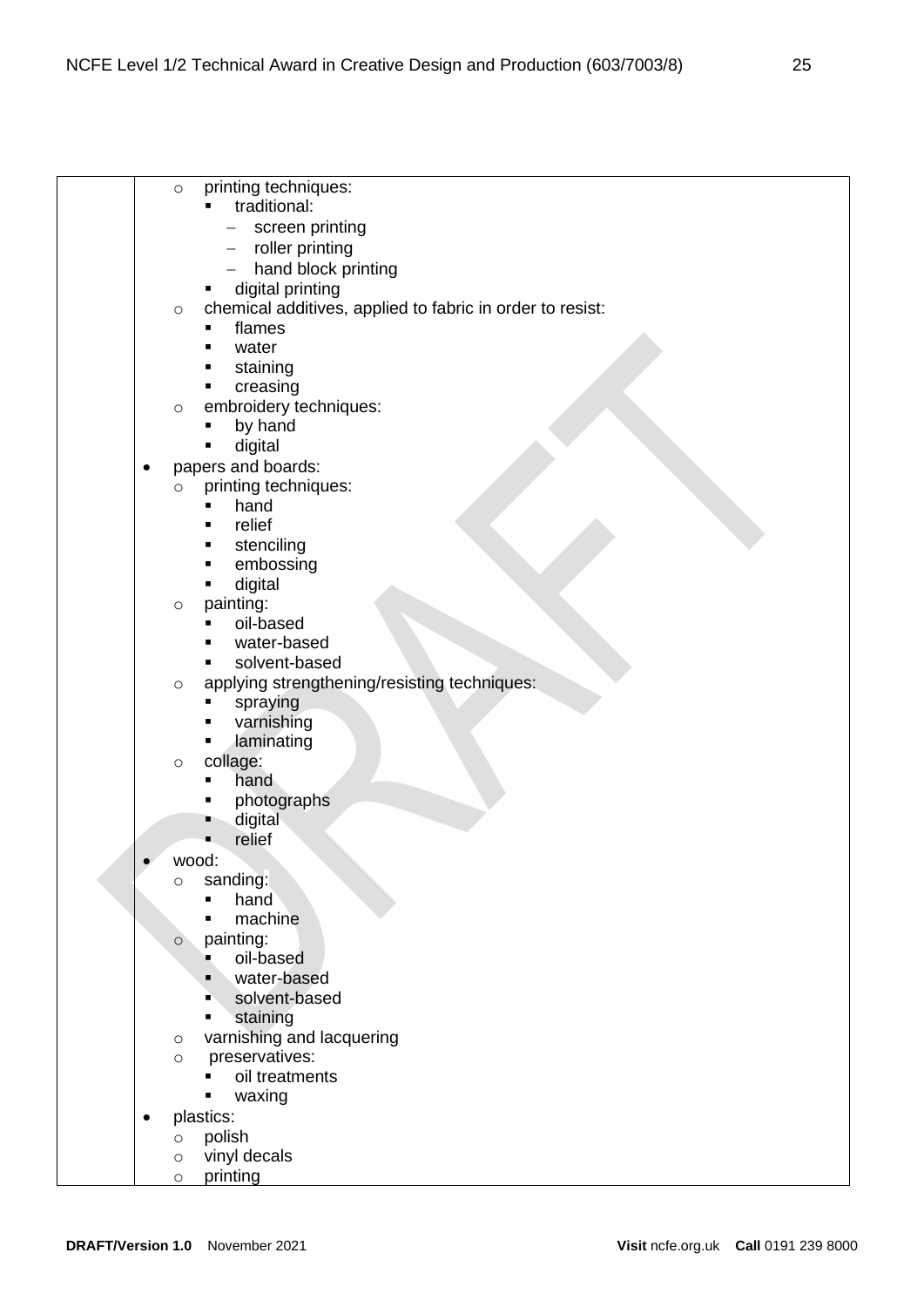| | |
|---|---|
| | - printing techniques:<br>  - traditional:<br>    - screen printing<br>    - roller printing<br>    - hand block printing<br>  - digital printing<br>- chemical additives, applied to fabric in order to resist:<br>  - flames<br>  - water<br>  - staining<br>  - creasing<br>- embroidery techniques:<br>  - by hand<br>  - digital |
| | - papers and boards:<br>  - printing techniques:<br>    - hand<br>    - relief<br>    - stenciling<br>    - embossing<br>    - digital<br>  - painting:<br>    - oil-based<br>    - water-based<br>    - solvent-based<br>  - applying strengthening/resisting techniques:<br>    - spraying<br>    - varnishing<br>    - laminating<br>  - collage:<br>    - hand<br>    - photographs<br>    - digital<br>    - relief |
| | - wood:<br>  - sanding:<br>    - hand<br>    - machine<br>  - painting:<br>    - oil-based<br>    - water-based<br>    - solvent-based<br>    - staining<br>  - varnishing and lacquering<br>  - preservatives:<br>    - oil treatments<br>    - waxing |
| | - plastics:<br>  - polish<br>  - vinyl decals<br>  - printing |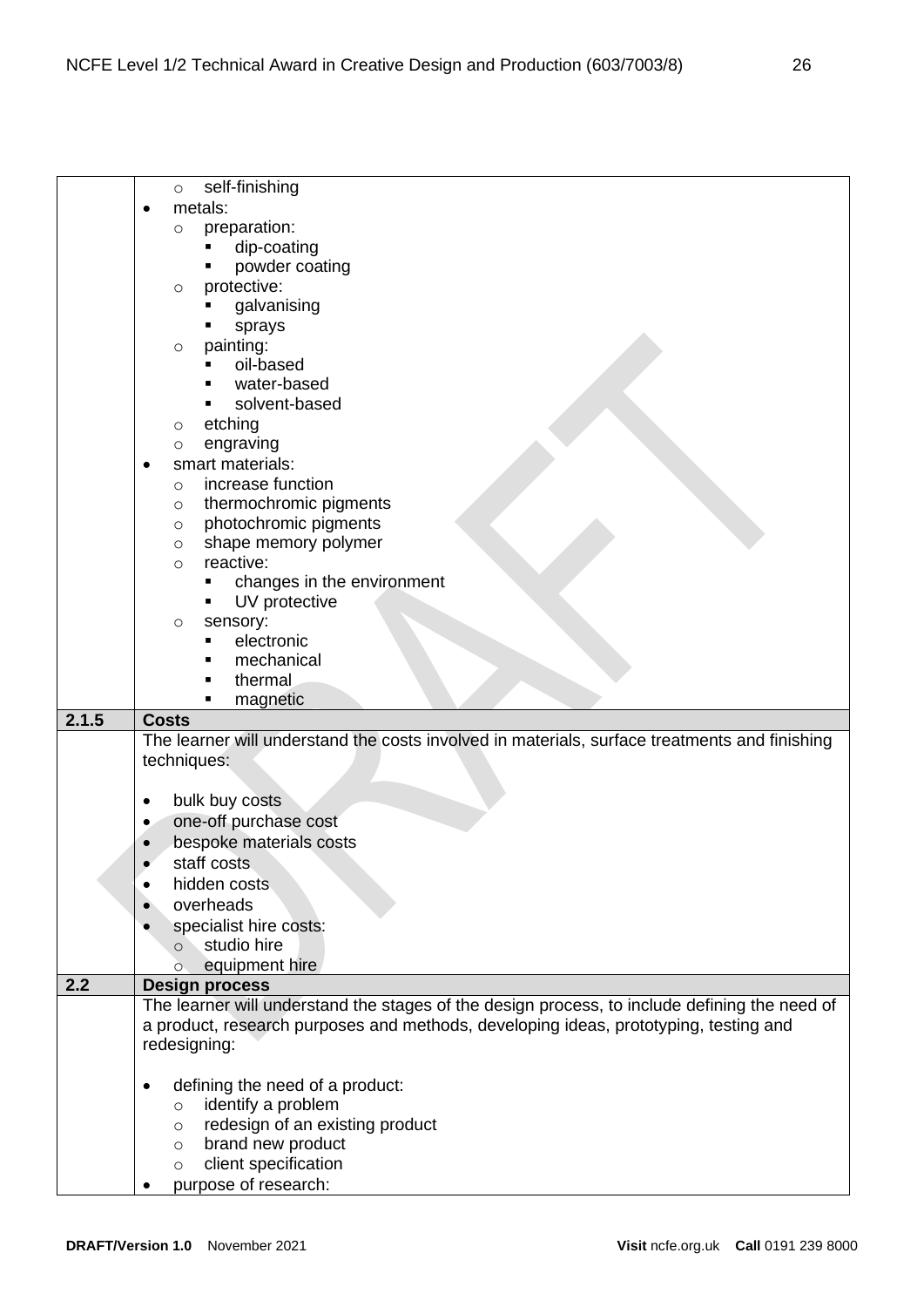| | |
|---|---|
| | ○ self-finishing<br>• metals:<br>○ preparation:<br>▪ dip-coating<br>▪ powder coating<br>○ protective:<br>▪ galvanising<br>▪ sprays<br>○ painting:<br>▪ oil-based<br>▪ water-based<br>▪ solvent-based<br>○ etching<br>○ engraving<br>• smart materials:<br>○ increase function<br>○ thermochromic pigments<br>○ photochromic pigments<br>○ shape memory polymer<br>○ reactive:<br>▪ changes in the environment<br>▪ UV protective<br>○ sensory:<br>▪ electronic<br>▪ mechanical<br>▪ thermal<br>▪ magnetic |
| **2.1.5** | **Costs** |
| | The learner will understand the costs involved in materials, surface treatments and finishing techniques:<br><br>• bulk buy costs<br>• one-off purchase cost<br>• bespoke materials costs<br>• staff costs<br>• hidden costs<br>• overheads<br>• specialist hire costs:<br>○ studio hire<br>○ equipment hire |
| **2.2** | **Design process** |
| | The learner will understand the stages of the design process, to include defining the need of a product, research purposes and methods, developing ideas, prototyping, testing and redesigning:<br><br>• defining the need of a product:<br>○ identify a problem<br>○ redesign of an existing product<br>○ brand new product<br>○ client specification<br>• purpose of research: |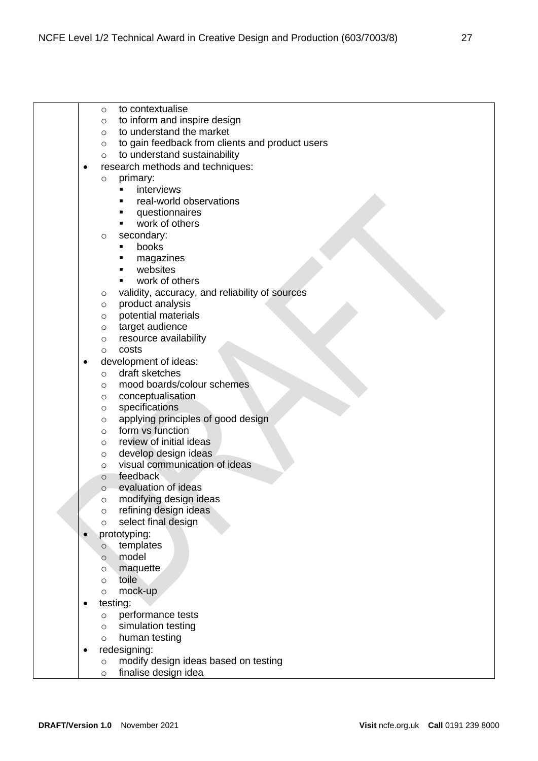|  |  |
|---|---|
|  | - to contextualise<br>- to inform and inspire design<br>- to understand the market<br>- to gain feedback from clients and product users<br>- to understand sustainability |
|  | • research methods and techniques:<br>  - primary:<br>    - interviews<br>    - real-world observations<br>    - questionnaires<br>    - work of others<br>  - secondary:<br>    - books<br>    - magazines<br>    - websites<br>    - work of others<br>  - validity, accuracy, and reliability of sources<br>  - product analysis<br>  - potential materials<br>  - target audience<br>  - resource availability<br>  - costs |
|  | • development of ideas:<br>  - draft sketches<br>  - mood boards/colour schemes<br>  - conceptualisation<br>  - specifications<br>  - applying principles of good design<br>  - form vs function<br>  - review of initial ideas<br>  - develop design ideas<br>  - visual communication of ideas<br>  - feedback<br>  - evaluation of ideas<br>  - modifying design ideas<br>  - refining design ideas<br>  - select final design |
|  | • prototyping:<br>  - templates<br>  - model<br>  - maquette<br>  - toile<br>  - mock-up |
|  | • testing:<br>  - performance tests<br>  - simulation testing<br>  - human testing |
|  | • redesigning:<br>  - modify design ideas based on testing<br>  - finalise design idea |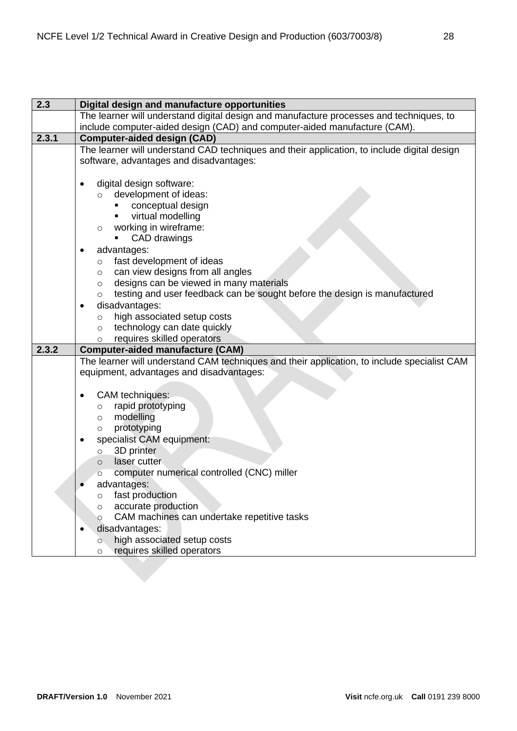| 2.3 | Digital design and manufacture opportunities |
|---|---|
| | The learner will understand digital design and manufacture processes and techniques, to include computer-aided design (CAD) and computer-aided manufacture (CAM). |
| **2.3.1** | **Computer-aided design (CAD)** |
| | The learner will understand CAD techniques and their application, to include digital design software, advantages and disadvantages:<br><br>• digital design software:<br>&nbsp;&nbsp;&nbsp;&nbsp;○ development of ideas:<br>&nbsp;&nbsp;&nbsp;&nbsp;&nbsp;&nbsp;&nbsp;&nbsp;▪ conceptual design<br>&nbsp;&nbsp;&nbsp;&nbsp;&nbsp;&nbsp;&nbsp;&nbsp;▪ virtual modelling<br>&nbsp;&nbsp;&nbsp;&nbsp;○ working in wireframe:<br>&nbsp;&nbsp;&nbsp;&nbsp;&nbsp;&nbsp;&nbsp;&nbsp;▪ CAD drawings<br>• advantages:<br>&nbsp;&nbsp;&nbsp;&nbsp;○ fast development of ideas<br>&nbsp;&nbsp;&nbsp;&nbsp;○ can view designs from all angles<br>&nbsp;&nbsp;&nbsp;&nbsp;○ designs can be viewed in many materials<br>&nbsp;&nbsp;&nbsp;&nbsp;○ testing and user feedback can be sought before the design is manufactured<br>• disadvantages:<br>&nbsp;&nbsp;&nbsp;&nbsp;○ high associated setup costs<br>&nbsp;&nbsp;&nbsp;&nbsp;○ technology can date quickly<br>&nbsp;&nbsp;&nbsp;&nbsp;○ requires skilled operators |
| **2.3.2** | **Computer-aided manufacture (CAM)** |
| | The learner will understand CAM techniques and their application, to include specialist CAM equipment, advantages and disadvantages:<br><br>• CAM techniques:<br>&nbsp;&nbsp;&nbsp;&nbsp;○ rapid prototyping<br>&nbsp;&nbsp;&nbsp;&nbsp;○ modelling<br>&nbsp;&nbsp;&nbsp;&nbsp;○ prototyping<br>• specialist CAM equipment:<br>&nbsp;&nbsp;&nbsp;&nbsp;○ 3D printer<br>&nbsp;&nbsp;&nbsp;&nbsp;○ laser cutter<br>&nbsp;&nbsp;&nbsp;&nbsp;○ computer numerical controlled (CNC) miller<br>• advantages:<br>&nbsp;&nbsp;&nbsp;&nbsp;○ fast production<br>&nbsp;&nbsp;&nbsp;&nbsp;○ accurate production<br>&nbsp;&nbsp;&nbsp;&nbsp;○ CAM machines can undertake repetitive tasks<br>• disadvantages:<br>&nbsp;&nbsp;&nbsp;&nbsp;○ high associated setup costs<br>&nbsp;&nbsp;&nbsp;&nbsp;○ requires skilled operators |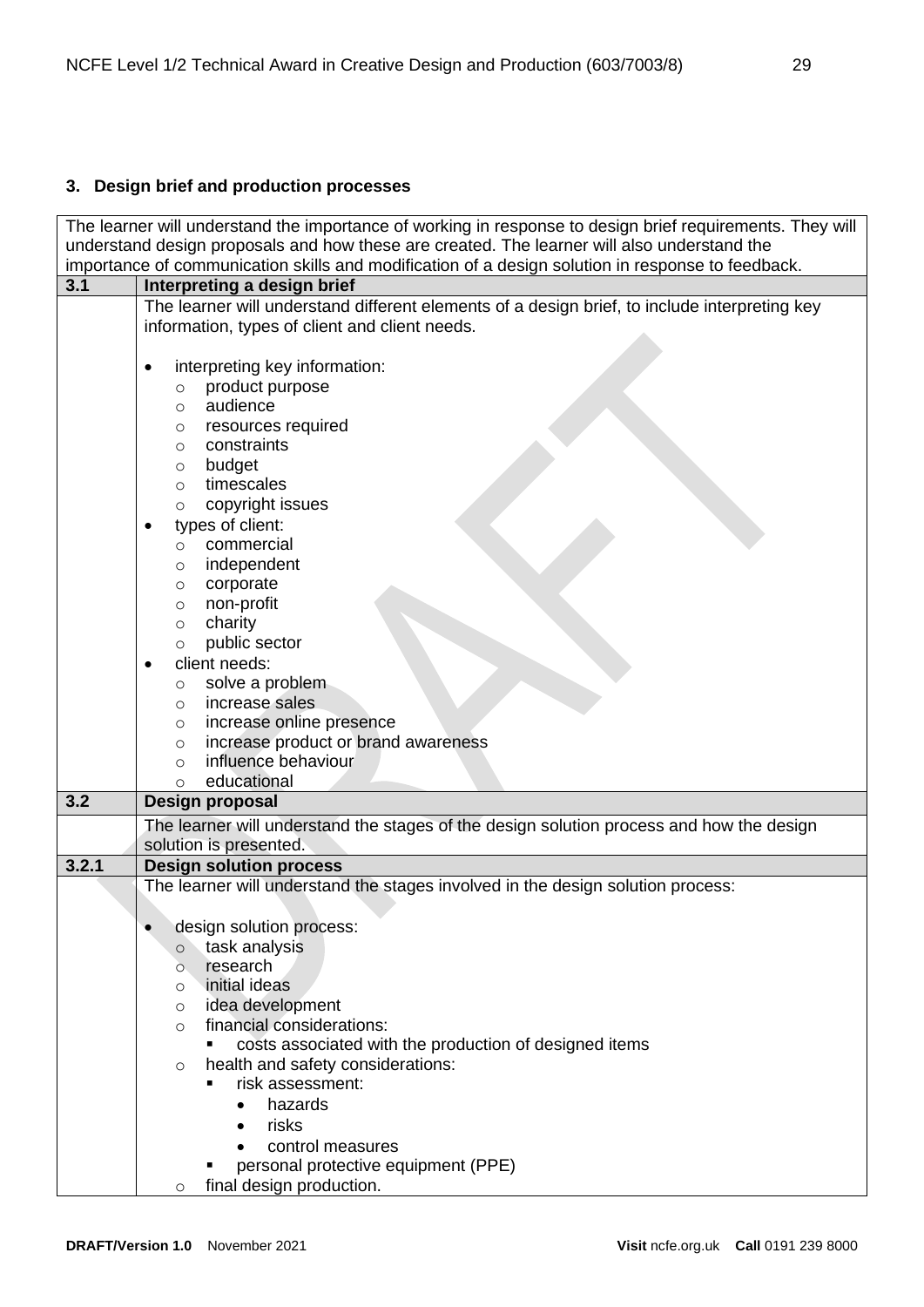## 3. Design brief and production processes

| | |
|---|---|
| The learner will understand the importance of working in response to design brief requirements. They will understand design proposals and how these are created. The learner will also understand the importance of communication skills and modification of a design solution in response to feedback. | |
| **3.1** | **Interpreting a design brief** |
| | The learner will understand different elements of a design brief, to include interpreting key information, types of client and client needs.<br><br>• interpreting key information:<br>&nbsp;&nbsp;&nbsp;&nbsp;○ product purpose<br>&nbsp;&nbsp;&nbsp;&nbsp;○ audience<br>&nbsp;&nbsp;&nbsp;&nbsp;○ resources required<br>&nbsp;&nbsp;&nbsp;&nbsp;○ constraints<br>&nbsp;&nbsp;&nbsp;&nbsp;○ budget<br>&nbsp;&nbsp;&nbsp;&nbsp;○ timescales<br>&nbsp;&nbsp;&nbsp;&nbsp;○ copyright issues<br>• types of client:<br>&nbsp;&nbsp;&nbsp;&nbsp;○ commercial<br>&nbsp;&nbsp;&nbsp;&nbsp;○ independent<br>&nbsp;&nbsp;&nbsp;&nbsp;○ corporate<br>&nbsp;&nbsp;&nbsp;&nbsp;○ non-profit<br>&nbsp;&nbsp;&nbsp;&nbsp;○ charity<br>&nbsp;&nbsp;&nbsp;&nbsp;○ public sector<br>• client needs:<br>&nbsp;&nbsp;&nbsp;&nbsp;○ solve a problem<br>&nbsp;&nbsp;&nbsp;&nbsp;○ increase sales<br>&nbsp;&nbsp;&nbsp;&nbsp;○ increase online presence<br>&nbsp;&nbsp;&nbsp;&nbsp;○ increase product or brand awareness<br>&nbsp;&nbsp;&nbsp;&nbsp;○ influence behaviour<br>&nbsp;&nbsp;&nbsp;&nbsp;○ educational |
| **3.2** | **Design proposal** |
| | The learner will understand the stages of the design solution process and how the design solution is presented. |
| **3.2.1** | **Design solution process** |
| | The learner will understand the stages involved in the design solution process:<br><br>• design solution process:<br>&nbsp;&nbsp;&nbsp;&nbsp;○ task analysis<br>&nbsp;&nbsp;&nbsp;&nbsp;○ research<br>&nbsp;&nbsp;&nbsp;&nbsp;○ initial ideas<br>&nbsp;&nbsp;&nbsp;&nbsp;○ idea development<br>&nbsp;&nbsp;&nbsp;&nbsp;○ financial considerations:<br>&nbsp;&nbsp;&nbsp;&nbsp;&nbsp;&nbsp;&nbsp;&nbsp;▪ costs associated with the production of designed items<br>&nbsp;&nbsp;&nbsp;&nbsp;○ health and safety considerations:<br>&nbsp;&nbsp;&nbsp;&nbsp;&nbsp;&nbsp;&nbsp;&nbsp;▪ risk assessment:<br>&nbsp;&nbsp;&nbsp;&nbsp;&nbsp;&nbsp;&nbsp;&nbsp;&nbsp;&nbsp;&nbsp;&nbsp;• hazards<br>&nbsp;&nbsp;&nbsp;&nbsp;&nbsp;&nbsp;&nbsp;&nbsp;&nbsp;&nbsp;&nbsp;&nbsp;• risks<br>&nbsp;&nbsp;&nbsp;&nbsp;&nbsp;&nbsp;&nbsp;&nbsp;&nbsp;&nbsp;&nbsp;&nbsp;• control measures<br>&nbsp;&nbsp;&nbsp;&nbsp;&nbsp;&nbsp;&nbsp;&nbsp;▪ personal protective equipment (PPE)<br>&nbsp;&nbsp;&nbsp;&nbsp;○ final design production. |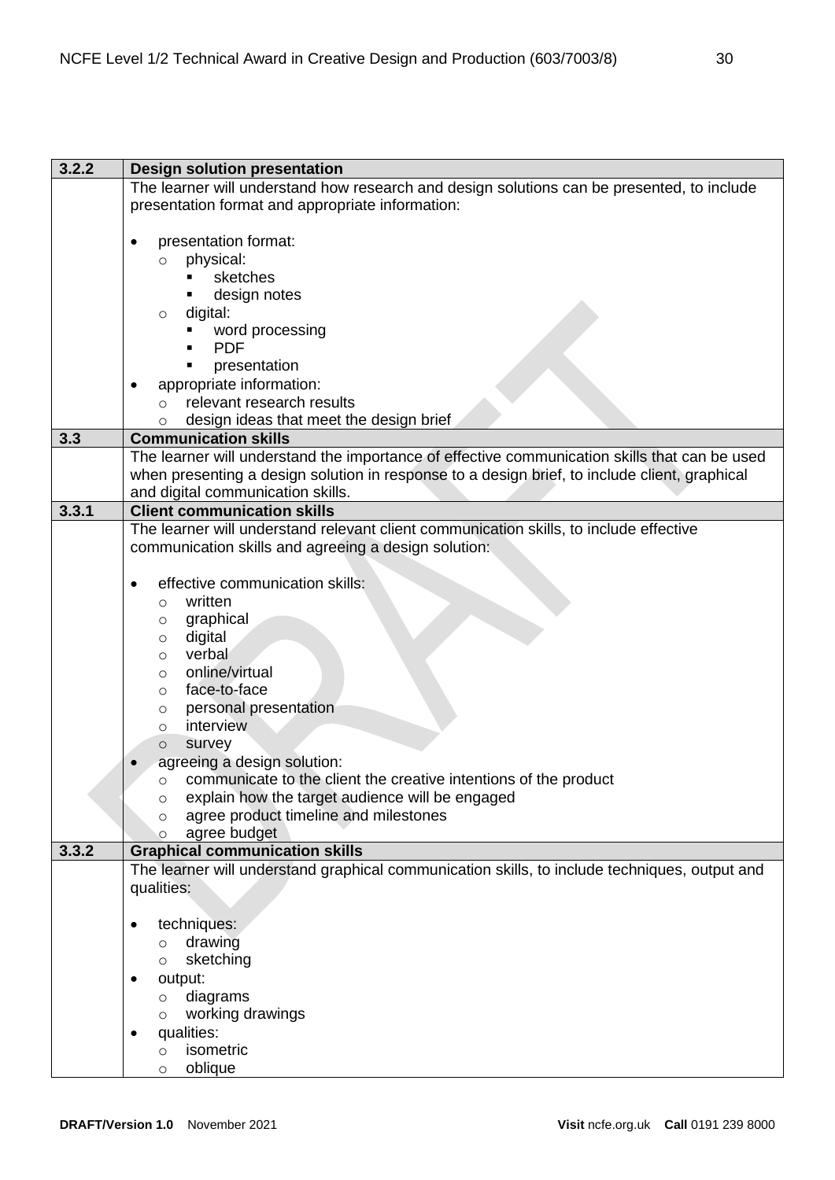| | |
|---|---|
| **3.2.2** | **Design solution presentation** |
| | The learner will understand how research and design solutions can be presented, to include presentation format and appropriate information:<br><br>• presentation format:<br>&nbsp;&nbsp;&nbsp;&nbsp;o physical:<br>&nbsp;&nbsp;&nbsp;&nbsp;&nbsp;&nbsp;&nbsp;&nbsp;▪ sketches<br>&nbsp;&nbsp;&nbsp;&nbsp;&nbsp;&nbsp;&nbsp;&nbsp;▪ design notes<br>&nbsp;&nbsp;&nbsp;&nbsp;o digital:<br>&nbsp;&nbsp;&nbsp;&nbsp;&nbsp;&nbsp;&nbsp;&nbsp;▪ word processing<br>&nbsp;&nbsp;&nbsp;&nbsp;&nbsp;&nbsp;&nbsp;&nbsp;▪ PDF<br>&nbsp;&nbsp;&nbsp;&nbsp;&nbsp;&nbsp;&nbsp;&nbsp;▪ presentation<br>• appropriate information:<br>&nbsp;&nbsp;&nbsp;&nbsp;o relevant research results<br>&nbsp;&nbsp;&nbsp;&nbsp;o design ideas that meet the design brief |
| **3.3** | **Communication skills** |
| | The learner will understand the importance of effective communication skills that can be used when presenting a design solution in response to a design brief, to include client, graphical and digital communication skills. |
| **3.3.1** | **Client communication skills** |
| | The learner will understand relevant client communication skills, to include effective communication skills and agreeing a design solution:<br><br>• effective communication skills:<br>&nbsp;&nbsp;&nbsp;&nbsp;o written<br>&nbsp;&nbsp;&nbsp;&nbsp;o graphical<br>&nbsp;&nbsp;&nbsp;&nbsp;o digital<br>&nbsp;&nbsp;&nbsp;&nbsp;o verbal<br>&nbsp;&nbsp;&nbsp;&nbsp;o online/virtual<br>&nbsp;&nbsp;&nbsp;&nbsp;o face-to-face<br>&nbsp;&nbsp;&nbsp;&nbsp;o personal presentation<br>&nbsp;&nbsp;&nbsp;&nbsp;o interview<br>&nbsp;&nbsp;&nbsp;&nbsp;o survey<br>• agreeing a design solution:<br>&nbsp;&nbsp;&nbsp;&nbsp;o communicate to the client the creative intentions of the product<br>&nbsp;&nbsp;&nbsp;&nbsp;o explain how the target audience will be engaged<br>&nbsp;&nbsp;&nbsp;&nbsp;o agree product timeline and milestones<br>&nbsp;&nbsp;&nbsp;&nbsp;o agree budget |
| **3.3.2** | **Graphical communication skills** |
| | The learner will understand graphical communication skills, to include techniques, output and qualities:<br><br>• techniques:<br>&nbsp;&nbsp;&nbsp;&nbsp;o drawing<br>&nbsp;&nbsp;&nbsp;&nbsp;o sketching<br>• output:<br>&nbsp;&nbsp;&nbsp;&nbsp;o diagrams<br>&nbsp;&nbsp;&nbsp;&nbsp;o working drawings<br>• qualities:<br>&nbsp;&nbsp;&nbsp;&nbsp;o isometric<br>&nbsp;&nbsp;&nbsp;&nbsp;o oblique |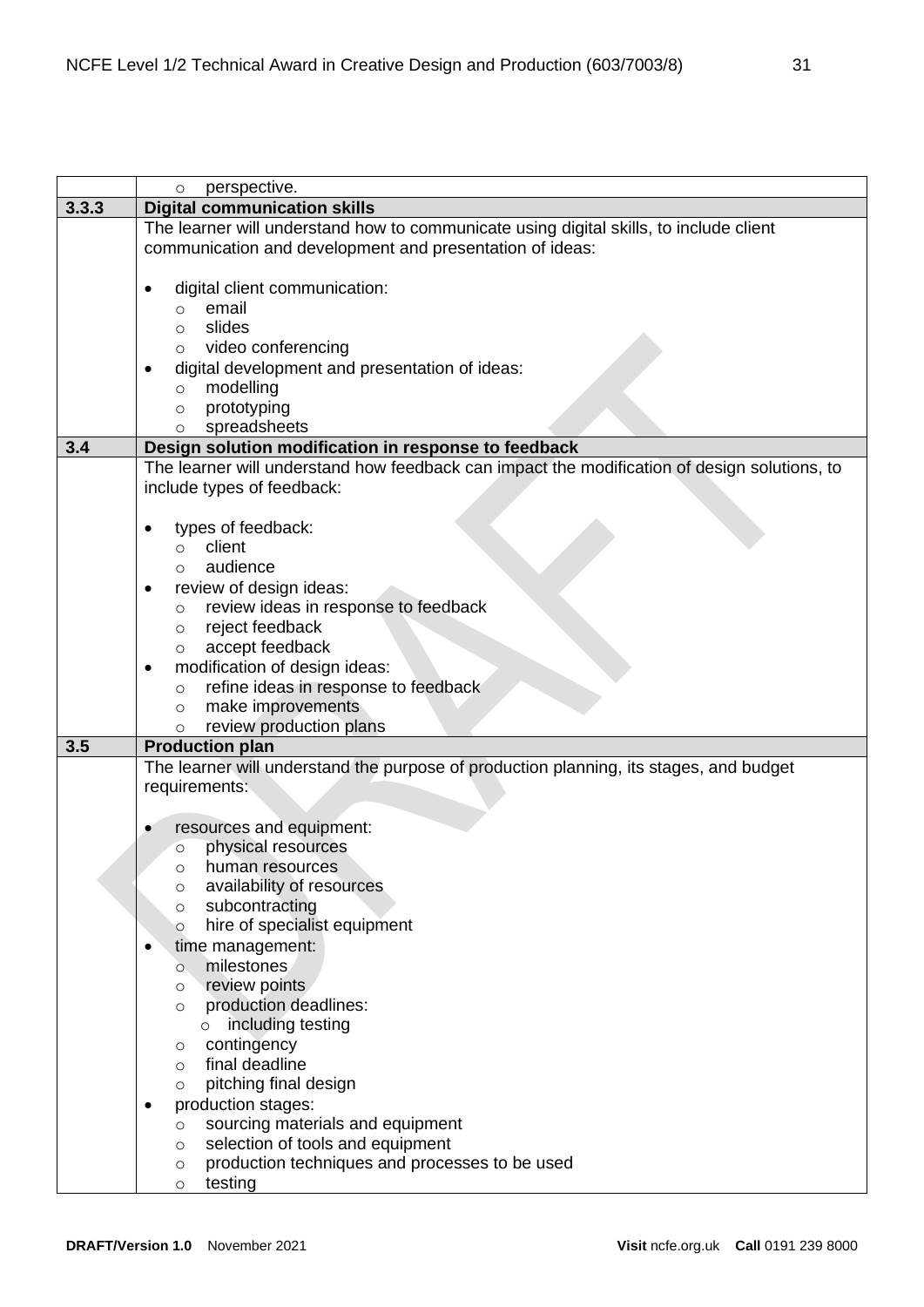| | |
|---|---|
| | ○ perspective. |
| **3.3.3** | **Digital communication skills** |
| | The learner will understand how to communicate using digital skills, to include client communication and development and presentation of ideas:<br><br>• digital client communication:<br>  ○ email<br>  ○ slides<br>  ○ video conferencing<br>• digital development and presentation of ideas:<br>  ○ modelling<br>  ○ prototyping<br>  ○ spreadsheets |
| **3.4** | **Design solution modification in response to feedback** |
| | The learner will understand how feedback can impact the modification of design solutions, to include types of feedback:<br><br>• types of feedback:<br>  ○ client<br>  ○ audience<br>• review of design ideas:<br>  ○ review ideas in response to feedback<br>  ○ reject feedback<br>  ○ accept feedback<br>• modification of design ideas:<br>  ○ refine ideas in response to feedback<br>  ○ make improvements<br>  ○ review production plans |
| **3.5** | **Production plan** |
| | The learner will understand the purpose of production planning, its stages, and budget requirements:<br><br>• resources and equipment:<br>  ○ physical resources<br>  ○ human resources<br>  ○ availability of resources<br>  ○ subcontracting<br>  ○ hire of specialist equipment<br>• time management:<br>  ○ milestones<br>  ○ review points<br>  ○ production deadlines:<br>    ○ including testing<br>  ○ contingency<br>  ○ final deadline<br>  ○ pitching final design<br>• production stages:<br>  ○ sourcing materials and equipment<br>  ○ selection of tools and equipment<br>  ○ production techniques and processes to be used<br>  ○ testing |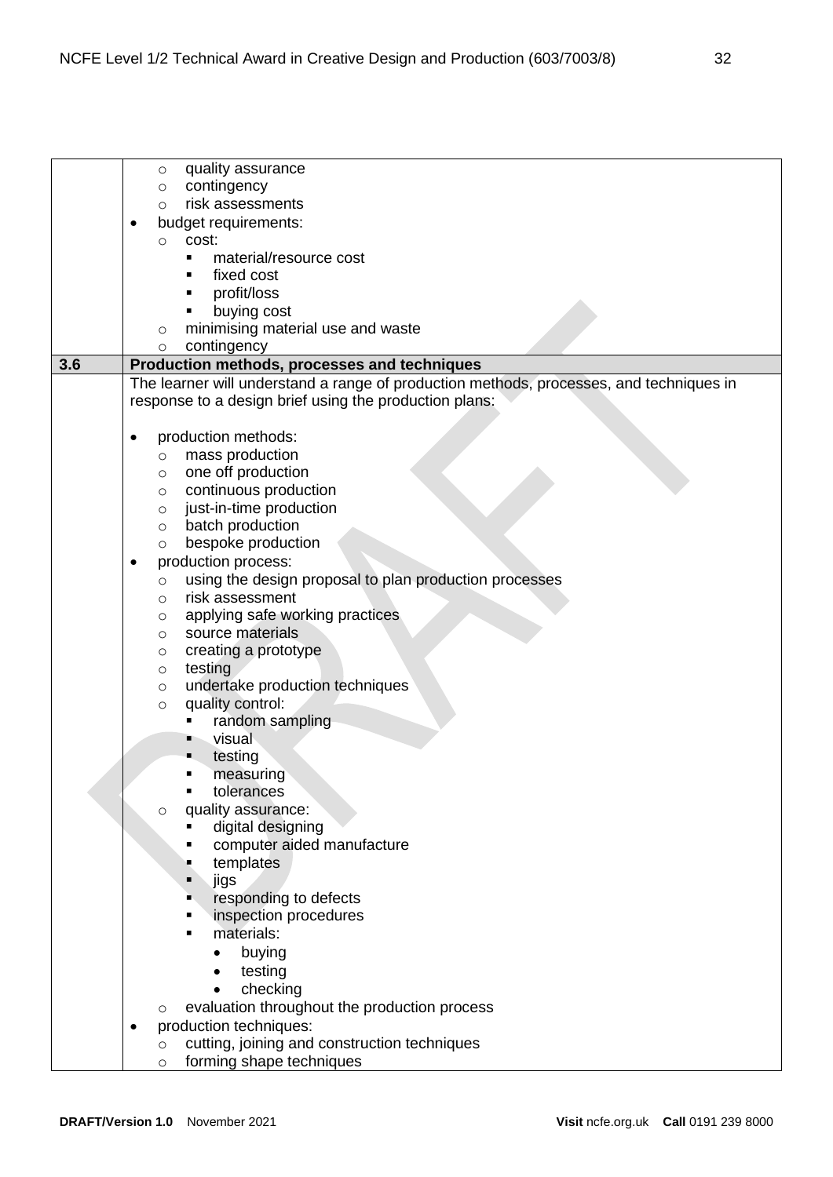| | |
|---|---|
| | ◦ quality assurance<br>◦ contingency<br>◦ risk assessments<br>• budget requirements:<br>◦ cost:<br>▪ material/resource cost<br>▪ fixed cost<br>▪ profit/loss<br>▪ buying cost<br>◦ minimising material use and waste<br>◦ contingency |
| **3.6** | **Production methods, processes and techniques** |
| | The learner will understand a range of production methods, processes, and techniques in response to a design brief using the production plans:<br><br>• production methods:<br>◦ mass production<br>◦ one off production<br>◦ continuous production<br>◦ just-in-time production<br>◦ batch production<br>◦ bespoke production<br>• production process:<br>◦ using the design proposal to plan production processes<br>◦ risk assessment<br>◦ applying safe working practices<br>◦ source materials<br>◦ creating a prototype<br>◦ testing<br>◦ undertake production techniques<br>◦ quality control:<br>▪ random sampling<br>▪ visual<br>▪ testing<br>▪ measuring<br>▪ tolerances<br>◦ quality assurance:<br>▪ digital designing<br>▪ computer aided manufacture<br>▪ templates<br>▪ jigs<br>▪ responding to defects<br>▪ inspection procedures<br>▪ materials:<br>• buying<br>• testing<br>• checking<br>◦ evaluation throughout the production process<br>• production techniques:<br>◦ cutting, joining and construction techniques<br>◦ forming shape techniques |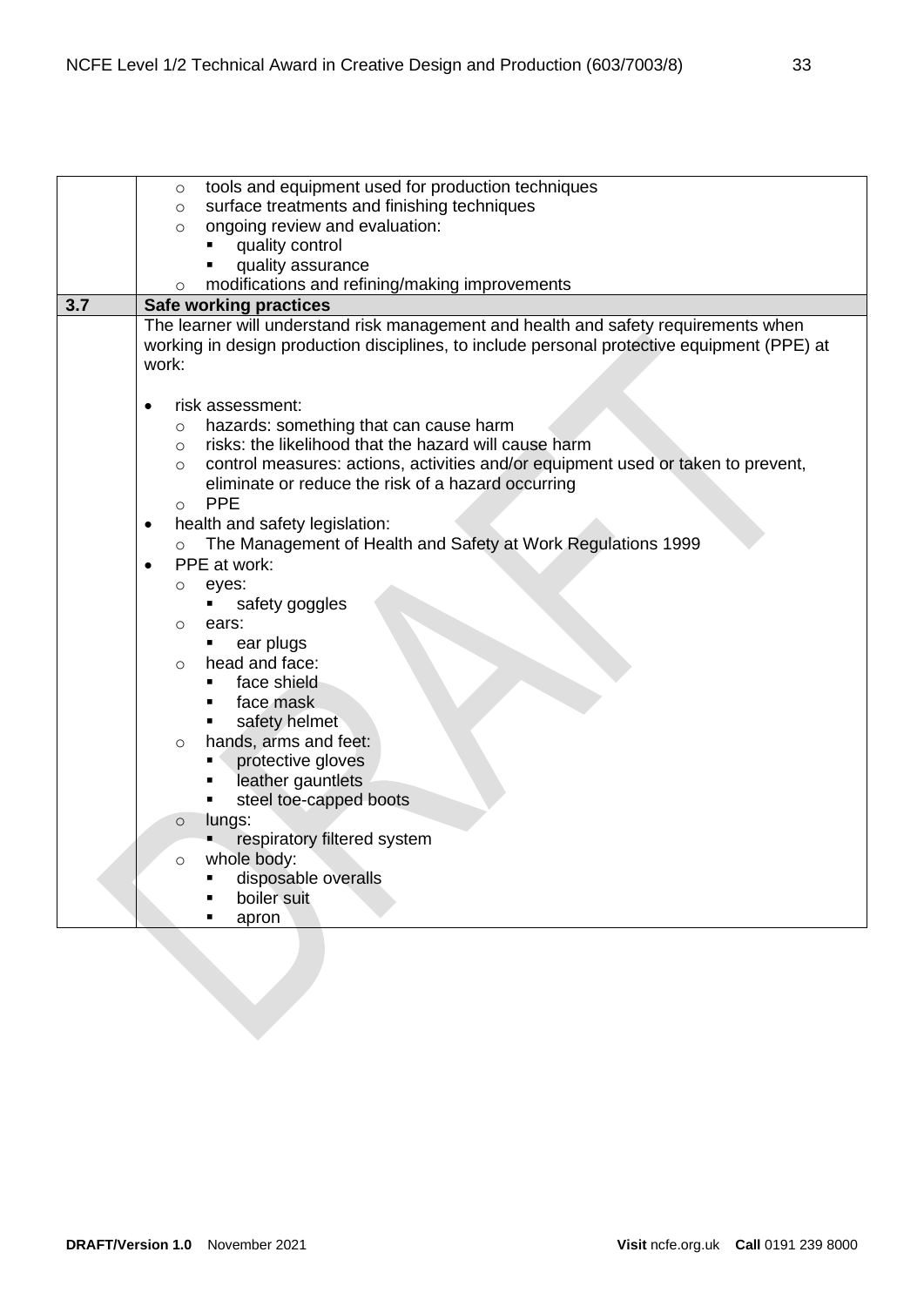|  |  |
|---|---|
|  | ◦ tools and equipment used for production techniques<br>◦ surface treatments and finishing techniques<br>◦ ongoing review and evaluation:<br>&nbsp;&nbsp;&nbsp;&nbsp;▪ quality control<br>&nbsp;&nbsp;&nbsp;&nbsp;▪ quality assurance<br>◦ modifications and refining/making improvements |
| **3.7** | **Safe working practices** |
|  | The learner will understand risk management and health and safety requirements when working in design production disciplines, to include personal protective equipment (PPE) at work:<br><br>• risk assessment:<br>&nbsp;&nbsp;◦ hazards: something that can cause harm<br>&nbsp;&nbsp;◦ risks: the likelihood that the hazard will cause harm<br>&nbsp;&nbsp;◦ control measures: actions, activities and/or equipment used or taken to prevent, eliminate or reduce the risk of a hazard occurring<br>&nbsp;&nbsp;◦ PPE<br>• health and safety legislation:<br>&nbsp;&nbsp;◦ The Management of Health and Safety at Work Regulations 1999<br>• PPE at work:<br>&nbsp;&nbsp;◦ eyes:<br>&nbsp;&nbsp;&nbsp;&nbsp;▪ safety goggles<br>&nbsp;&nbsp;◦ ears:<br>&nbsp;&nbsp;&nbsp;&nbsp;▪ ear plugs<br>&nbsp;&nbsp;◦ head and face:<br>&nbsp;&nbsp;&nbsp;&nbsp;▪ face shield<br>&nbsp;&nbsp;&nbsp;&nbsp;▪ face mask<br>&nbsp;&nbsp;&nbsp;&nbsp;▪ safety helmet<br>&nbsp;&nbsp;◦ hands, arms and feet:<br>&nbsp;&nbsp;&nbsp;&nbsp;▪ protective gloves<br>&nbsp;&nbsp;&nbsp;&nbsp;▪ leather gauntlets<br>&nbsp;&nbsp;&nbsp;&nbsp;▪ steel toe-capped boots<br>&nbsp;&nbsp;◦ lungs:<br>&nbsp;&nbsp;&nbsp;&nbsp;▪ respiratory filtered system<br>&nbsp;&nbsp;◦ whole body:<br>&nbsp;&nbsp;&nbsp;&nbsp;▪ disposable overalls<br>&nbsp;&nbsp;&nbsp;&nbsp;▪ boiler suit<br>&nbsp;&nbsp;&nbsp;&nbsp;▪ apron |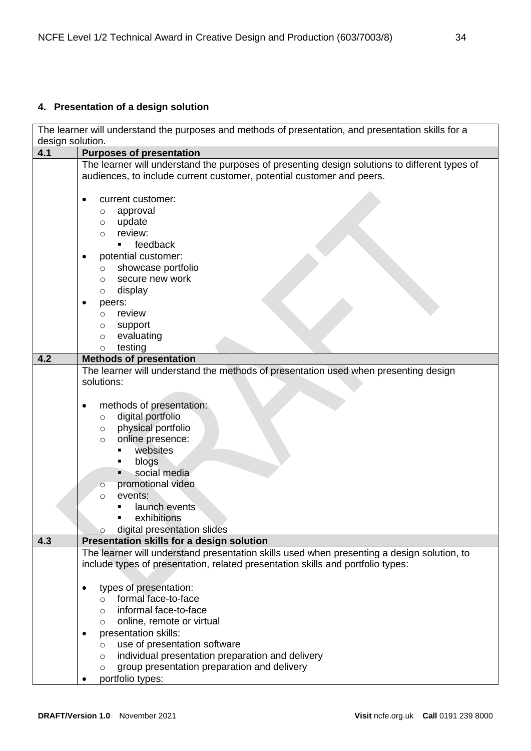## 4. Presentation of a design solution

| The learner will understand the purposes and methods of presentation, and presentation skills for a design solution. | |
|---|---|
| **4.1** | **Purposes of presentation** |
| | The learner will understand the purposes of presenting design solutions to different types of audiences, to include current customer, potential customer and peers.<br><br>• current customer:<br>&nbsp;&nbsp;○ approval<br>&nbsp;&nbsp;○ update<br>&nbsp;&nbsp;○ review:<br>&nbsp;&nbsp;&nbsp;&nbsp;▪ feedback<br>• potential customer:<br>&nbsp;&nbsp;○ showcase portfolio<br>&nbsp;&nbsp;○ secure new work<br>&nbsp;&nbsp;○ display<br>• peers:<br>&nbsp;&nbsp;○ review<br>&nbsp;&nbsp;○ support<br>&nbsp;&nbsp;○ evaluating<br>&nbsp;&nbsp;○ testing |
| **4.2** | **Methods of presentation** |
| | The learner will understand the methods of presentation used when presenting design solutions:<br><br>• methods of presentation:<br>&nbsp;&nbsp;○ digital portfolio<br>&nbsp;&nbsp;○ physical portfolio<br>&nbsp;&nbsp;○ online presence:<br>&nbsp;&nbsp;&nbsp;&nbsp;▪ websites<br>&nbsp;&nbsp;&nbsp;&nbsp;▪ blogs<br>&nbsp;&nbsp;&nbsp;&nbsp;▪ social media<br>&nbsp;&nbsp;○ promotional video<br>&nbsp;&nbsp;○ events:<br>&nbsp;&nbsp;&nbsp;&nbsp;▪ launch events<br>&nbsp;&nbsp;&nbsp;&nbsp;▪ exhibitions<br>&nbsp;&nbsp;○ digital presentation slides |
| **4.3** | **Presentation skills for a design solution** |
| | The learner will understand presentation skills used when presenting a design solution, to include types of presentation, related presentation skills and portfolio types:<br><br>• types of presentation:<br>&nbsp;&nbsp;○ formal face-to-face<br>&nbsp;&nbsp;○ informal face-to-face<br>&nbsp;&nbsp;○ online, remote or virtual<br>• presentation skills:<br>&nbsp;&nbsp;○ use of presentation software<br>&nbsp;&nbsp;○ individual presentation preparation and delivery<br>&nbsp;&nbsp;○ group presentation preparation and delivery<br>• portfolio types: |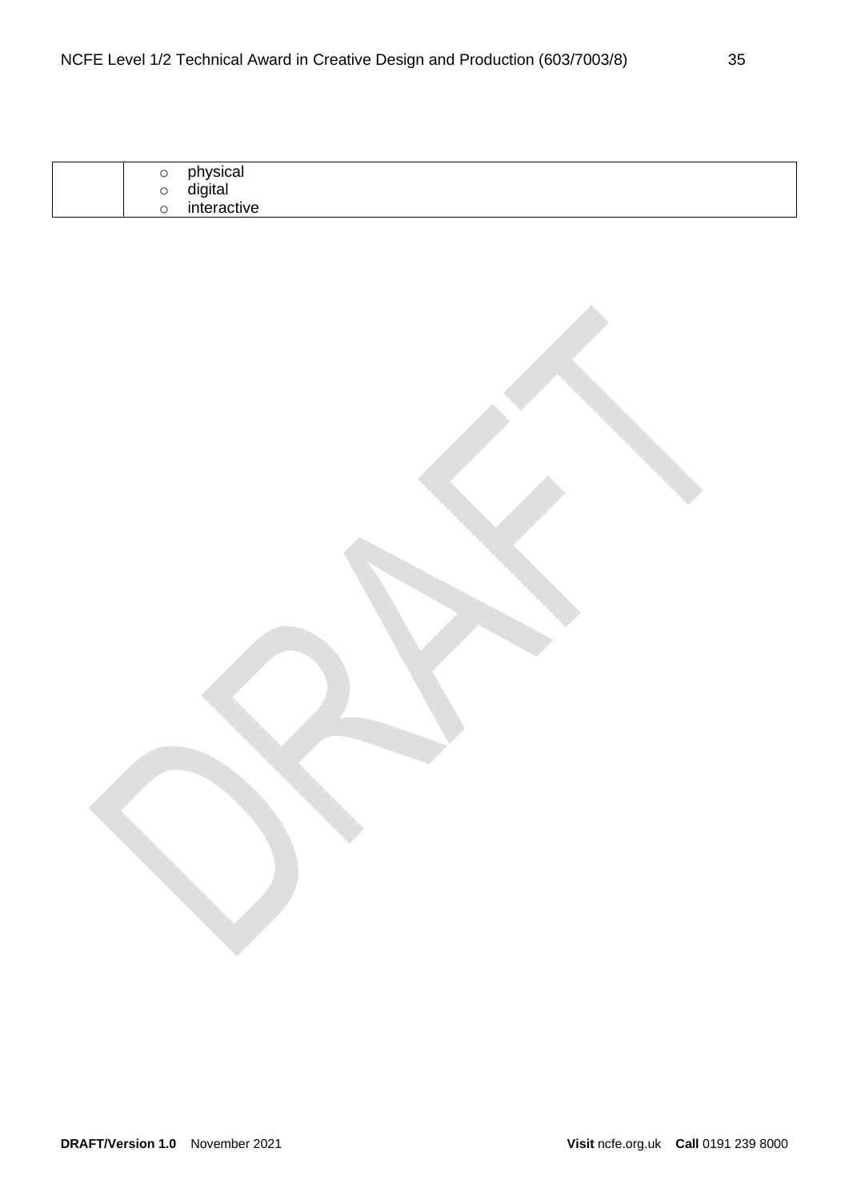| | |
|---|---|
| | <ul><li>physical</li><li>digital</li><li>interactive</li></ul> |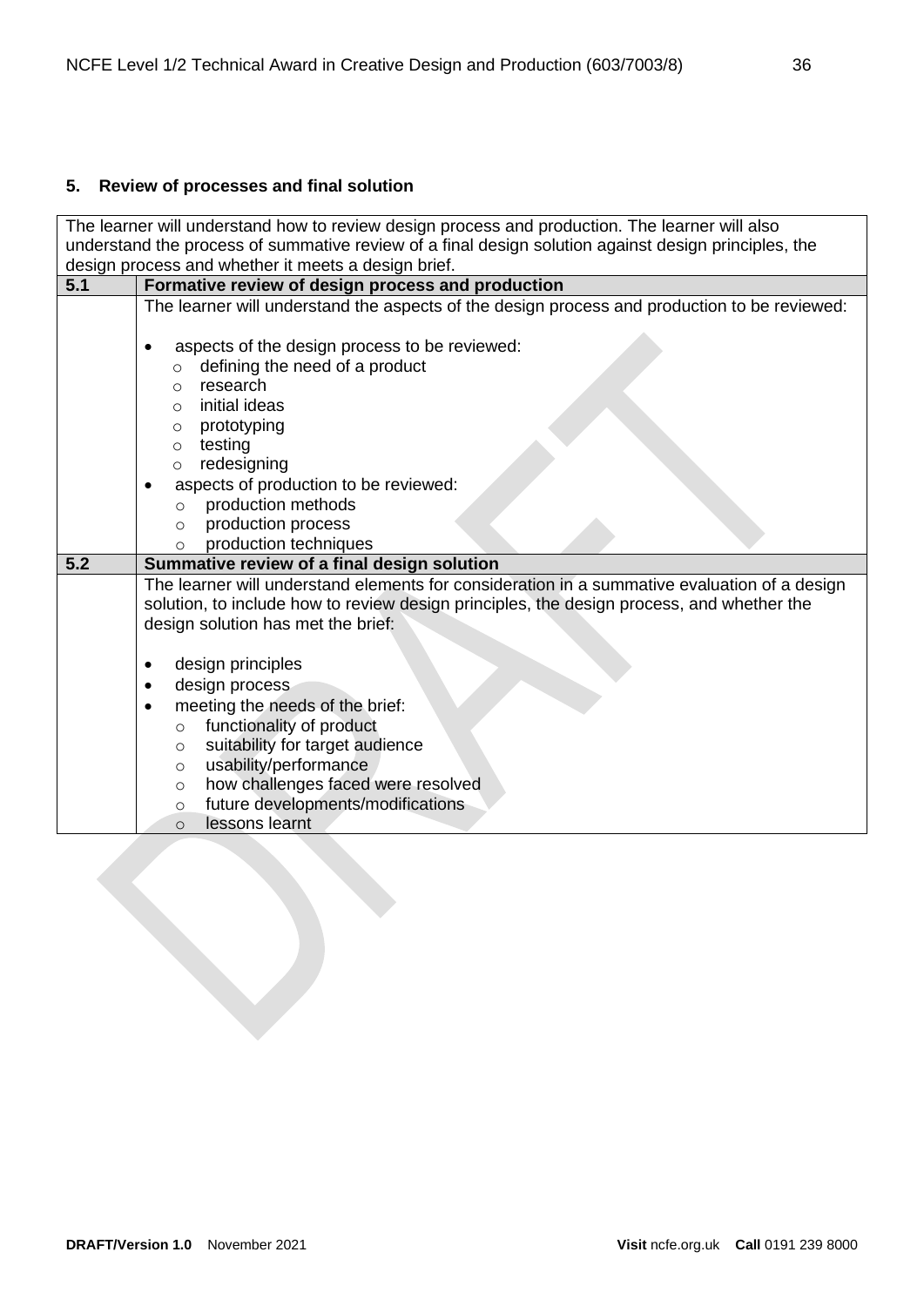## 5. Review of processes and final solution

| | |
|---|---|
| The learner will understand how to review design process and production. The learner will also understand the process of summative review of a final design solution against design principles, the design process and whether it meets a design brief. | |
| **5.1** | **Formative review of design process and production** |
| | The learner will understand the aspects of the design process and production to be reviewed:<br><br>• aspects of the design process to be reviewed:<br>&nbsp;&nbsp;○ defining the need of a product<br>&nbsp;&nbsp;○ research<br>&nbsp;&nbsp;○ initial ideas<br>&nbsp;&nbsp;○ prototyping<br>&nbsp;&nbsp;○ testing<br>&nbsp;&nbsp;○ redesigning<br>• aspects of production to be reviewed:<br>&nbsp;&nbsp;○ production methods<br>&nbsp;&nbsp;○ production process<br>&nbsp;&nbsp;○ production techniques |
| **5.2** | **Summative review of a final design solution** |
| | The learner will understand elements for consideration in a summative evaluation of a design solution, to include how to review design principles, the design process, and whether the design solution has met the brief:<br><br>• design principles<br>• design process<br>• meeting the needs of the brief:<br>&nbsp;&nbsp;○ functionality of product<br>&nbsp;&nbsp;○ suitability for target audience<br>&nbsp;&nbsp;○ usability/performance<br>&nbsp;&nbsp;○ how challenges faced were resolved<br>&nbsp;&nbsp;○ future developments/modifications<br>&nbsp;&nbsp;○ lessons learnt |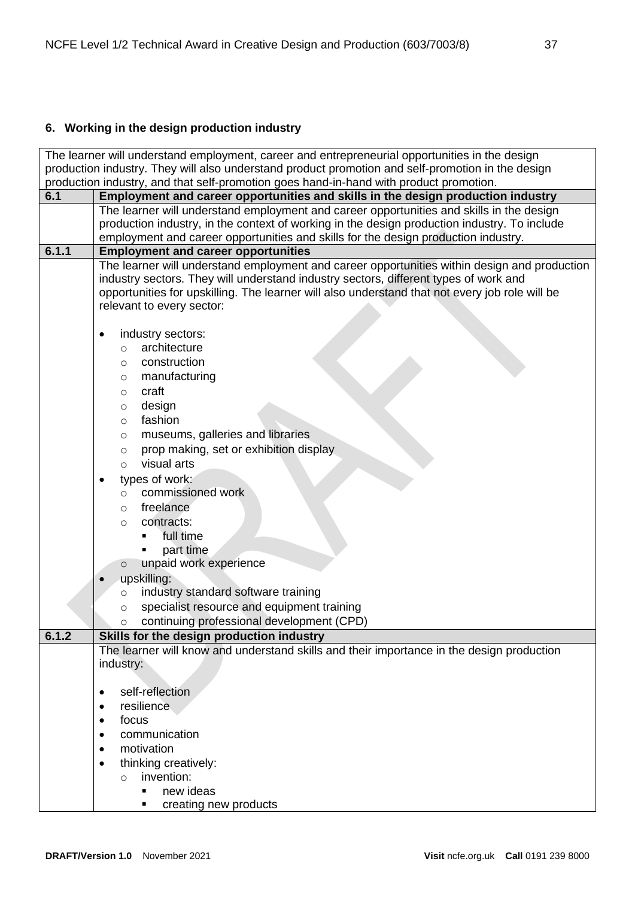## 6. Working in the design production industry

The learner will understand employment, career and entrepreneurial opportunities in the design production industry. They will also understand product promotion and self-promotion in the design production industry, and that self-promotion goes hand-in-hand with product promotion.

| | |
|---|---|
| **6.1** | **Employment and career opportunities and skills in the design production industry** |
| | The learner will understand employment and career opportunities and skills in the design production industry, in the context of working in the design production industry. To include employment and career opportunities and skills for the design production industry. |
| **6.1.1** | **Employment and career opportunities** |
| | The learner will understand employment and career opportunities within design and production industry sectors. They will understand industry sectors, different types of work and opportunities for upskilling. The learner will also understand that not every job role will be relevant to every sector:<br><br>• industry sectors:<br>&nbsp;&nbsp;&nbsp;&nbsp;○ architecture<br>&nbsp;&nbsp;&nbsp;&nbsp;○ construction<br>&nbsp;&nbsp;&nbsp;&nbsp;○ manufacturing<br>&nbsp;&nbsp;&nbsp;&nbsp;○ craft<br>&nbsp;&nbsp;&nbsp;&nbsp;○ design<br>&nbsp;&nbsp;&nbsp;&nbsp;○ fashion<br>&nbsp;&nbsp;&nbsp;&nbsp;○ museums, galleries and libraries<br>&nbsp;&nbsp;&nbsp;&nbsp;○ prop making, set or exhibition display<br>&nbsp;&nbsp;&nbsp;&nbsp;○ visual arts<br>• types of work:<br>&nbsp;&nbsp;&nbsp;&nbsp;○ commissioned work<br>&nbsp;&nbsp;&nbsp;&nbsp;○ freelance<br>&nbsp;&nbsp;&nbsp;&nbsp;○ contracts:<br>&nbsp;&nbsp;&nbsp;&nbsp;&nbsp;&nbsp;&nbsp;&nbsp;▪ full time<br>&nbsp;&nbsp;&nbsp;&nbsp;&nbsp;&nbsp;&nbsp;&nbsp;▪ part time<br>&nbsp;&nbsp;&nbsp;&nbsp;○ unpaid work experience<br>• upskilling:<br>&nbsp;&nbsp;&nbsp;&nbsp;○ industry standard software training<br>&nbsp;&nbsp;&nbsp;&nbsp;○ specialist resource and equipment training<br>&nbsp;&nbsp;&nbsp;&nbsp;○ continuing professional development (CPD) |
| **6.1.2** | **Skills for the design production industry** |
| | The learner will know and understand skills and their importance in the design production industry:<br><br>• self-reflection<br>• resilience<br>• focus<br>• communication<br>• motivation<br>• thinking creatively:<br>&nbsp;&nbsp;&nbsp;&nbsp;○ invention:<br>&nbsp;&nbsp;&nbsp;&nbsp;&nbsp;&nbsp;&nbsp;&nbsp;▪ new ideas<br>&nbsp;&nbsp;&nbsp;&nbsp;&nbsp;&nbsp;&nbsp;&nbsp;▪ creating new products |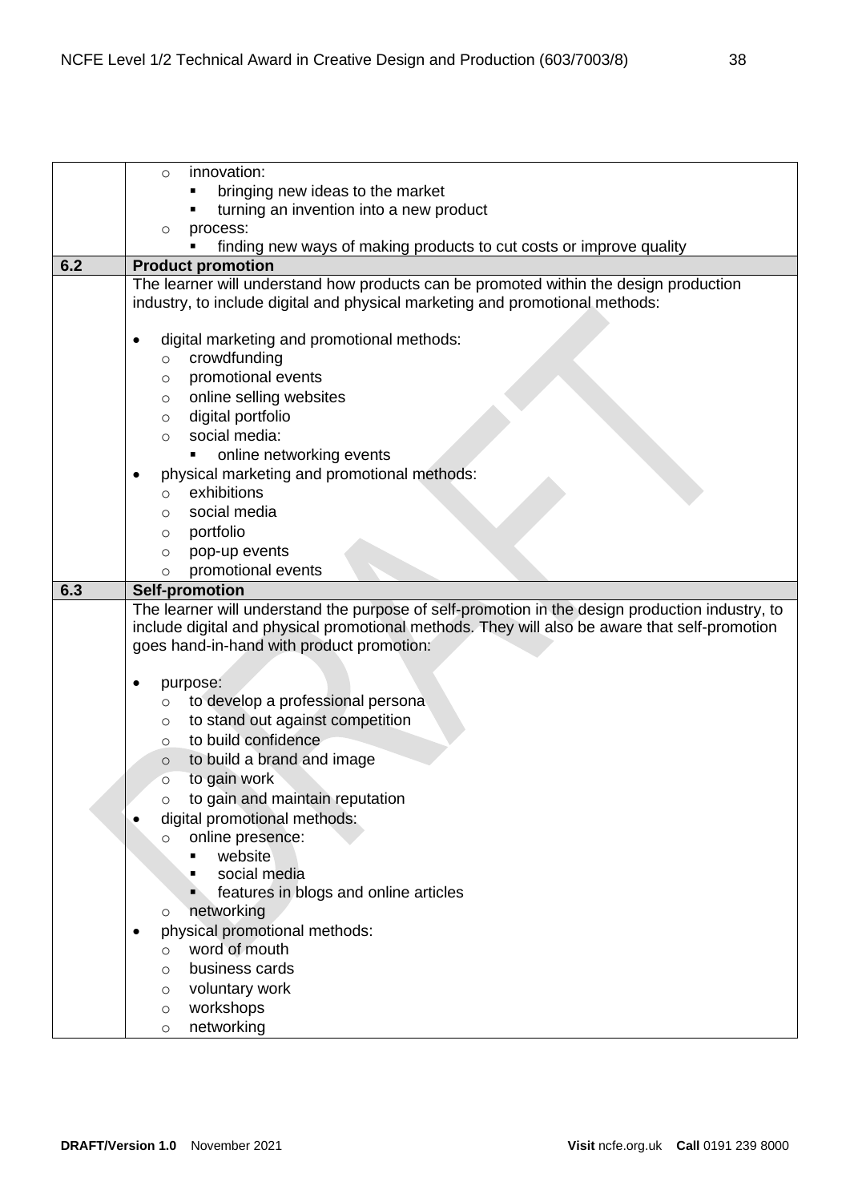| | |
|---|---|
| | ◦ innovation:<br>&nbsp;&nbsp;&nbsp;&nbsp;▪ bringing new ideas to the market<br>&nbsp;&nbsp;&nbsp;&nbsp;▪ turning an invention into a new product<br>◦ process:<br>&nbsp;&nbsp;&nbsp;&nbsp;▪ finding new ways of making products to cut costs or improve quality |
| **6.2** | **Product promotion** |
| | The learner will understand how products can be promoted within the design production industry, to include digital and physical marketing and promotional methods:<br><br>• digital marketing and promotional methods:<br>&nbsp;&nbsp;◦ crowdfunding<br>&nbsp;&nbsp;◦ promotional events<br>&nbsp;&nbsp;◦ online selling websites<br>&nbsp;&nbsp;◦ digital portfolio<br>&nbsp;&nbsp;◦ social media:<br>&nbsp;&nbsp;&nbsp;&nbsp;&nbsp;&nbsp;▪ online networking events<br>• physical marketing and promotional methods:<br>&nbsp;&nbsp;◦ exhibitions<br>&nbsp;&nbsp;◦ social media<br>&nbsp;&nbsp;◦ portfolio<br>&nbsp;&nbsp;◦ pop-up events<br>&nbsp;&nbsp;◦ promotional events |
| **6.3** | **Self-promotion** |
| | The learner will understand the purpose of self-promotion in the design production industry, to include digital and physical promotional methods. They will also be aware that self-promotion goes hand-in-hand with product promotion:<br><br>• purpose:<br>&nbsp;&nbsp;◦ to develop a professional persona<br>&nbsp;&nbsp;◦ to stand out against competition<br>&nbsp;&nbsp;◦ to build confidence<br>&nbsp;&nbsp;◦ to build a brand and image<br>&nbsp;&nbsp;◦ to gain work<br>&nbsp;&nbsp;◦ to gain and maintain reputation<br>• digital promotional methods:<br>&nbsp;&nbsp;◦ online presence:<br>&nbsp;&nbsp;&nbsp;&nbsp;&nbsp;&nbsp;▪ website<br>&nbsp;&nbsp;&nbsp;&nbsp;&nbsp;&nbsp;▪ social media<br>&nbsp;&nbsp;&nbsp;&nbsp;&nbsp;&nbsp;▪ features in blogs and online articles<br>&nbsp;&nbsp;◦ networking<br>• physical promotional methods:<br>&nbsp;&nbsp;◦ word of mouth<br>&nbsp;&nbsp;◦ business cards<br>&nbsp;&nbsp;◦ voluntary work<br>&nbsp;&nbsp;◦ workshops<br>&nbsp;&nbsp;◦ networking |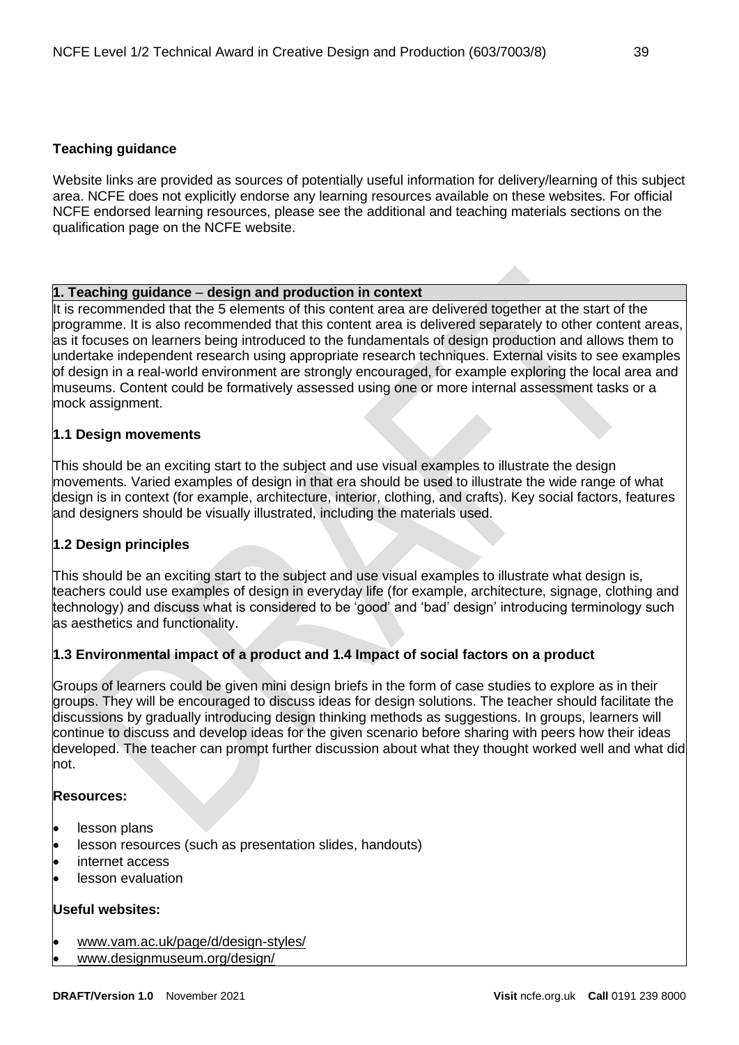## Teaching guidance

Website links are provided as sources of potentially useful information for delivery/learning of this subject area. NCFE does not explicitly endorse any learning resources available on these websites. For official NCFE endorsed learning resources, please see the additional and teaching materials sections on the qualification page on the NCFE website.

### 1. Teaching guidance – design and production in context

It is recommended that the 5 elements of this content area are delivered together at the start of the programme. It is also recommended that this content area is delivered separately to other content areas, as it focuses on learners being introduced to the fundamentals of design production and allows them to undertake independent research using appropriate research techniques. External visits to see examples of design in a real-world environment are strongly encouraged, for example exploring the local area and museums. Content could be formatively assessed using one or more internal assessment tasks or a mock assignment.

**1.1 Design movements**

This should be an exciting start to the subject and use visual examples to illustrate the design movements. Varied examples of design in that era should be used to illustrate the wide range of what design is in context (for example, architecture, interior, clothing, and crafts). Key social factors, features and designers should be visually illustrated, including the materials used.

**1.2 Design principles**

This should be an exciting start to the subject and use visual examples to illustrate what design is, teachers could use examples of design in everyday life (for example, architecture, signage, clothing and technology) and discuss what is considered to be 'good' and 'bad' design' introducing terminology such as aesthetics and functionality.

**1.3 Environmental impact of a product and 1.4 Impact of social factors on a product**

Groups of learners could be given mini design briefs in the form of case studies to explore as in their groups. They will be encouraged to discuss ideas for design solutions. The teacher should facilitate the discussions by gradually introducing design thinking methods as suggestions. In groups, learners will continue to discuss and develop ideas for the given scenario before sharing with peers how their ideas developed. The teacher can prompt further discussion about what they thought worked well and what did not.

**Resources:**

- lesson plans
- lesson resources (such as presentation slides, handouts)
- internet access
- lesson evaluation

**Useful websites:**

- www.vam.ac.uk/page/d/design-styles/
- www.designmuseum.org/design/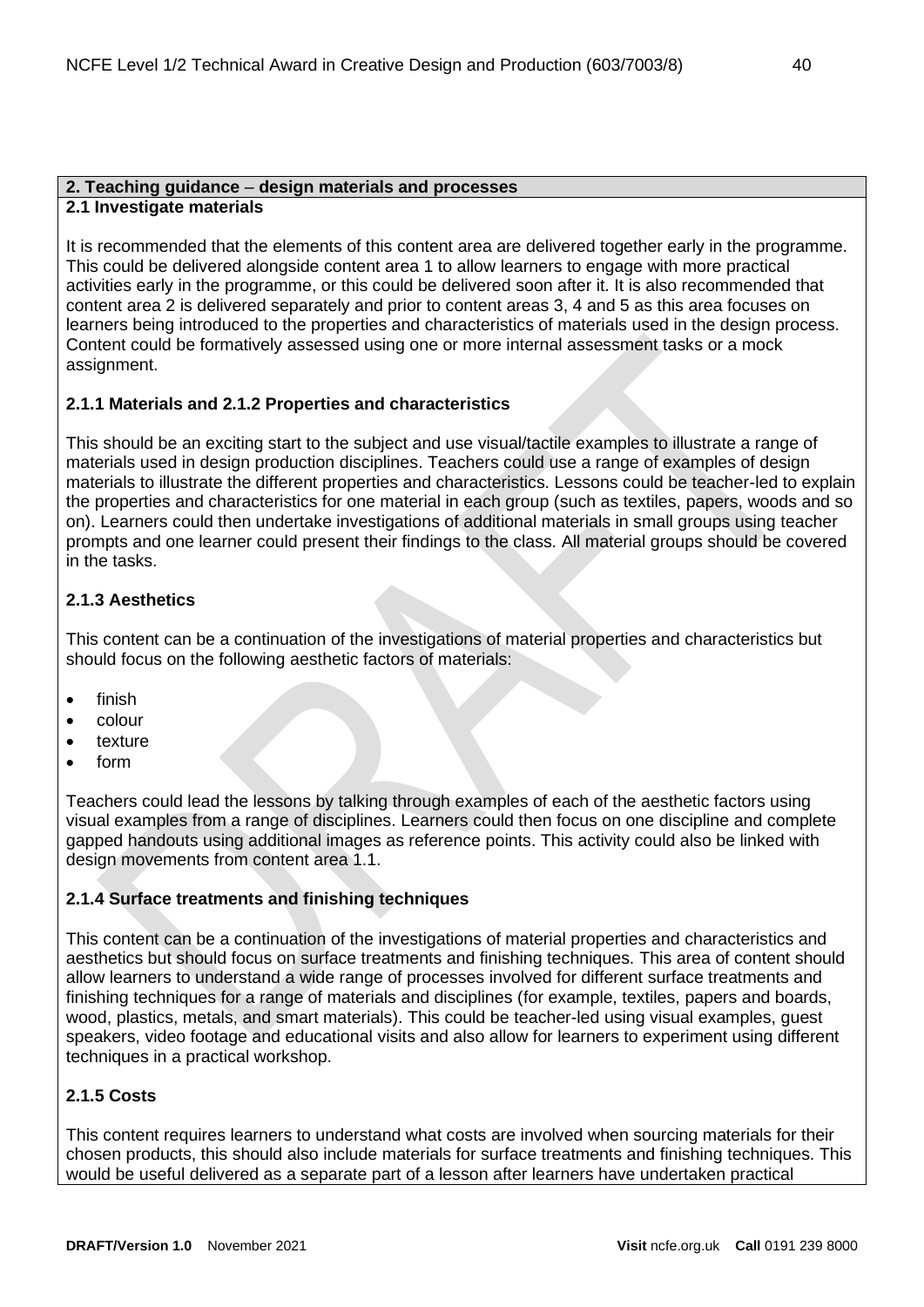## 2. Teaching guidance – design materials and processes

### 2.1 Investigate materials

It is recommended that the elements of this content area are delivered together early in the programme. This could be delivered alongside content area 1 to allow learners to engage with more practical activities early in the programme, or this could be delivered soon after it. It is also recommended that content area 2 is delivered separately and prior to content areas 3, 4 and 5 as this area focuses on learners being introduced to the properties and characteristics of materials used in the design process. Content could be formatively assessed using one or more internal assessment tasks or a mock assignment.

#### 2.1.1 Materials and 2.1.2 Properties and characteristics

This should be an exciting start to the subject and use visual/tactile examples to illustrate a range of materials used in design production disciplines. Teachers could use a range of examples of design materials to illustrate the different properties and characteristics. Lessons could be teacher-led to explain the properties and characteristics for one material in each group (such as textiles, papers, woods and so on). Learners could then undertake investigations of additional materials in small groups using teacher prompts and one learner could present their findings to the class. All material groups should be covered in the tasks.

#### 2.1.3 Aesthetics

This content can be a continuation of the investigations of material properties and characteristics but should focus on the following aesthetic factors of materials:

- finish
- colour
- texture
- form

Teachers could lead the lessons by talking through examples of each of the aesthetic factors using visual examples from a range of disciplines. Learners could then focus on one discipline and complete gapped handouts using additional images as reference points. This activity could also be linked with design movements from content area 1.1.

#### 2.1.4 Surface treatments and finishing techniques

This content can be a continuation of the investigations of material properties and characteristics and aesthetics but should focus on surface treatments and finishing techniques. This area of content should allow learners to understand a wide range of processes involved for different surface treatments and finishing techniques for a range of materials and disciplines (for example, textiles, papers and boards, wood, plastics, metals, and smart materials). This could be teacher-led using visual examples, guest speakers, video footage and educational visits and also allow for learners to experiment using different techniques in a practical workshop.

#### 2.1.5 Costs

This content requires learners to understand what costs are involved when sourcing materials for their chosen products, this should also include materials for surface treatments and finishing techniques. This would be useful delivered as a separate part of a lesson after learners have undertaken practical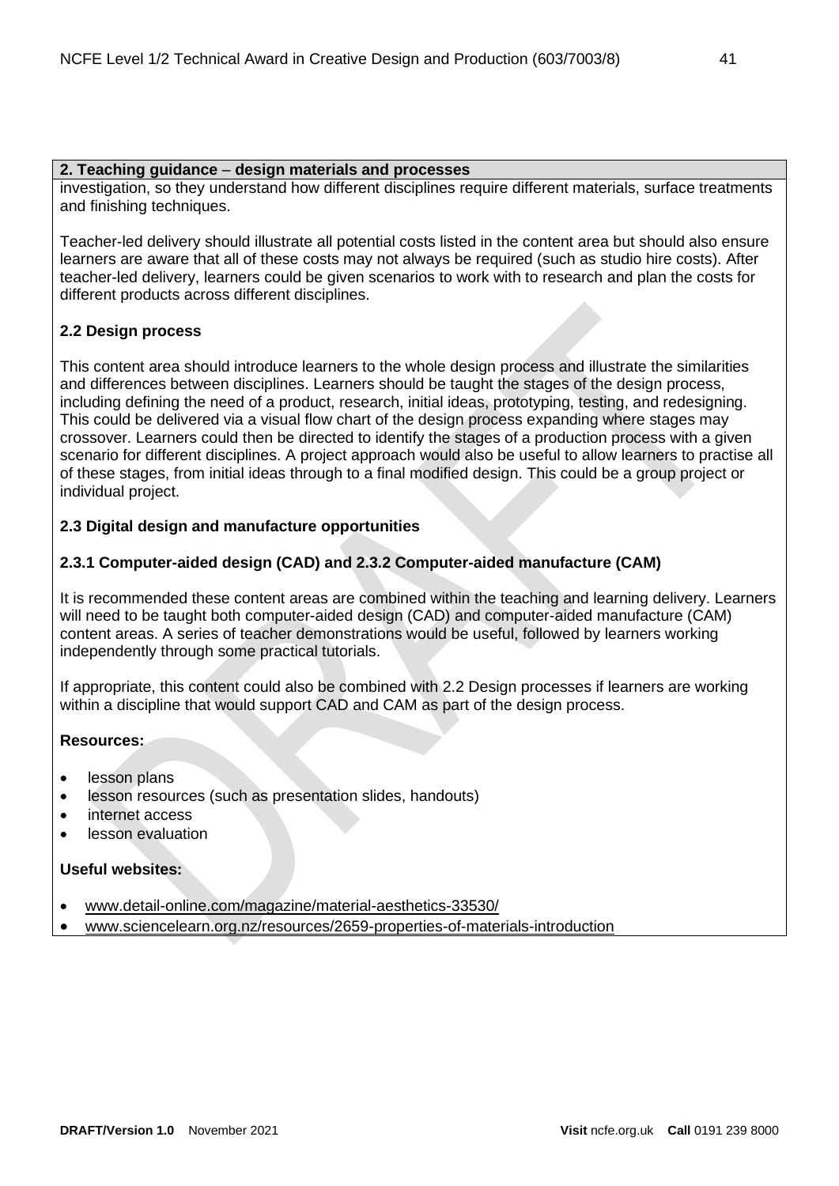**2. Teaching guidance – design materials and processes**

investigation, so they understand how different disciplines require different materials, surface treatments and finishing techniques.

Teacher-led delivery should illustrate all potential costs listed in the content area but should also ensure learners are aware that all of these costs may not always be required (such as studio hire costs). After teacher-led delivery, learners could be given scenarios to work with to research and plan the costs for different products across different disciplines.

**2.2 Design process**

This content area should introduce learners to the whole design process and illustrate the similarities and differences between disciplines. Learners should be taught the stages of the design process, including defining the need of a product, research, initial ideas, prototyping, testing, and redesigning. This could be delivered via a visual flow chart of the design process expanding where stages may crossover. Learners could then be directed to identify the stages of a production process with a given scenario for different disciplines. A project approach would also be useful to allow learners to practise all of these stages, from initial ideas through to a final modified design. This could be a group project or individual project.

**2.3 Digital design and manufacture opportunities**

**2.3.1 Computer-aided design (CAD) and 2.3.2 Computer-aided manufacture (CAM)**

It is recommended these content areas are combined within the teaching and learning delivery. Learners will need to be taught both computer-aided design (CAD) and computer-aided manufacture (CAM) content areas. A series of teacher demonstrations would be useful, followed by learners working independently through some practical tutorials.

If appropriate, this content could also be combined with 2.2 Design processes if learners are working within a discipline that would support CAD and CAM as part of the design process.

**Resources:**

- lesson plans
- lesson resources (such as presentation slides, handouts)
- internet access
- lesson evaluation

**Useful websites:**

- www.detail-online.com/magazine/material-aesthetics-33530/
- www.sciencelearn.org.nz/resources/2659-properties-of-materials-introduction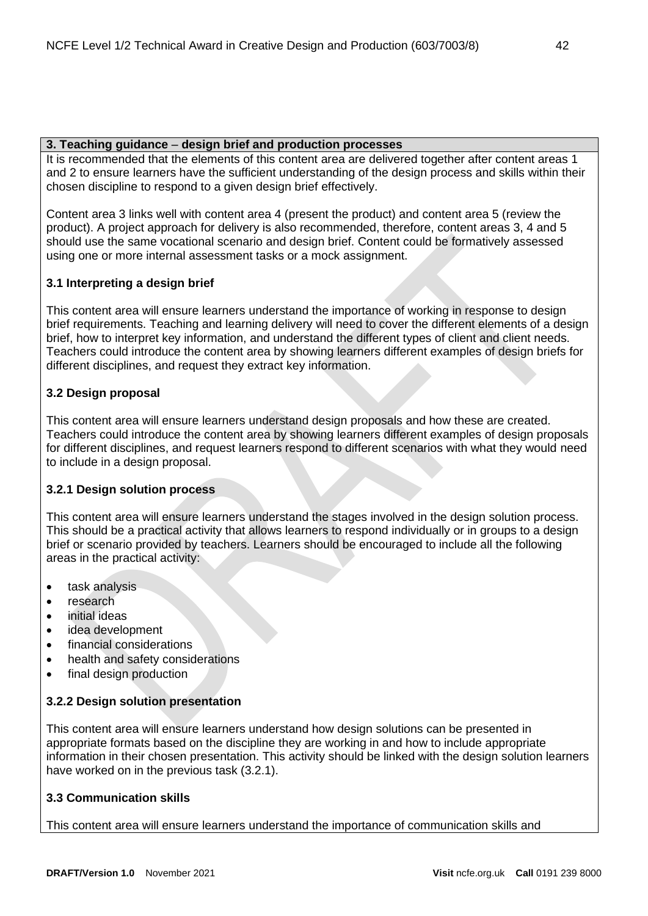**3. Teaching guidance – design brief and production processes**

It is recommended that the elements of this content area are delivered together after content areas 1 and 2 to ensure learners have the sufficient understanding of the design process and skills within their chosen discipline to respond to a given design brief effectively.

Content area 3 links well with content area 4 (present the product) and content area 5 (review the product). A project approach for delivery is also recommended, therefore, content areas 3, 4 and 5 should use the same vocational scenario and design brief. Content could be formatively assessed using one or more internal assessment tasks or a mock assignment.

**3.1 Interpreting a design brief**

This content area will ensure learners understand the importance of working in response to design brief requirements. Teaching and learning delivery will need to cover the different elements of a design brief, how to interpret key information, and understand the different types of client and client needs. Teachers could introduce the content area by showing learners different examples of design briefs for different disciplines, and request they extract key information.

**3.2 Design proposal**

This content area will ensure learners understand design proposals and how these are created. Teachers could introduce the content area by showing learners different examples of design proposals for different disciplines, and request learners respond to different scenarios with what they would need to include in a design proposal.

**3.2.1 Design solution process**

This content area will ensure learners understand the stages involved in the design solution process. This should be a practical activity that allows learners to respond individually or in groups to a design brief or scenario provided by teachers. Learners should be encouraged to include all the following areas in the practical activity:

- task analysis
- research
- initial ideas
- idea development
- financial considerations
- health and safety considerations
- final design production

**3.2.2 Design solution presentation**

This content area will ensure learners understand how design solutions can be presented in appropriate formats based on the discipline they are working in and how to include appropriate information in their chosen presentation. This activity should be linked with the design solution learners have worked on in the previous task (3.2.1).

**3.3 Communication skills**

This content area will ensure learners understand the importance of communication skills and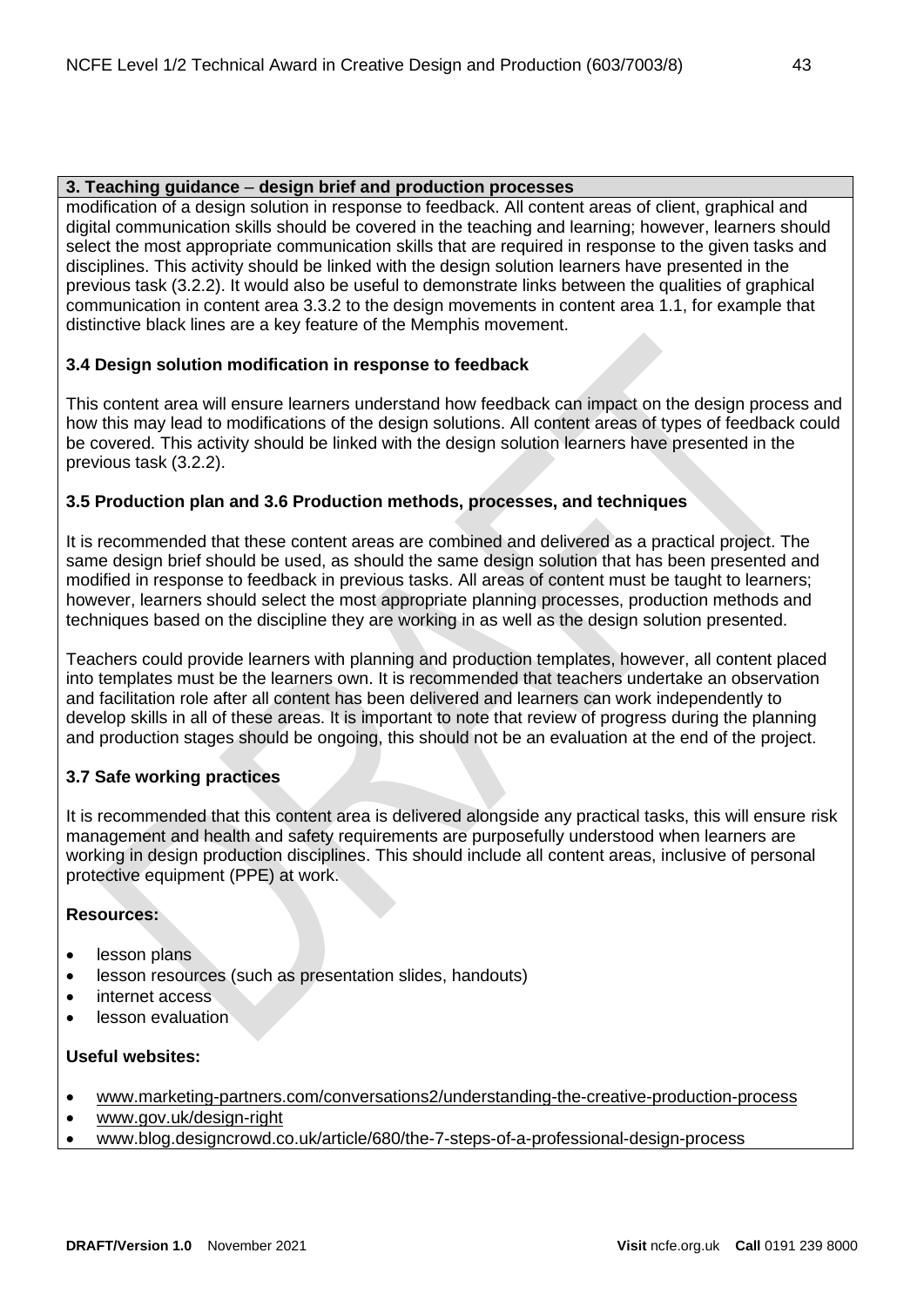**3. Teaching guidance – design brief and production processes**

modification of a design solution in response to feedback. All content areas of client, graphical and digital communication skills should be covered in the teaching and learning; however, learners should select the most appropriate communication skills that are required in response to the given tasks and disciplines. This activity should be linked with the design solution learners have presented in the previous task (3.2.2). It would also be useful to demonstrate links between the qualities of graphical communication in content area 3.3.2 to the design movements in content area 1.1, for example that distinctive black lines are a key feature of the Memphis movement.

**3.4 Design solution modification in response to feedback**

This content area will ensure learners understand how feedback can impact on the design process and how this may lead to modifications of the design solutions. All content areas of types of feedback could be covered. This activity should be linked with the design solution learners have presented in the previous task (3.2.2).

**3.5 Production plan and 3.6 Production methods, processes, and techniques**

It is recommended that these content areas are combined and delivered as a practical project. The same design brief should be used, as should the same design solution that has been presented and modified in response to feedback in previous tasks. All areas of content must be taught to learners; however, learners should select the most appropriate planning processes, production methods and techniques based on the discipline they are working in as well as the design solution presented.

Teachers could provide learners with planning and production templates, however, all content placed into templates must be the learners own. It is recommended that teachers undertake an observation and facilitation role after all content has been delivered and learners can work independently to develop skills in all of these areas. It is important to note that review of progress during the planning and production stages should be ongoing, this should not be an evaluation at the end of the project.

**3.7 Safe working practices**

It is recommended that this content area is delivered alongside any practical tasks, this will ensure risk management and health and safety requirements are purposefully understood when learners are working in design production disciplines. This should include all content areas, inclusive of personal protective equipment (PPE) at work.

**Resources:**

- lesson plans
- lesson resources (such as presentation slides, handouts)
- internet access
- lesson evaluation

**Useful websites:**

- www.marketing-partners.com/conversations2/understanding-the-creative-production-process
- www.gov.uk/design-right
- www.blog.designcrowd.co.uk/article/680/the-7-steps-of-a-professional-design-process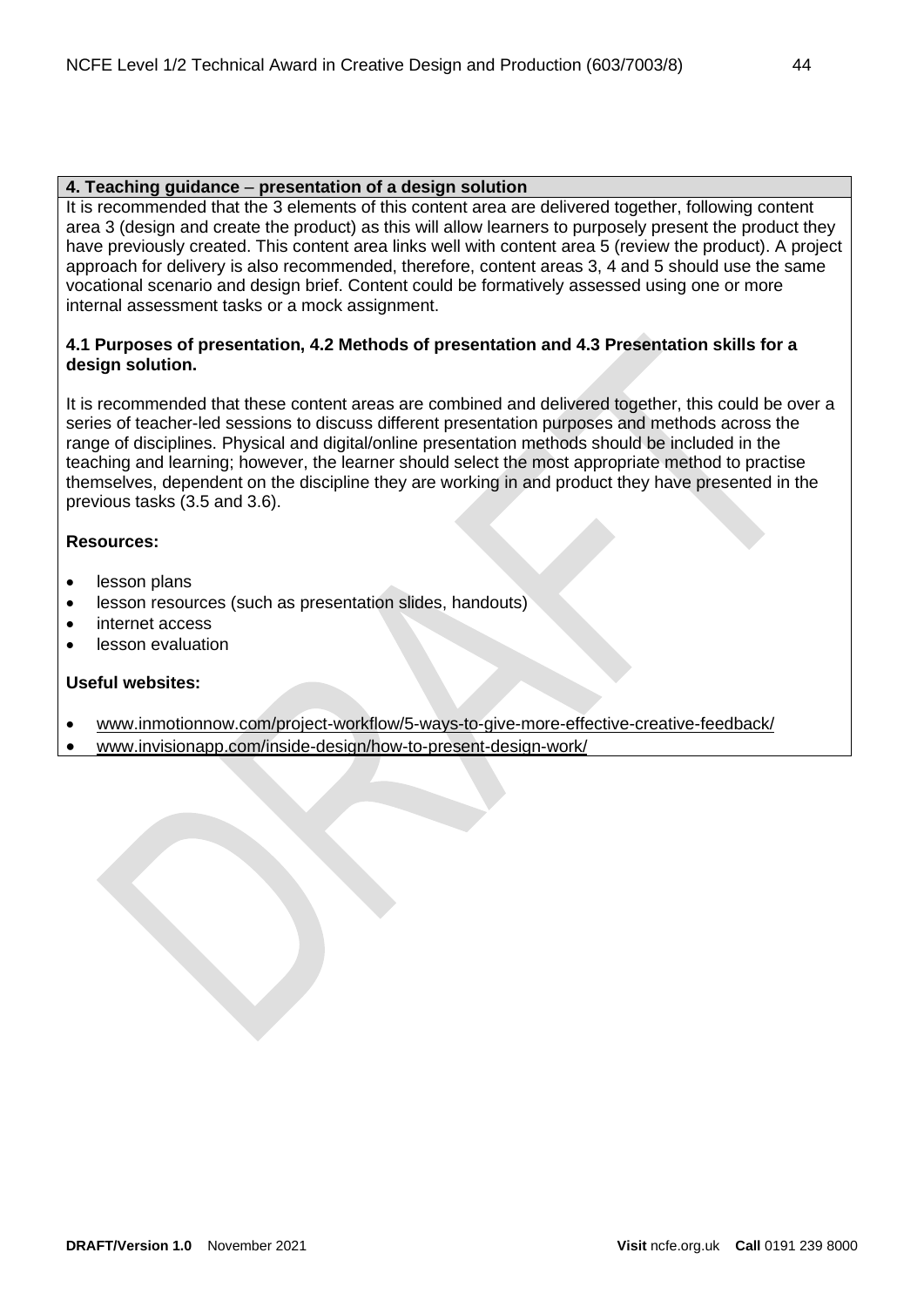**4. Teaching guidance – presentation of a design solution**

It is recommended that the 3 elements of this content area are delivered together, following content area 3 (design and create the product) as this will allow learners to purposely present the product they have previously created. This content area links well with content area 5 (review the product). A project approach for delivery is also recommended, therefore, content areas 3, 4 and 5 should use the same vocational scenario and design brief. Content could be formatively assessed using one or more internal assessment tasks or a mock assignment.

**4.1 Purposes of presentation, 4.2 Methods of presentation and 4.3 Presentation skills for a design solution.**

It is recommended that these content areas are combined and delivered together, this could be over a series of teacher-led sessions to discuss different presentation purposes and methods across the range of disciplines. Physical and digital/online presentation methods should be included in the teaching and learning; however, the learner should select the most appropriate method to practise themselves, dependent on the discipline they are working in and product they have presented in the previous tasks (3.5 and 3.6).

**Resources:**

- lesson plans
- lesson resources (such as presentation slides, handouts)
- internet access
- lesson evaluation

**Useful websites:**

- www.inmotionnow.com/project-workflow/5-ways-to-give-more-effective-creative-feedback/
- www.invisionapp.com/inside-design/how-to-present-design-work/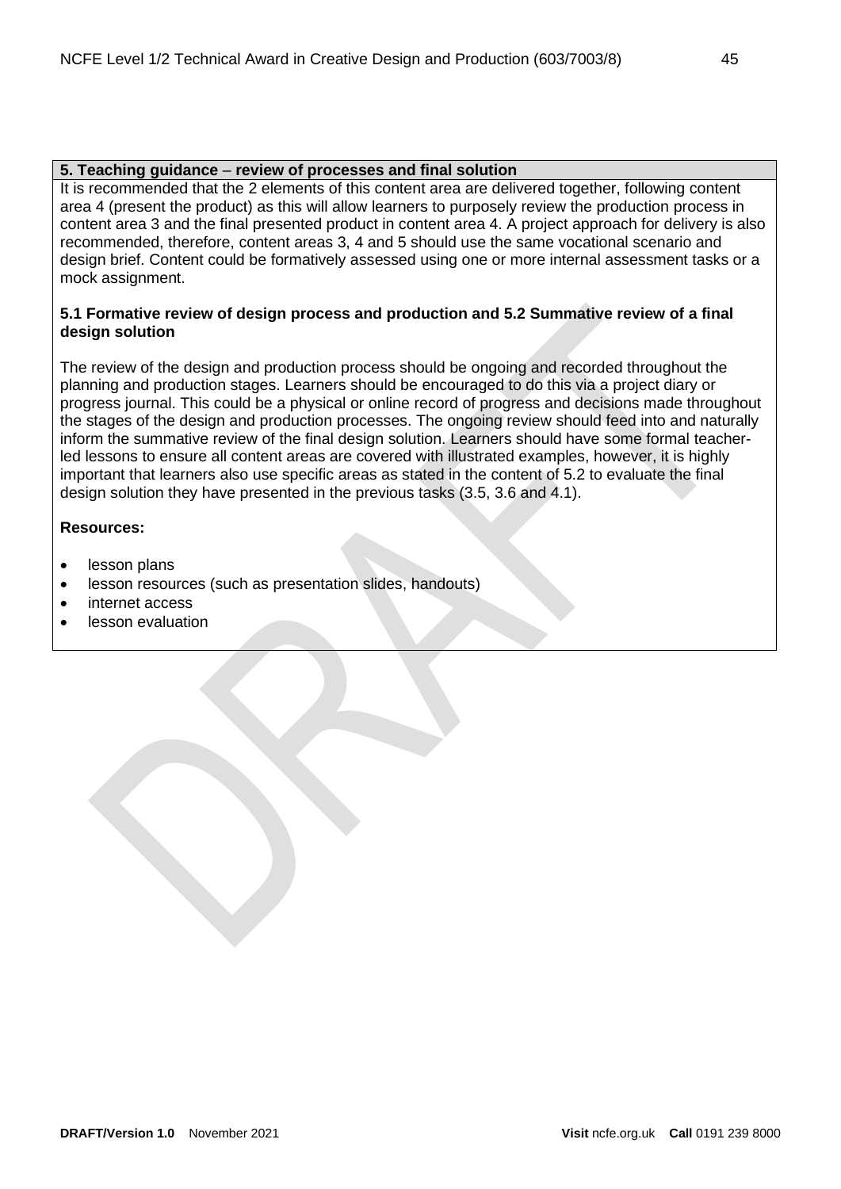## 5. Teaching guidance – review of processes and final solution

It is recommended that the 2 elements of this content area are delivered together, following content area 4 (present the product) as this will allow learners to purposely review the production process in content area 3 and the final presented product in content area 4. A project approach for delivery is also recommended, therefore, content areas 3, 4 and 5 should use the same vocational scenario and design brief. Content could be formatively assessed using one or more internal assessment tasks or a mock assignment.

**5.1 Formative review of design process and production and 5.2 Summative review of a final design solution**

The review of the design and production process should be ongoing and recorded throughout the planning and production stages. Learners should be encouraged to do this via a project diary or progress journal. This could be a physical or online record of progress and decisions made throughout the stages of the design and production processes. The ongoing review should feed into and naturally inform the summative review of the final design solution. Learners should have some formal teacher-led lessons to ensure all content areas are covered with illustrated examples, however, it is highly important that learners also use specific areas as stated in the content of 5.2 to evaluate the final design solution they have presented in the previous tasks (3.5, 3.6 and 4.1).

**Resources:**

- lesson plans
- lesson resources (such as presentation slides, handouts)
- internet access
- lesson evaluation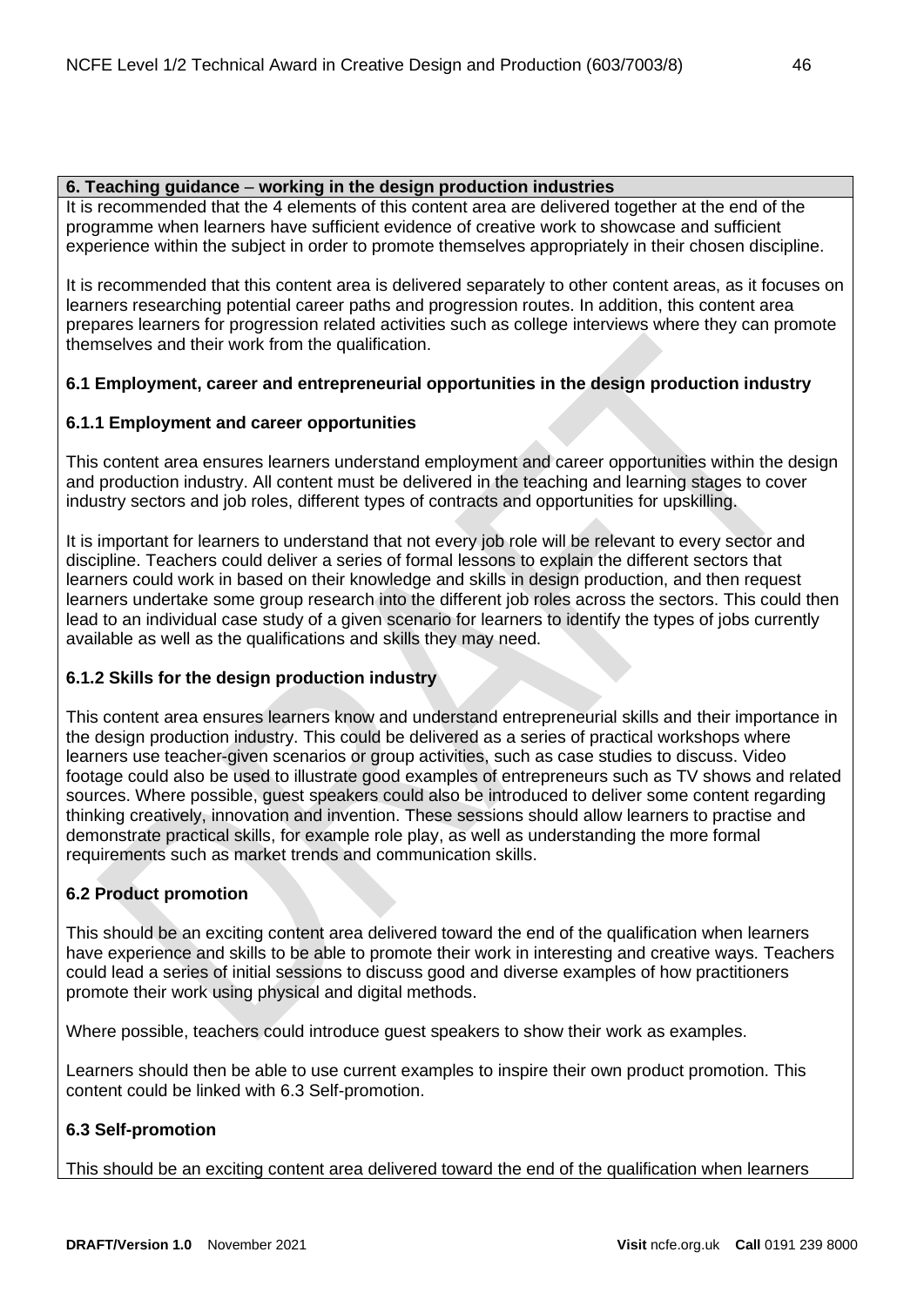**6. Teaching guidance – working in the design production industries**

It is recommended that the 4 elements of this content area are delivered together at the end of the programme when learners have sufficient evidence of creative work to showcase and sufficient experience within the subject in order to promote themselves appropriately in their chosen discipline.

It is recommended that this content area is delivered separately to other content areas, as it focuses on learners researching potential career paths and progression routes. In addition, this content area prepares learners for progression related activities such as college interviews where they can promote themselves and their work from the qualification.

**6.1 Employment, career and entrepreneurial opportunities in the design production industry**

**6.1.1 Employment and career opportunities**

This content area ensures learners understand employment and career opportunities within the design and production industry. All content must be delivered in the teaching and learning stages to cover industry sectors and job roles, different types of contracts and opportunities for upskilling.

It is important for learners to understand that not every job role will be relevant to every sector and discipline. Teachers could deliver a series of formal lessons to explain the different sectors that learners could work in based on their knowledge and skills in design production, and then request learners undertake some group research into the different job roles across the sectors. This could then lead to an individual case study of a given scenario for learners to identify the types of jobs currently available as well as the qualifications and skills they may need.

**6.1.2 Skills for the design production industry**

This content area ensures learners know and understand entrepreneurial skills and their importance in the design production industry. This could be delivered as a series of practical workshops where learners use teacher-given scenarios or group activities, such as case studies to discuss. Video footage could also be used to illustrate good examples of entrepreneurs such as TV shows and related sources. Where possible, guest speakers could also be introduced to deliver some content regarding thinking creatively, innovation and invention. These sessions should allow learners to practise and demonstrate practical skills, for example role play, as well as understanding the more formal requirements such as market trends and communication skills.

**6.2 Product promotion**

This should be an exciting content area delivered toward the end of the qualification when learners have experience and skills to be able to promote their work in interesting and creative ways. Teachers could lead a series of initial sessions to discuss good and diverse examples of how practitioners promote their work using physical and digital methods.

Where possible, teachers could introduce guest speakers to show their work as examples.

Learners should then be able to use current examples to inspire their own product promotion. This content could be linked with 6.3 Self-promotion.

**6.3 Self-promotion**

This should be an exciting content area delivered toward the end of the qualification when learners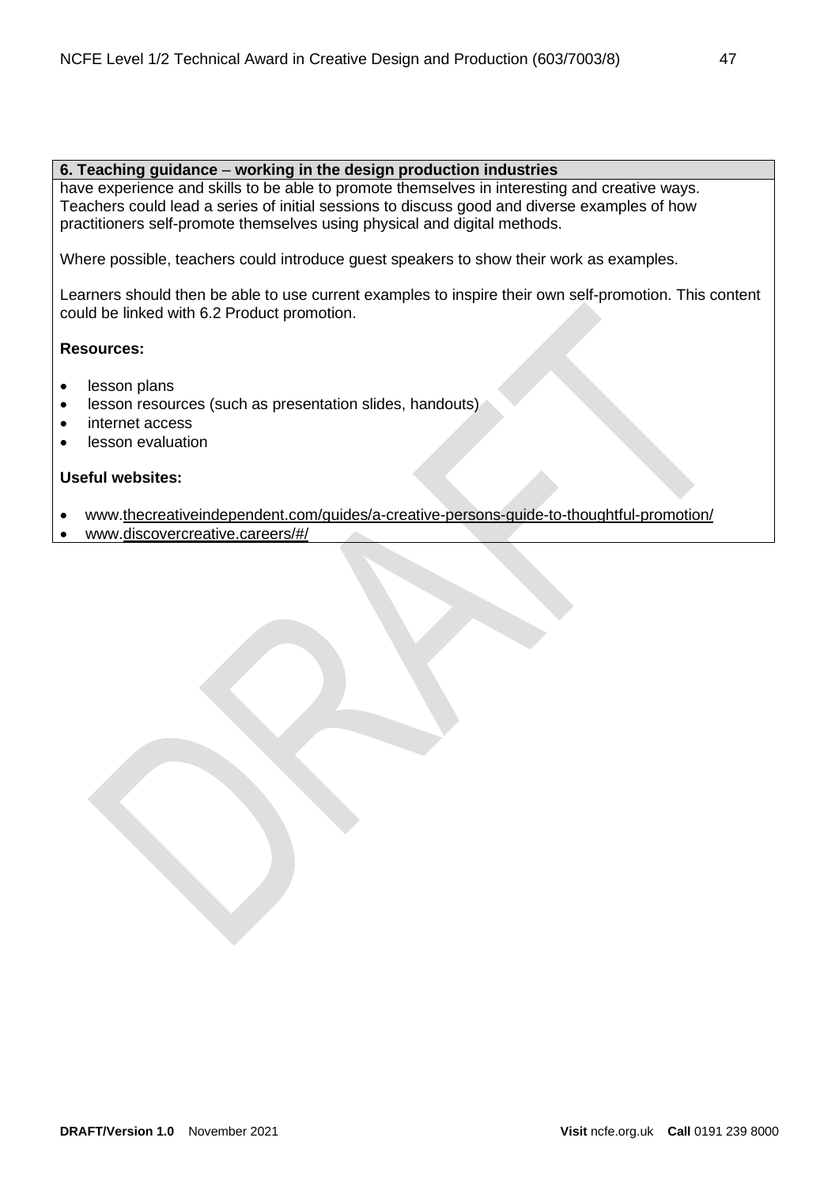| 6. Teaching guidance – working in the design production industries |
| --- |
| have experience and skills to be able to promote themselves in interesting and creative ways. Teachers could lead a series of initial sessions to discuss good and diverse examples of how practitioners self-promote themselves using physical and digital methods.<br><br>Where possible, teachers could introduce guest speakers to show their work as examples.<br><br>Learners should then be able to use current examples to inspire their own self-promotion. This content could be linked with 6.2 Product promotion.<br><br>**Resources:**<br><br>• lesson plans<br>• lesson resources (such as presentation slides, handouts)<br>• internet access<br>• lesson evaluation<br><br>**Useful websites:**<br><br>• www.thecreativeindependent.com/guides/a-creative-persons-guide-to-thoughtful-promotion/<br>• www.discovercreative.careers/#/ |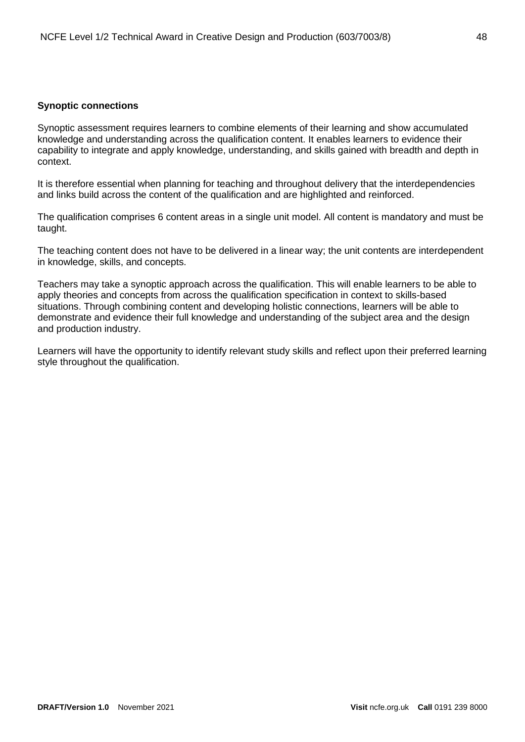**Synoptic connections**

Synoptic assessment requires learners to combine elements of their learning and show accumulated knowledge and understanding across the qualification content. It enables learners to evidence their capability to integrate and apply knowledge, understanding, and skills gained with breadth and depth in context.

It is therefore essential when planning for teaching and throughout delivery that the interdependencies and links build across the content of the qualification and are highlighted and reinforced.

The qualification comprises 6 content areas in a single unit model. All content is mandatory and must be taught.

The teaching content does not have to be delivered in a linear way; the unit contents are interdependent in knowledge, skills, and concepts.

Teachers may take a synoptic approach across the qualification. This will enable learners to be able to apply theories and concepts from across the qualification specification in context to skills-based situations. Through combining content and developing holistic connections, learners will be able to demonstrate and evidence their full knowledge and understanding of the subject area and the design and production industry.

Learners will have the opportunity to identify relevant study skills and reflect upon their preferred learning style throughout the qualification.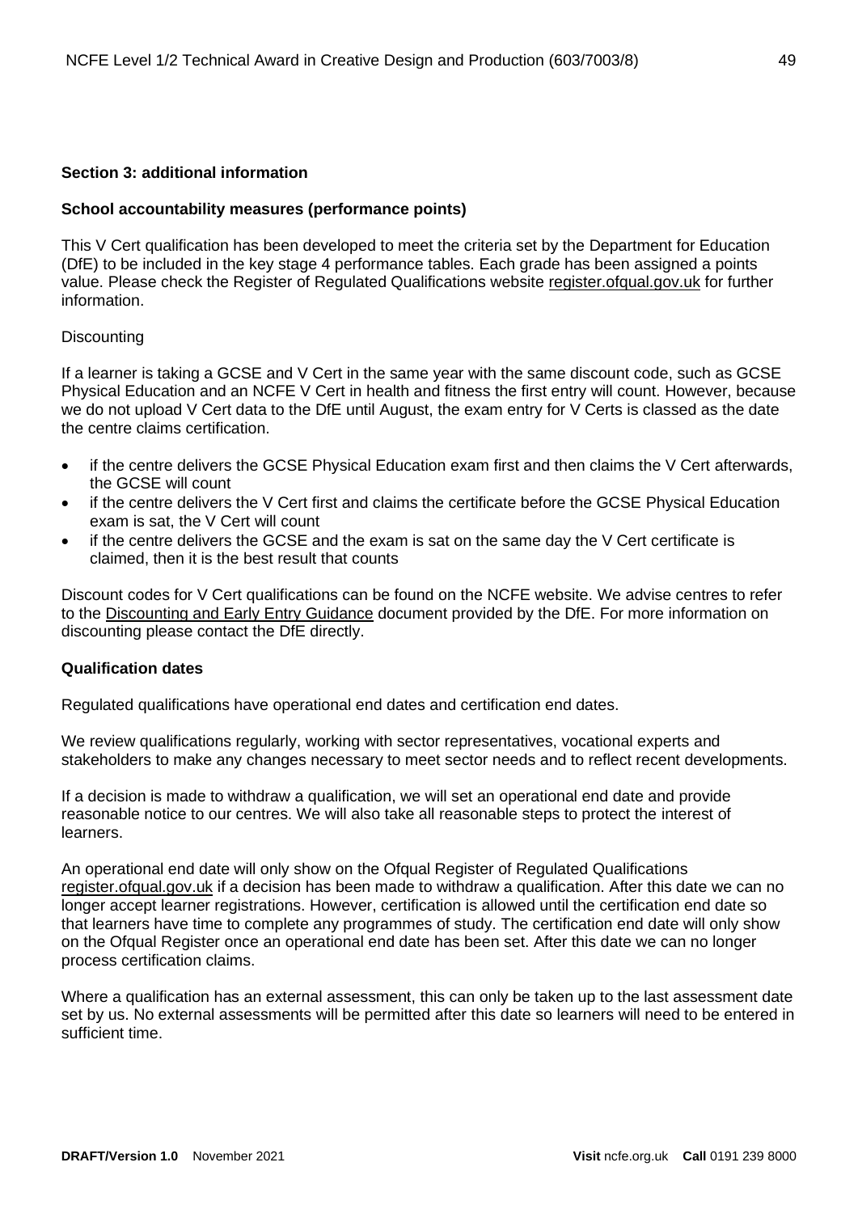## Section 3: additional information

### School accountability measures (performance points)

This V Cert qualification has been developed to meet the criteria set by the Department for Education (DfE) to be included in the key stage 4 performance tables. Each grade has been assigned a points value. Please check the Register of Regulated Qualifications website register.ofqual.gov.uk for further information.

Discounting

If a learner is taking a GCSE and V Cert in the same year with the same discount code, such as GCSE Physical Education and an NCFE V Cert in health and fitness the first entry will count. However, because we do not upload V Cert data to the DfE until August, the exam entry for V Certs is classed as the date the centre claims certification.

- if the centre delivers the GCSE Physical Education exam first and then claims the V Cert afterwards, the GCSE will count
- if the centre delivers the V Cert first and claims the certificate before the GCSE Physical Education exam is sat, the V Cert will count
- if the centre delivers the GCSE and the exam is sat on the same day the V Cert certificate is claimed, then it is the best result that counts

Discount codes for V Cert qualifications can be found on the NCFE website. We advise centres to refer to the Discounting and Early Entry Guidance document provided by the DfE. For more information on discounting please contact the DfE directly.

### Qualification dates

Regulated qualifications have operational end dates and certification end dates.

We review qualifications regularly, working with sector representatives, vocational experts and stakeholders to make any changes necessary to meet sector needs and to reflect recent developments.

If a decision is made to withdraw a qualification, we will set an operational end date and provide reasonable notice to our centres. We will also take all reasonable steps to protect the interest of learners.

An operational end date will only show on the Ofqual Register of Regulated Qualifications register.ofqual.gov.uk if a decision has been made to withdraw a qualification. After this date we can no longer accept learner registrations. However, certification is allowed until the certification end date so that learners have time to complete any programmes of study. The certification end date will only show on the Ofqual Register once an operational end date has been set. After this date we can no longer process certification claims.

Where a qualification has an external assessment, this can only be taken up to the last assessment date set by us. No external assessments will be permitted after this date so learners will need to be entered in sufficient time.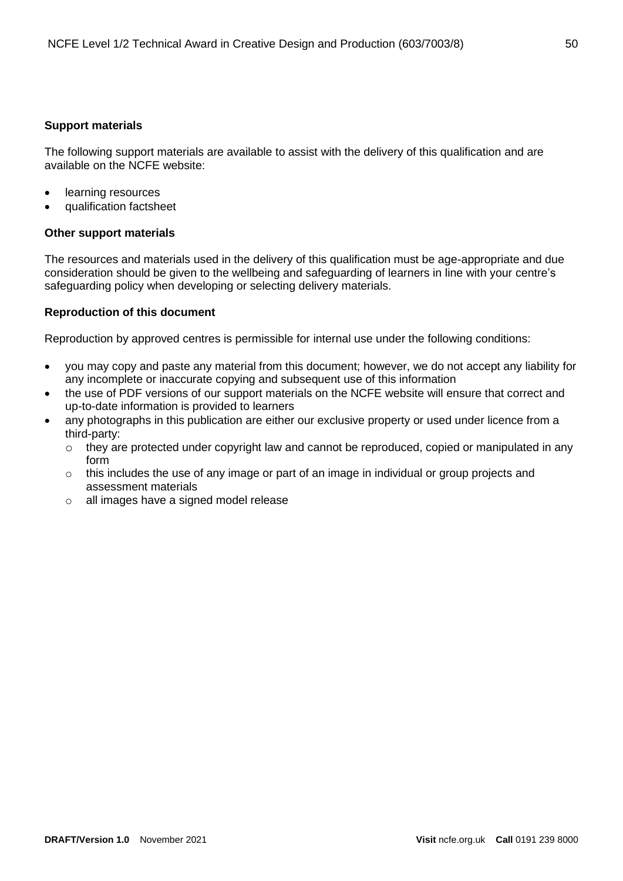### Support materials

The following support materials are available to assist with the delivery of this qualification and are available on the NCFE website:

- learning resources
- qualification factsheet

### Other support materials

The resources and materials used in the delivery of this qualification must be age-appropriate and due consideration should be given to the wellbeing and safeguarding of learners in line with your centre's safeguarding policy when developing or selecting delivery materials.

### Reproduction of this document

Reproduction by approved centres is permissible for internal use under the following conditions:

- you may copy and paste any material from this document; however, we do not accept any liability for any incomplete or inaccurate copying and subsequent use of this information
- the use of PDF versions of our support materials on the NCFE website will ensure that correct and up-to-date information is provided to learners
- any photographs in this publication are either our exclusive property or used under licence from a third-party:
  - they are protected under copyright law and cannot be reproduced, copied or manipulated in any form
  - this includes the use of any image or part of an image in individual or group projects and assessment materials
  - all images have a signed model release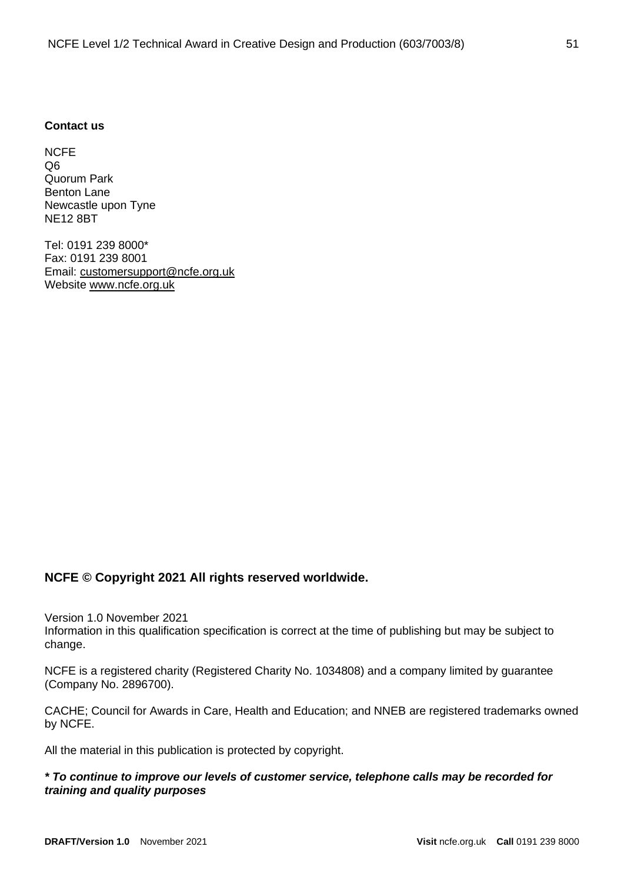**Contact us**

NCFE
Q6
Quorum Park
Benton Lane
Newcastle upon Tyne
NE12 8BT

Tel: 0191 239 8000*
Fax: 0191 239 8001
Email: customersupport@ncfe.org.uk
Website www.ncfe.org.uk

**NCFE © Copyright 2021 All rights reserved worldwide.**

Version 1.0 November 2021
Information in this qualification specification is correct at the time of publishing but may be subject to change.

NCFE is a registered charity (Registered Charity No. 1034808) and a company limited by guarantee (Company No. 2896700).

CACHE; Council for Awards in Care, Health and Education; and NNEB are registered trademarks owned by NCFE.

All the material in this publication is protected by copyright.

***** ***To continue to improve our levels of customer service, telephone calls may be recorded for training and quality purposes***